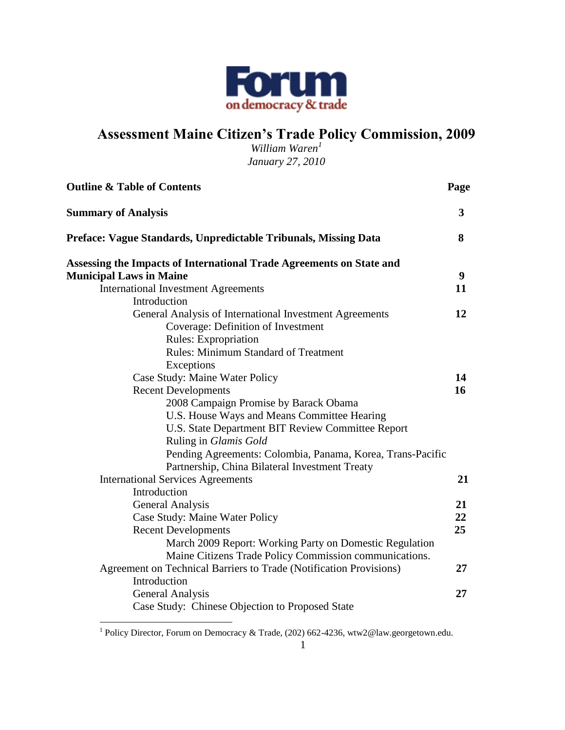Forum
on democracy & trade

# Assessment Maine Citizen's Trade Policy Commission, 2009

*William Waren*[1]

*January 27, 2010*

| **Outline & Table of Contents** | **Page** |
|---|---|
| **Summary of Analysis** | **3** |
| **Preface: Vague Standards, Unpredictable Tribunals, Missing Data** | **8** |
| **Assessing the Impacts of International Trade Agreements on State and Municipal Laws in Maine** | **9** |
| International Investment Agreements | **11** |
| Introduction | |
| General Analysis of International Investment Agreements | **12** |
| Coverage: Definition of Investment | |
| Rules: Expropriation | |
| Rules: Minimum Standard of Treatment | |
| Exceptions | |
| Case Study: Maine Water Policy | **14** |
| Recent Developments | **16** |
| 2008 Campaign Promise by Barack Obama | |
| U.S. House Ways and Means Committee Hearing | |
| U.S. State Department BIT Review Committee Report | |
| Ruling in *Glamis Gold* | |
| Pending Agreements: Colombia, Panama, Korea, Trans-Pacific Partnership, China Bilateral Investment Treaty | |
| International Services Agreements | **21** |
| Introduction | |
| General Analysis | **21** |
| Case Study: Maine Water Policy | **22** |
| Recent Developments | **25** |
| March 2009 Report: Working Party on Domestic Regulation | |
| Maine Citizens Trade Policy Commission communications. | |
| Agreement on Technical Barriers to Trade (Notification Provisions) | **27** |
| Introduction | |
| General Analysis | **27** |
| Case Study: Chinese Objection to Proposed State | |

[1] Policy Director, Forum on Democracy & Trade, (202) 662-4236, wtw2@law.georgetown.edu.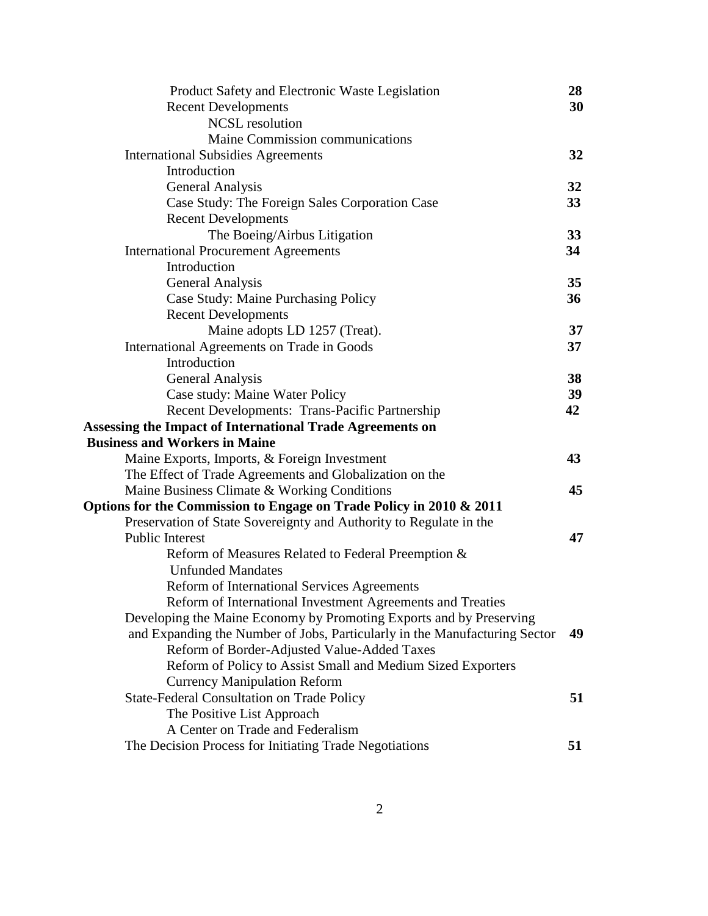| | |
|---|---|
| Product Safety and Electronic Waste Legislation | **28** |
| Recent Developments | **30** |
| NCSL resolution | |
| Maine Commission communications | |
| International Subsidies Agreements | **32** |
| Introduction | |
| General Analysis | **32** |
| Case Study: The Foreign Sales Corporation Case | **33** |
| Recent Developments | |
| The Boeing/Airbus Litigation | **33** |
| International Procurement Agreements | **34** |
| Introduction | |
| General Analysis | **35** |
| Case Study: Maine Purchasing Policy | **36** |
| Recent Developments | |
| Maine adopts LD 1257 (Treat). | **37** |
| International Agreements on Trade in Goods | **37** |
| Introduction | |
| General Analysis | **38** |
| Case study: Maine Water Policy | **39** |
| Recent Developments: Trans-Pacific Partnership | **42** |
| **Assessing the Impact of International Trade Agreements on Business and Workers in Maine** | |
| Maine Exports, Imports, & Foreign Investment | **43** |
| The Effect of Trade Agreements and Globalization on the Maine Business Climate & Working Conditions | **45** |
| **Options for the Commission to Engage on Trade Policy in 2010 & 2011** | |
| Preservation of State Sovereignty and Authority to Regulate in the Public Interest | **47** |
| Reform of Measures Related to Federal Preemption & Unfunded Mandates | |
| Reform of International Services Agreements | |
| Reform of International Investment Agreements and Treaties | |
| Developing the Maine Economy by Promoting Exports and by Preserving and Expanding the Number of Jobs, Particularly in the Manufacturing Sector | **49** |
| Reform of Border-Adjusted Value-Added Taxes | |
| Reform of Policy to Assist Small and Medium Sized Exporters | |
| Currency Manipulation Reform | |
| State-Federal Consultation on Trade Policy | **51** |
| The Positive List Approach | |
| A Center on Trade and Federalism | |
| The Decision Process for Initiating Trade Negotiations | **51** |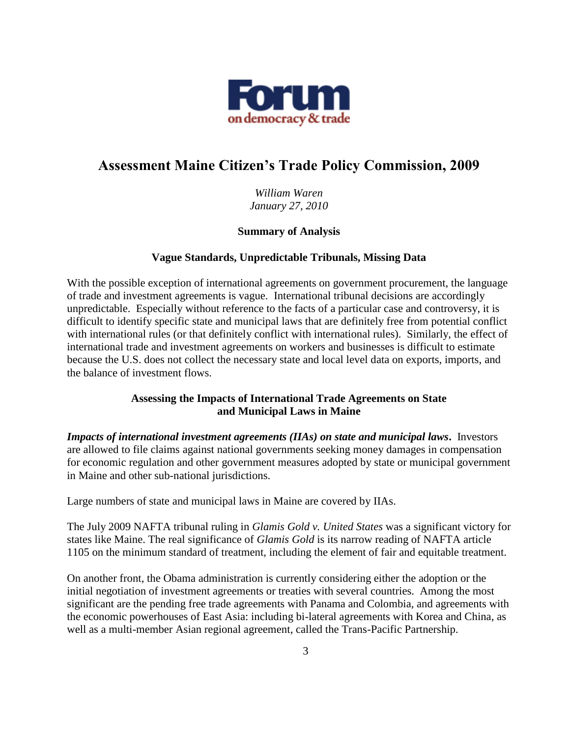# Assessment Maine Citizen's Trade Policy Commission, 2009

*William Waren*
*January 27, 2010*

### Summary of Analysis

### Vague Standards, Unpredictable Tribunals, Missing Data

With the possible exception of international agreements on government procurement, the language of trade and investment agreements is vague. International tribunal decisions are accordingly unpredictable. Especially without reference to the facts of a particular case and controversy, it is difficult to identify specific state and municipal laws that are definitely free from potential conflict with international rules (or that definitely conflict with international rules). Similarly, the effect of international trade and investment agreements on workers and businesses is difficult to estimate because the U.S. does not collect the necessary state and local level data on exports, imports, and the balance of investment flows.

### Assessing the Impacts of International Trade Agreements on State and Municipal Laws in Maine

***Impacts of international investment agreements (IIAs) on state and municipal laws*.** Investors are allowed to file claims against national governments seeking money damages in compensation for economic regulation and other government measures adopted by state or municipal government in Maine and other sub-national jurisdictions.

Large numbers of state and municipal laws in Maine are covered by IIAs.

The July 2009 NAFTA tribunal ruling in *Glamis Gold v. United States* was a significant victory for states like Maine. The real significance of *Glamis Gold* is its narrow reading of NAFTA article 1105 on the minimum standard of treatment, including the element of fair and equitable treatment.

On another front, the Obama administration is currently considering either the adoption or the initial negotiation of investment agreements or treaties with several countries. Among the most significant are the pending free trade agreements with Panama and Colombia, and agreements with the economic powerhouses of East Asia: including bi-lateral agreements with Korea and China, as well as a multi-member Asian regional agreement, called the Trans-Pacific Partnership.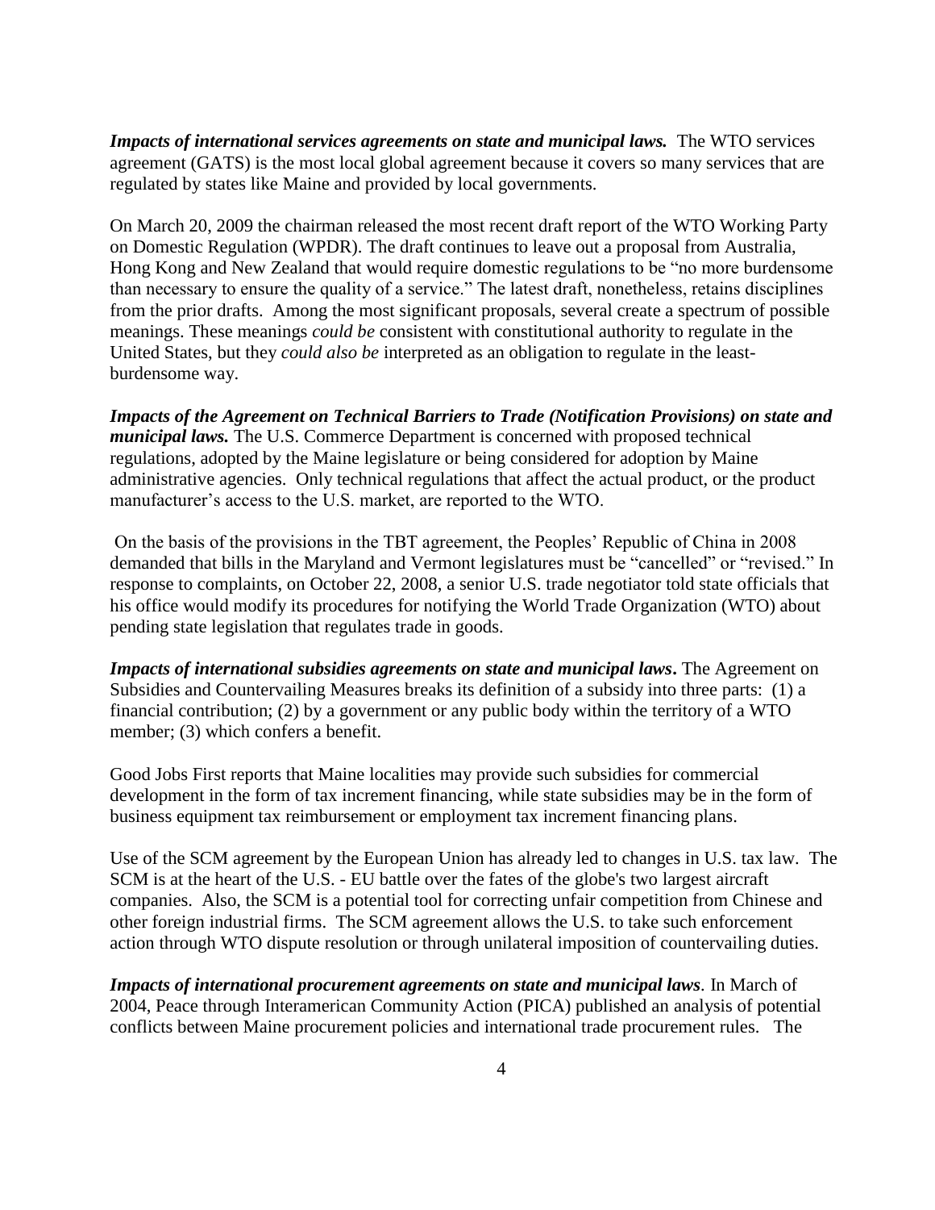***Impacts of international services agreements on state and municipal laws.*** The WTO services agreement (GATS) is the most local global agreement because it covers so many services that are regulated by states like Maine and provided by local governments.

On March 20, 2009 the chairman released the most recent draft report of the WTO Working Party on Domestic Regulation (WPDR). The draft continues to leave out a proposal from Australia, Hong Kong and New Zealand that would require domestic regulations to be "no more burdensome than necessary to ensure the quality of a service." The latest draft, nonetheless, retains disciplines from the prior drafts. Among the most significant proposals, several create a spectrum of possible meanings. These meanings *could be* consistent with constitutional authority to regulate in the United States, but they *could also be* interpreted as an obligation to regulate in the least-burdensome way.

***Impacts of the Agreement on Technical Barriers to Trade (Notification Provisions) on state and municipal laws.*** The U.S. Commerce Department is concerned with proposed technical regulations, adopted by the Maine legislature or being considered for adoption by Maine administrative agencies. Only technical regulations that affect the actual product, or the product manufacturer's access to the U.S. market, are reported to the WTO.

On the basis of the provisions in the TBT agreement, the Peoples' Republic of China in 2008 demanded that bills in the Maryland and Vermont legislatures must be "cancelled" or "revised." In response to complaints, on October 22, 2008, a senior U.S. trade negotiator told state officials that his office would modify its procedures for notifying the World Trade Organization (WTO) about pending state legislation that regulates trade in goods.

***Impacts of international subsidies agreements on state and municipal laws*.** The Agreement on Subsidies and Countervailing Measures breaks its definition of a subsidy into three parts: (1) a financial contribution; (2) by a government or any public body within the territory of a WTO member; (3) which confers a benefit.

Good Jobs First reports that Maine localities may provide such subsidies for commercial development in the form of tax increment financing, while state subsidies may be in the form of business equipment tax reimbursement or employment tax increment financing plans.

Use of the SCM agreement by the European Union has already led to changes in U.S. tax law. The SCM is at the heart of the U.S. - EU battle over the fates of the globe's two largest aircraft companies. Also, the SCM is a potential tool for correcting unfair competition from Chinese and other foreign industrial firms. The SCM agreement allows the U.S. to take such enforcement action through WTO dispute resolution or through unilateral imposition of countervailing duties.

***Impacts of international procurement agreements on state and municipal laws**.* In March of 2004, Peace through Interamerican Community Action (PICA) published an analysis of potential conflicts between Maine procurement policies and international trade procurement rules. The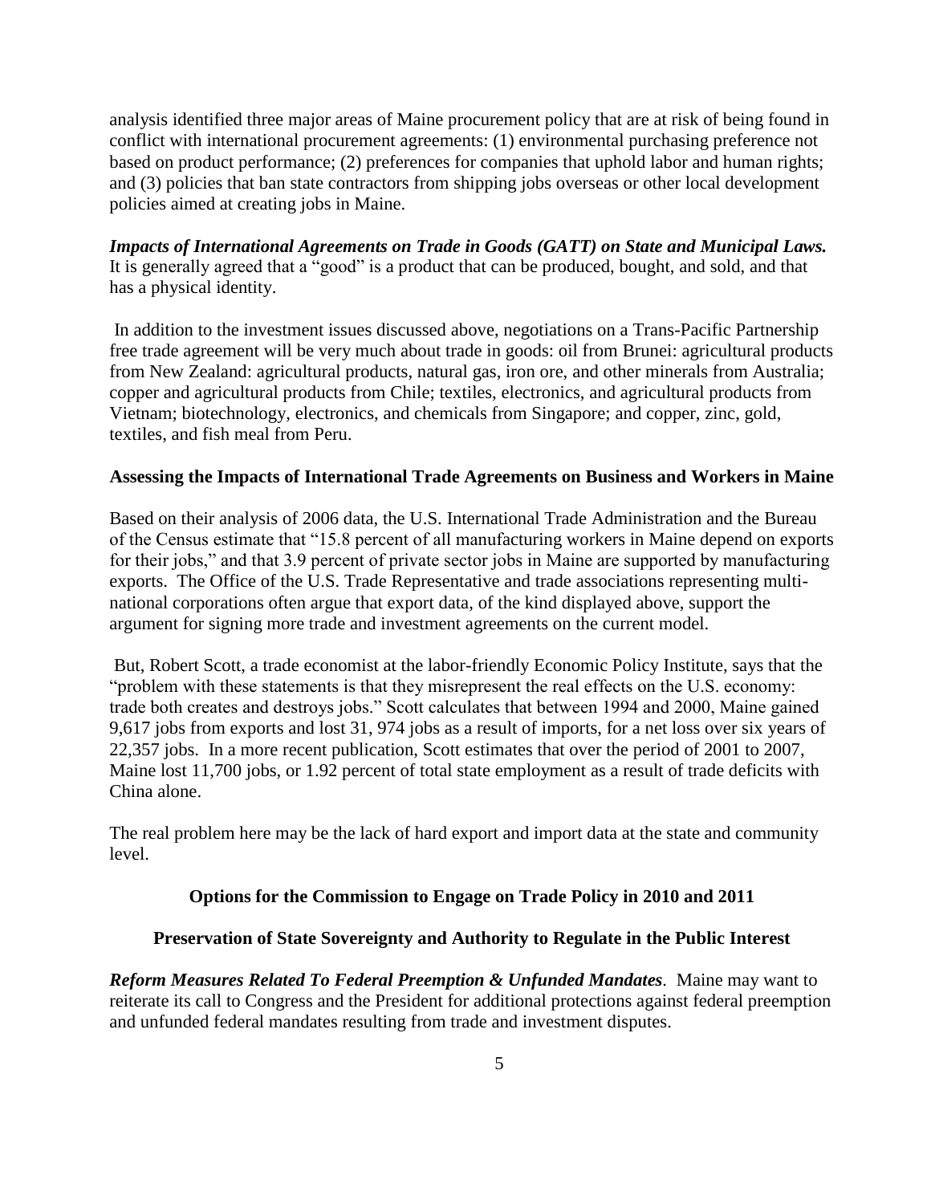analysis identified three major areas of Maine procurement policy that are at risk of being found in conflict with international procurement agreements: (1) environmental purchasing preference not based on product performance; (2) preferences for companies that uphold labor and human rights; and (3) policies that ban state contractors from shipping jobs overseas or other local development policies aimed at creating jobs in Maine.

***Impacts of International Agreements on Trade in Goods (GATT) on State and Municipal Laws.*** It is generally agreed that a "good" is a product that can be produced, bought, and sold, and that has a physical identity.

In addition to the investment issues discussed above, negotiations on a Trans-Pacific Partnership free trade agreement will be very much about trade in goods: oil from Brunei: agricultural products from New Zealand: agricultural products, natural gas, iron ore, and other minerals from Australia; copper and agricultural products from Chile; textiles, electronics, and agricultural products from Vietnam; biotechnology, electronics, and chemicals from Singapore; and copper, zinc, gold, textiles, and fish meal from Peru.

**Assessing the Impacts of International Trade Agreements on Business and Workers in Maine**

Based on their analysis of 2006 data, the U.S. International Trade Administration and the Bureau of the Census estimate that "15.8 percent of all manufacturing workers in Maine depend on exports for their jobs," and that 3.9 percent of private sector jobs in Maine are supported by manufacturing exports. The Office of the U.S. Trade Representative and trade associations representing multi-national corporations often argue that export data, of the kind displayed above, support the argument for signing more trade and investment agreements on the current model.

But, Robert Scott, a trade economist at the labor-friendly Economic Policy Institute, says that the "problem with these statements is that they misrepresent the real effects on the U.S. economy: trade both creates and destroys jobs." Scott calculates that between 1994 and 2000, Maine gained 9,617 jobs from exports and lost 31, 974 jobs as a result of imports, for a net loss over six years of 22,357 jobs. In a more recent publication, Scott estimates that over the period of 2001 to 2007, Maine lost 11,700 jobs, or 1.92 percent of total state employment as a result of trade deficits with China alone.

The real problem here may be the lack of hard export and import data at the state and community level.

**Options for the Commission to Engage on Trade Policy in 2010 and 2011**

**Preservation of State Sovereignty and Authority to Regulate in the Public Interest**

***Reform Measures Related To Federal Preemption & Unfunded Mandates***. Maine may want to reiterate its call to Congress and the President for additional protections against federal preemption and unfunded federal mandates resulting from trade and investment disputes.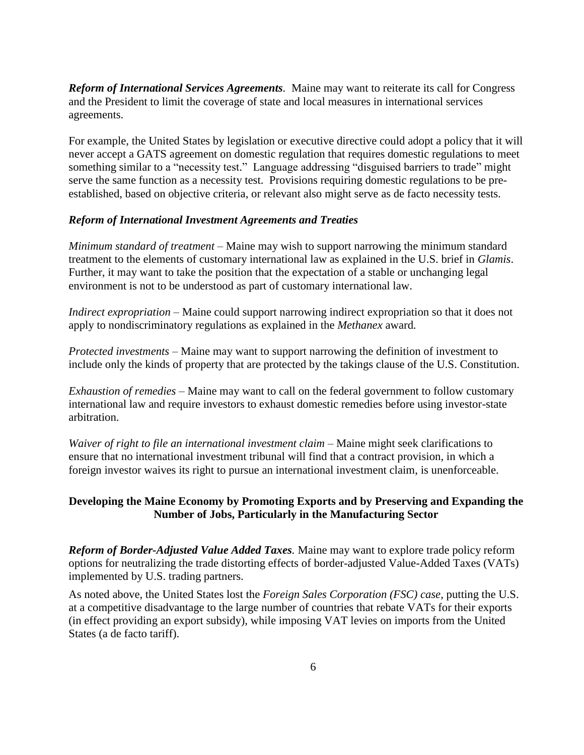***Reform of International Services Agreements***. Maine may want to reiterate its call for Congress and the President to limit the coverage of state and local measures in international services agreements.

For example, the United States by legislation or executive directive could adopt a policy that it will never accept a GATS agreement on domestic regulation that requires domestic regulations to meet something similar to a "necessity test." Language addressing "disguised barriers to trade" might serve the same function as a necessity test. Provisions requiring domestic regulations to be pre-established, based on objective criteria, or relevant also might serve as de facto necessity tests.

***Reform of International Investment Agreements and Treaties***

*Minimum standard of treatment* – Maine may wish to support narrowing the minimum standard treatment to the elements of customary international law as explained in the U.S. brief in *Glamis*. Further, it may want to take the position that the expectation of a stable or unchanging legal environment is not to be understood as part of customary international law.

*Indirect expropriation* – Maine could support narrowing indirect expropriation so that it does not apply to nondiscriminatory regulations as explained in the *Methanex* award.

*Protected investments* – Maine may want to support narrowing the definition of investment to include only the kinds of property that are protected by the takings clause of the U.S. Constitution.

*Exhaustion of remedies* – Maine may want to call on the federal government to follow customary international law and require investors to exhaust domestic remedies before using investor-state arbitration.

*Waiver of right to file an international investment claim* – Maine might seek clarifications to ensure that no international investment tribunal will find that a contract provision, in which a foreign investor waives its right to pursue an international investment claim, is unenforceable.

## Developing the Maine Economy by Promoting Exports and by Preserving and Expanding the Number of Jobs, Particularly in the Manufacturing Sector

***Reform of Border-Adjusted Value Added Taxes***. Maine may want to explore trade policy reform options for neutralizing the trade distorting effects of border-adjusted Value-Added Taxes (VATs) implemented by U.S. trading partners.

As noted above, the United States lost the *Foreign Sales Corporation (FSC) case*, putting the U.S. at a competitive disadvantage to the large number of countries that rebate VATs for their exports (in effect providing an export subsidy), while imposing VAT levies on imports from the United States (a de facto tariff).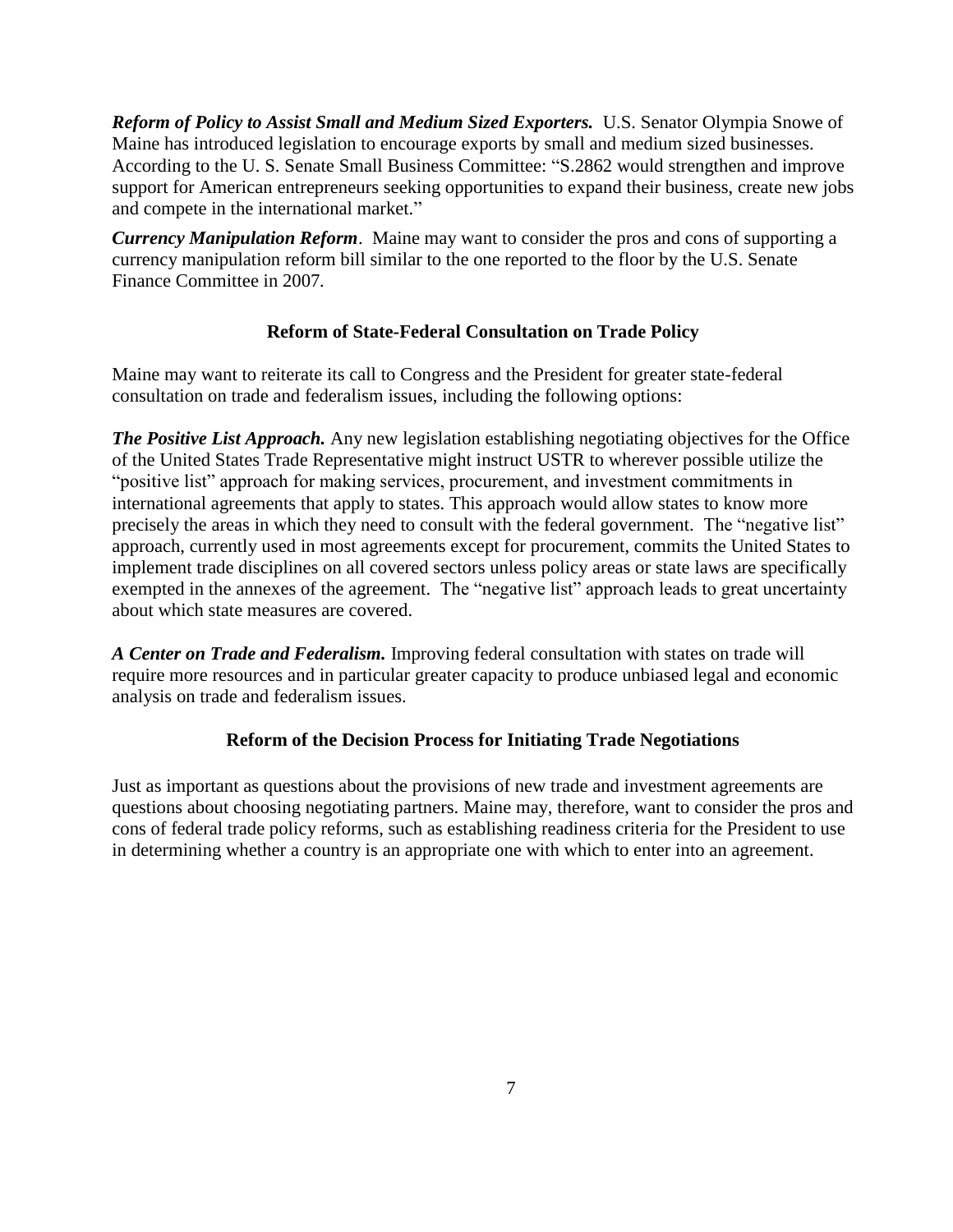***Reform of Policy to Assist Small and Medium Sized Exporters.*** U.S. Senator Olympia Snowe of Maine has introduced legislation to encourage exports by small and medium sized businesses. According to the U. S. Senate Small Business Committee: "S.2862 would strengthen and improve support for American entrepreneurs seeking opportunities to expand their business, create new jobs and compete in the international market."

***Currency Manipulation Reform***. Maine may want to consider the pros and cons of supporting a currency manipulation reform bill similar to the one reported to the floor by the U.S. Senate Finance Committee in 2007.

## Reform of State-Federal Consultation on Trade Policy

Maine may want to reiterate its call to Congress and the President for greater state-federal consultation on trade and federalism issues, including the following options:

***The Positive List Approach.*** Any new legislation establishing negotiating objectives for the Office of the United States Trade Representative might instruct USTR to wherever possible utilize the "positive list" approach for making services, procurement, and investment commitments in international agreements that apply to states. This approach would allow states to know more precisely the areas in which they need to consult with the federal government. The "negative list" approach, currently used in most agreements except for procurement, commits the United States to implement trade disciplines on all covered sectors unless policy areas or state laws are specifically exempted in the annexes of the agreement. The "negative list" approach leads to great uncertainty about which state measures are covered.

***A Center on Trade and Federalism.*** Improving federal consultation with states on trade will require more resources and in particular greater capacity to produce unbiased legal and economic analysis on trade and federalism issues.

## Reform of the Decision Process for Initiating Trade Negotiations

Just as important as questions about the provisions of new trade and investment agreements are questions about choosing negotiating partners. Maine may, therefore, want to consider the pros and cons of federal trade policy reforms, such as establishing readiness criteria for the President to use in determining whether a country is an appropriate one with which to enter into an agreement.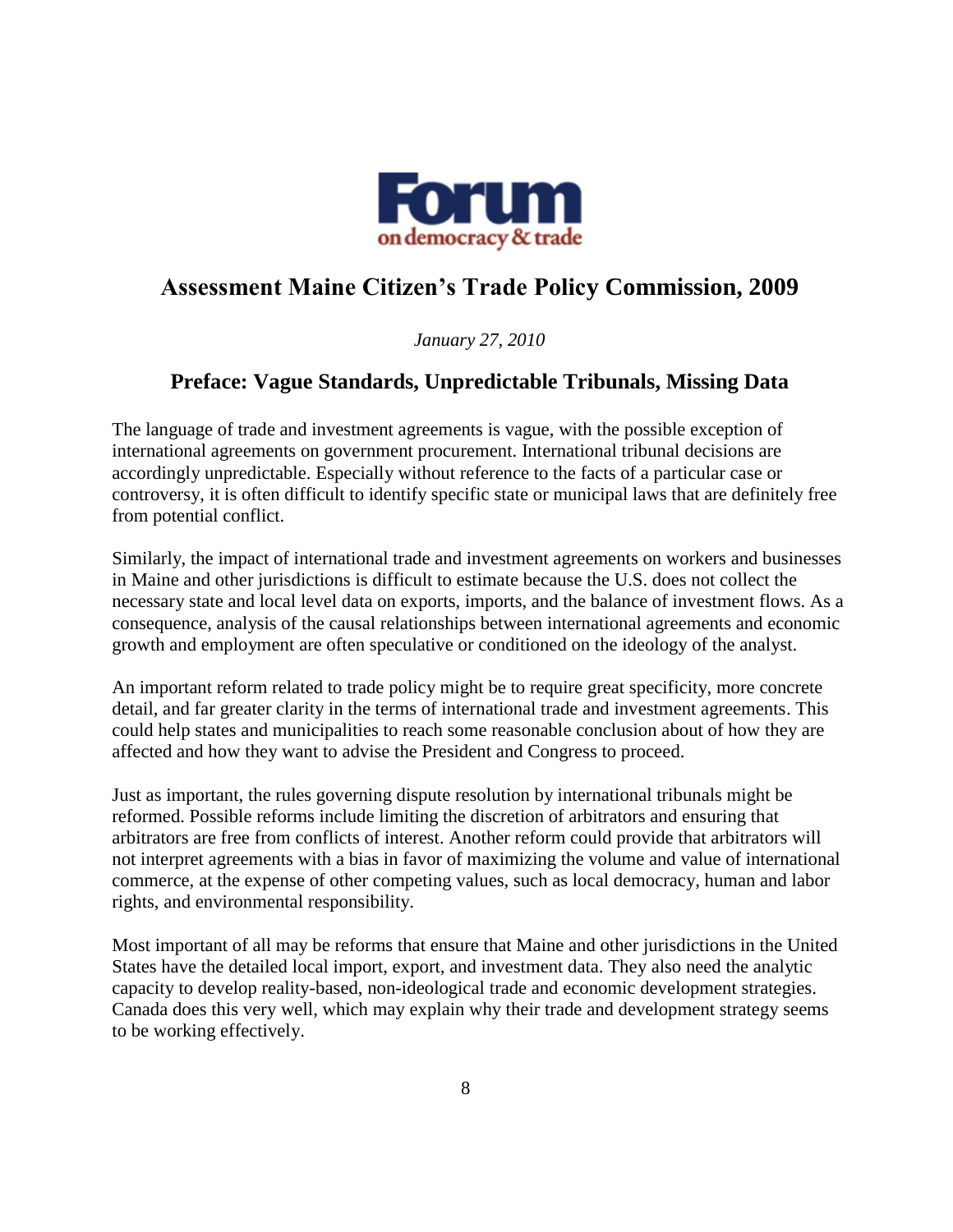**Forum**
on democracy & trade

# Assessment Maine Citizen's Trade Policy Commission, 2009

*January 27, 2010*

## Preface: Vague Standards, Unpredictable Tribunals, Missing Data

The language of trade and investment agreements is vague, with the possible exception of international agreements on government procurement. International tribunal decisions are accordingly unpredictable. Especially without reference to the facts of a particular case or controversy, it is often difficult to identify specific state or municipal laws that are definitely free from potential conflict.

Similarly, the impact of international trade and investment agreements on workers and businesses in Maine and other jurisdictions is difficult to estimate because the U.S. does not collect the necessary state and local level data on exports, imports, and the balance of investment flows. As a consequence, analysis of the causal relationships between international agreements and economic growth and employment are often speculative or conditioned on the ideology of the analyst.

An important reform related to trade policy might be to require great specificity, more concrete detail, and far greater clarity in the terms of international trade and investment agreements. This could help states and municipalities to reach some reasonable conclusion about of how they are affected and how they want to advise the President and Congress to proceed.

Just as important, the rules governing dispute resolution by international tribunals might be reformed. Possible reforms include limiting the discretion of arbitrators and ensuring that arbitrators are free from conflicts of interest. Another reform could provide that arbitrators will not interpret agreements with a bias in favor of maximizing the volume and value of international commerce, at the expense of other competing values, such as local democracy, human and labor rights, and environmental responsibility.

Most important of all may be reforms that ensure that Maine and other jurisdictions in the United States have the detailed local import, export, and investment data. They also need the analytic capacity to develop reality-based, non-ideological trade and economic development strategies. Canada does this very well, which may explain why their trade and development strategy seems to be working effectively.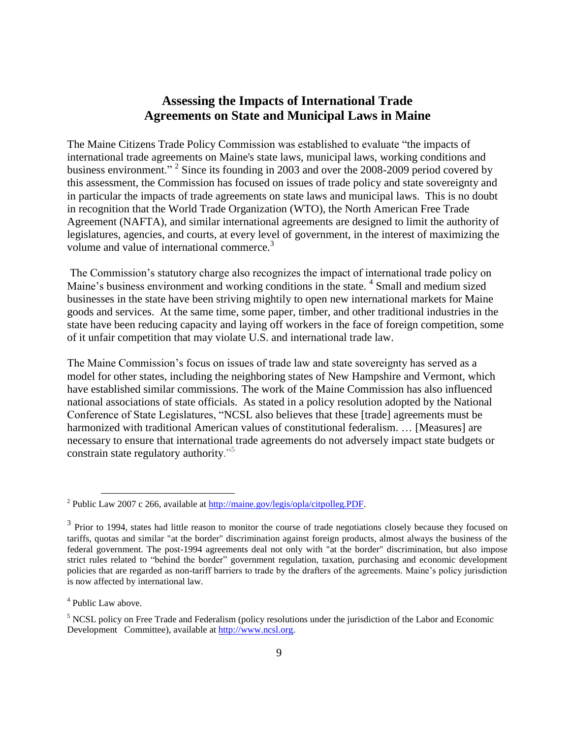## Assessing the Impacts of International Trade Agreements on State and Municipal Laws in Maine

The Maine Citizens Trade Policy Commission was established to evaluate "the impacts of international trade agreements on Maine's state laws, municipal laws, working conditions and business environment." [2] Since its founding in 2003 and over the 2008-2009 period covered by this assessment, the Commission has focused on issues of trade policy and state sovereignty and in particular the impacts of trade agreements on state laws and municipal laws. This is no doubt in recognition that the World Trade Organization (WTO), the North American Free Trade Agreement (NAFTA), and similar international agreements are designed to limit the authority of legislatures, agencies, and courts, at every level of government, in the interest of maximizing the volume and value of international commerce.[3]

The Commission's statutory charge also recognizes the impact of international trade policy on Maine's business environment and working conditions in the state. [4] Small and medium sized businesses in the state have been striving mightily to open new international markets for Maine goods and services. At the same time, some paper, timber, and other traditional industries in the state have been reducing capacity and laying off workers in the face of foreign competition, some of it unfair competition that may violate U.S. and international trade law.

The Maine Commission's focus on issues of trade law and state sovereignty has served as a model for other states, including the neighboring states of New Hampshire and Vermont, which have established similar commissions. The work of the Maine Commission has also influenced national associations of state officials. As stated in a policy resolution adopted by the National Conference of State Legislatures, "NCSL also believes that these [trade] agreements must be harmonized with traditional American values of constitutional federalism. … [Measures] are necessary to ensure that international trade agreements do not adversely impact state budgets or constrain state regulatory authority."[5]

---

[2] Public Law 2007 c 266, available at http://maine.gov/legis/opla/citpolleg.PDF.

[3] Prior to 1994, states had little reason to monitor the course of trade negotiations closely because they focused on tariffs, quotas and similar "at the border" discrimination against foreign products, almost always the business of the federal government. The post-1994 agreements deal not only with "at the border" discrimination, but also impose strict rules related to "behind the border" government regulation, taxation, purchasing and economic development policies that are regarded as non-tariff barriers to trade by the drafters of the agreements. Maine's policy jurisdiction is now affected by international law.

[4] Public Law above.

[5] NCSL policy on Free Trade and Federalism (policy resolutions under the jurisdiction of the Labor and Economic Development Committee), available at http://www.ncsl.org.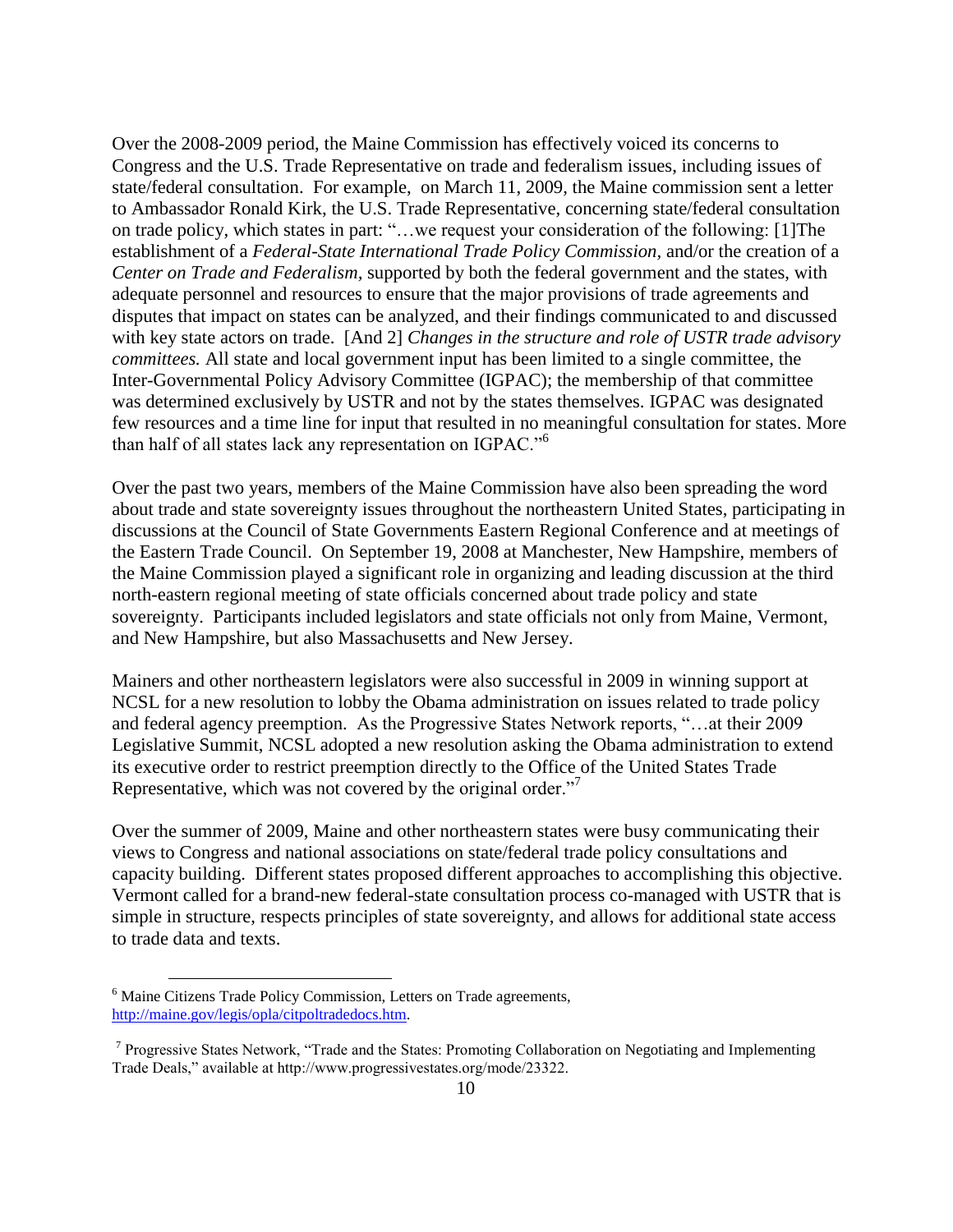Over the 2008-2009 period, the Maine Commission has effectively voiced its concerns to Congress and the U.S. Trade Representative on trade and federalism issues, including issues of state/federal consultation. For example, on March 11, 2009, the Maine commission sent a letter to Ambassador Ronald Kirk, the U.S. Trade Representative, concerning state/federal consultation on trade policy, which states in part: "…we request your consideration of the following: [1]The establishment of a *Federal-State International Trade Policy Commission*, and/or the creation of a *Center on Trade and Federalism*, supported by both the federal government and the states, with adequate personnel and resources to ensure that the major provisions of trade agreements and disputes that impact on states can be analyzed, and their findings communicated to and discussed with key state actors on trade. [And 2] *Changes in the structure and role of USTR trade advisory committees.* All state and local government input has been limited to a single committee, the Inter-Governmental Policy Advisory Committee (IGPAC); the membership of that committee was determined exclusively by USTR and not by the states themselves. IGPAC was designated few resources and a time line for input that resulted in no meaningful consultation for states. More than half of all states lack any representation on IGPAC."[6]

Over the past two years, members of the Maine Commission have also been spreading the word about trade and state sovereignty issues throughout the northeastern United States, participating in discussions at the Council of State Governments Eastern Regional Conference and at meetings of the Eastern Trade Council. On September 19, 2008 at Manchester, New Hampshire, members of the Maine Commission played a significant role in organizing and leading discussion at the third north-eastern regional meeting of state officials concerned about trade policy and state sovereignty. Participants included legislators and state officials not only from Maine, Vermont, and New Hampshire, but also Massachusetts and New Jersey.

Mainers and other northeastern legislators were also successful in 2009 in winning support at NCSL for a new resolution to lobby the Obama administration on issues related to trade policy and federal agency preemption. As the Progressive States Network reports, "…at their 2009 Legislative Summit, NCSL adopted a new resolution asking the Obama administration to extend its executive order to restrict preemption directly to the Office of the United States Trade Representative, which was not covered by the original order."[7]

Over the summer of 2009, Maine and other northeastern states were busy communicating their views to Congress and national associations on state/federal trade policy consultations and capacity building. Different states proposed different approaches to accomplishing this objective. Vermont called for a brand-new federal-state consultation process co-managed with USTR that is simple in structure, respects principles of state sovereignty, and allows for additional state access to trade data and texts.

---

[6] Maine Citizens Trade Policy Commission, Letters on Trade agreements, http://maine.gov/legis/opla/citpoltradedocs.htm.

[7] Progressive States Network, "Trade and the States: Promoting Collaboration on Negotiating and Implementing Trade Deals," available at http://www.progressivestates.org/mode/23322.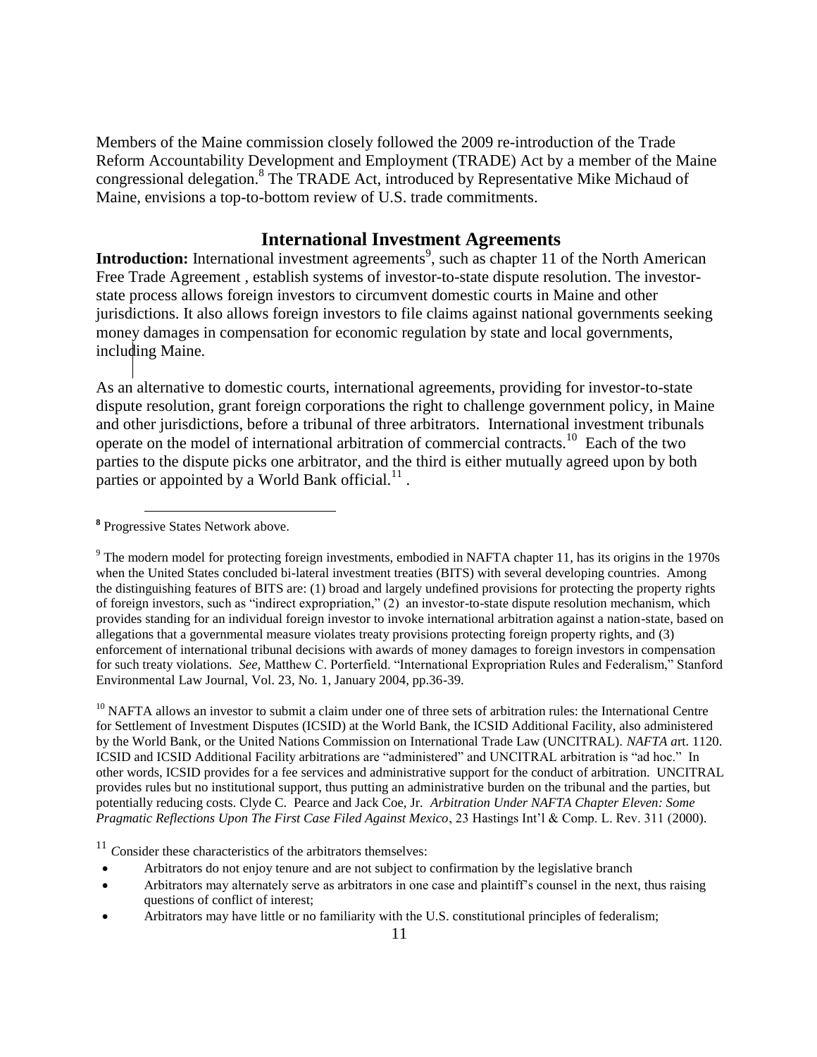Members of the Maine commission closely followed the 2009 re-introduction of the Trade Reform Accountability Development and Employment (TRADE) Act by a member of the Maine congressional delegation.[8] The TRADE Act, introduced by Representative Mike Michaud of Maine, envisions a top-to-bottom review of U.S. trade commitments.

## International Investment Agreements

**Introduction:** International investment agreements[9], such as chapter 11 of the North American Free Trade Agreement , establish systems of investor-to-state dispute resolution. The investor-state process allows foreign investors to circumvent domestic courts in Maine and other jurisdictions. It also allows foreign investors to file claims against national governments seeking money damages in compensation for economic regulation by state and local governments, including Maine.

As an alternative to domestic courts, international agreements, providing for investor-to-state dispute resolution, grant foreign corporations the right to challenge government policy, in Maine and other jurisdictions, before a tribunal of three arbitrators. International investment tribunals operate on the model of international arbitration of commercial contracts.[10] Each of the two parties to the dispute picks one arbitrator, and the third is either mutually agreed upon by both parties or appointed by a World Bank official.[11] .

---

**8** Progressive States Network above.

[9] The modern model for protecting foreign investments, embodied in NAFTA chapter 11, has its origins in the 1970s when the United States concluded bi-lateral investment treaties (BITS) with several developing countries. Among the distinguishing features of BITS are: (1) broad and largely undefined provisions for protecting the property rights of foreign investors, such as "indirect expropriation," (2) an investor-to-state dispute resolution mechanism, which provides standing for an individual foreign investor to invoke international arbitration against a nation-state, based on allegations that a governmental measure violates treaty provisions protecting foreign property rights, and (3) enforcement of international tribunal decisions with awards of money damages to foreign investors in compensation for such treaty violations. *See,* Matthew C. Porterfield. "International Expropriation Rules and Federalism," Stanford Environmental Law Journal, Vol. 23, No. 1, January 2004, pp.36-39.

[10] NAFTA allows an investor to submit a claim under one of three sets of arbitration rules: the International Centre for Settlement of Investment Disputes (ICSID) at the World Bank, the ICSID Additional Facility, also administered by the World Bank, or the United Nations Commission on International Trade Law (UNCITRAL). *NAFTA a*rt. 1120. ICSID and ICSID Additional Facility arbitrations are "administered" and UNCITRAL arbitration is "ad hoc." In other words, ICSID provides for a fee services and administrative support for the conduct of arbitration. UNCITRAL provides rules but no institutional support, thus putting an administrative burden on the tribunal and the parties, but potentially reducing costs. Clyde C. Pearce and Jack Coe, Jr. *Arbitration Under NAFTA Chapter Eleven: Some Pragmatic Reflections Upon The First Case Filed Against Mexico*, 23 Hastings Int'l & Comp. L. Rev. 311 (2000).

[11] *C*onsider these characteristics of the arbitrators themselves:

- Arbitrators do not enjoy tenure and are not subject to confirmation by the legislative branch
- Arbitrators may alternately serve as arbitrators in one case and plaintiff's counsel in the next, thus raising questions of conflict of interest;
- Arbitrators may have little or no familiarity with the U.S. constitutional principles of federalism;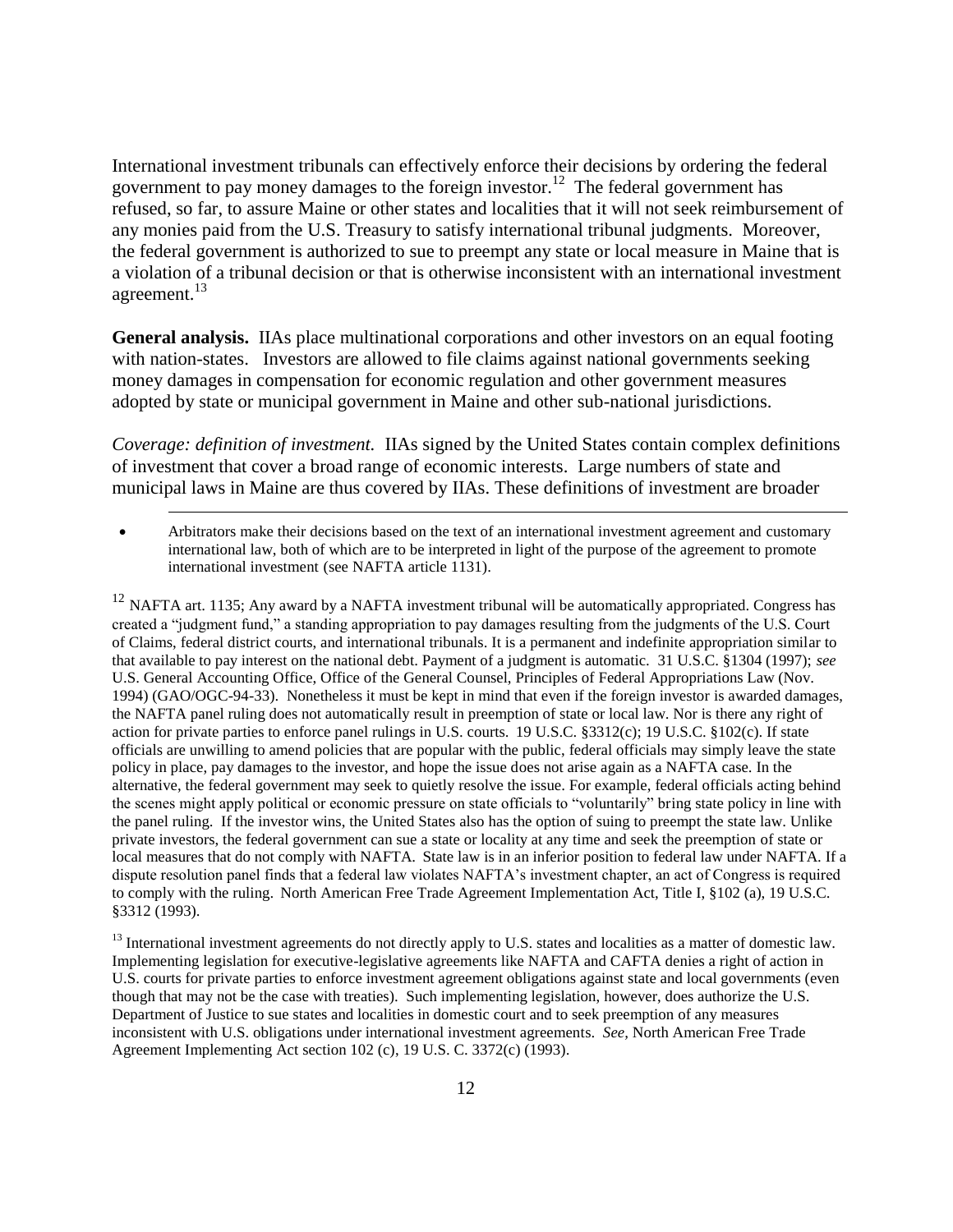International investment tribunals can effectively enforce their decisions by ordering the federal government to pay money damages to the foreign investor.[12] The federal government has refused, so far, to assure Maine or other states and localities that it will not seek reimbursement of any monies paid from the U.S. Treasury to satisfy international tribunal judgments. Moreover, the federal government is authorized to sue to preempt any state or local measure in Maine that is a violation of a tribunal decision or that is otherwise inconsistent with an international investment agreement.[13]

**General analysis.** IIAs place multinational corporations and other investors on an equal footing with nation-states. Investors are allowed to file claims against national governments seeking money damages in compensation for economic regulation and other government measures adopted by state or municipal government in Maine and other sub-national jurisdictions.

*Coverage: definition of investment.* IIAs signed by the United States contain complex definitions of investment that cover a broad range of economic interests. Large numbers of state and municipal laws in Maine are thus covered by IIAs. These definitions of investment are broader

---

- Arbitrators make their decisions based on the text of an international investment agreement and customary international law, both of which are to be interpreted in light of the purpose of the agreement to promote international investment (see NAFTA article 1131).

[12] NAFTA art. 1135; Any award by a NAFTA investment tribunal will be automatically appropriated. Congress has created a "judgment fund," a standing appropriation to pay damages resulting from the judgments of the U.S. Court of Claims, federal district courts, and international tribunals. It is a permanent and indefinite appropriation similar to that available to pay interest on the national debt. Payment of a judgment is automatic. 31 U.S.C. §1304 (1997); *see* U.S. General Accounting Office, Office of the General Counsel, Principles of Federal Appropriations Law (Nov. 1994) (GAO/OGC-94-33). Nonetheless it must be kept in mind that even if the foreign investor is awarded damages, the NAFTA panel ruling does not automatically result in preemption of state or local law. Nor is there any right of action for private parties to enforce panel rulings in U.S. courts. 19 U.S.C. §3312(c); 19 U.S.C. §102(c). If state officials are unwilling to amend policies that are popular with the public, federal officials may simply leave the state policy in place, pay damages to the investor, and hope the issue does not arise again as a NAFTA case. In the alternative, the federal government may seek to quietly resolve the issue. For example, federal officials acting behind the scenes might apply political or economic pressure on state officials to "voluntarily" bring state policy in line with the panel ruling. If the investor wins, the United States also has the option of suing to preempt the state law. Unlike private investors, the federal government can sue a state or locality at any time and seek the preemption of state or local measures that do not comply with NAFTA. State law is in an inferior position to federal law under NAFTA. If a dispute resolution panel finds that a federal law violates NAFTA's investment chapter, an act of Congress is required to comply with the ruling. North American Free Trade Agreement Implementation Act, Title I, §102 (a), 19 U.S.C. §3312 (1993).

[13] International investment agreements do not directly apply to U.S. states and localities as a matter of domestic law. Implementing legislation for executive-legislative agreements like NAFTA and CAFTA denies a right of action in U.S. courts for private parties to enforce investment agreement obligations against state and local governments (even though that may not be the case with treaties). Such implementing legislation, however, does authorize the U.S. Department of Justice to sue states and localities in domestic court and to seek preemption of any measures inconsistent with U.S. obligations under international investment agreements. *See,* North American Free Trade Agreement Implementing Act section 102 (c), 19 U.S. C. 3372(c) (1993).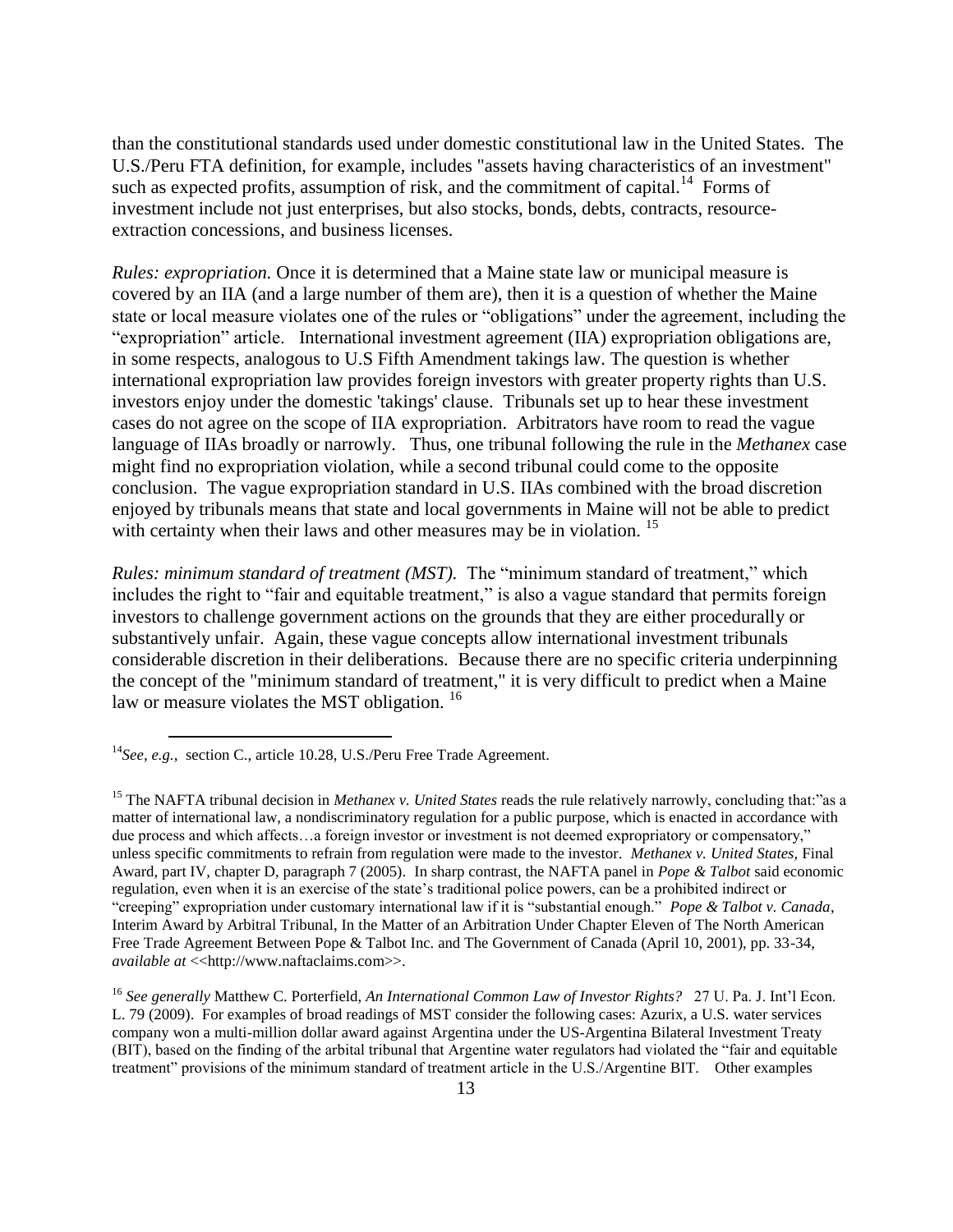than the constitutional standards used under domestic constitutional law in the United States. The U.S./Peru FTA definition, for example, includes "assets having characteristics of an investment" such as expected profits, assumption of risk, and the commitment of capital.[14] Forms of investment include not just enterprises, but also stocks, bonds, debts, contracts, resource-extraction concessions, and business licenses.

*Rules: expropriation.* Once it is determined that a Maine state law or municipal measure is covered by an IIA (and a large number of them are), then it is a question of whether the Maine state or local measure violates one of the rules or "obligations" under the agreement, including the "expropriation" article. International investment agreement (IIA) expropriation obligations are, in some respects, analogous to U.S Fifth Amendment takings law. The question is whether international expropriation law provides foreign investors with greater property rights than U.S. investors enjoy under the domestic 'takings' clause. Tribunals set up to hear these investment cases do not agree on the scope of IIA expropriation. Arbitrators have room to read the vague language of IIAs broadly or narrowly. Thus, one tribunal following the rule in the *Methanex* case might find no expropriation violation, while a second tribunal could come to the opposite conclusion. The vague expropriation standard in U.S. IIAs combined with the broad discretion enjoyed by tribunals means that state and local governments in Maine will not be able to predict with certainty when their laws and other measures may be in violation.[15]

*Rules: minimum standard of treatment (MST).* The "minimum standard of treatment," which includes the right to "fair and equitable treatment," is also a vague standard that permits foreign investors to challenge government actions on the grounds that they are either procedurally or substantively unfair. Again, these vague concepts allow international investment tribunals considerable discretion in their deliberations. Because there are no specific criteria underpinning the concept of the "minimum standard of treatment," it is very difficult to predict when a Maine law or measure violates the MST obligation.[16]

---

[14] *See, e.g.,* section C., article 10.28, U.S./Peru Free Trade Agreement.

[15] The NAFTA tribunal decision in *Methanex v. United States* reads the rule relatively narrowly, concluding that:"as a matter of international law, a nondiscriminatory regulation for a public purpose, which is enacted in accordance with due process and which affects…a foreign investor or investment is not deemed expropriatory or compensatory," unless specific commitments to refrain from regulation were made to the investor. *Methanex v. United States,* Final Award, part IV, chapter D, paragraph 7 (2005). In sharp contrast, the NAFTA panel in *Pope & Talbot* said economic regulation, even when it is an exercise of the state's traditional police powers, can be a prohibited indirect or "creeping" expropriation under customary international law if it is "substantial enough." *Pope & Talbot v. Canada*, Interim Award by Arbitral Tribunal, In the Matter of an Arbitration Under Chapter Eleven of The North American Free Trade Agreement Between Pope & Talbot Inc. and The Government of Canada (April 10, 2001), pp. 33-34, *available at* <<http://www.naftaclaims.com>>.

[16] *See generally* Matthew C. Porterfield, *An International Common Law of Investor Rights?* 27 U. Pa. J. Int'l Econ. L. 79 (2009). For examples of broad readings of MST consider the following cases: Azurix, a U.S. water services company won a multi-million dollar award against Argentina under the US-Argentina Bilateral Investment Treaty (BIT), based on the finding of the arbital tribunal that Argentine water regulators had violated the "fair and equitable treatment" provisions of the minimum standard of treatment article in the U.S./Argentine BIT. Other examples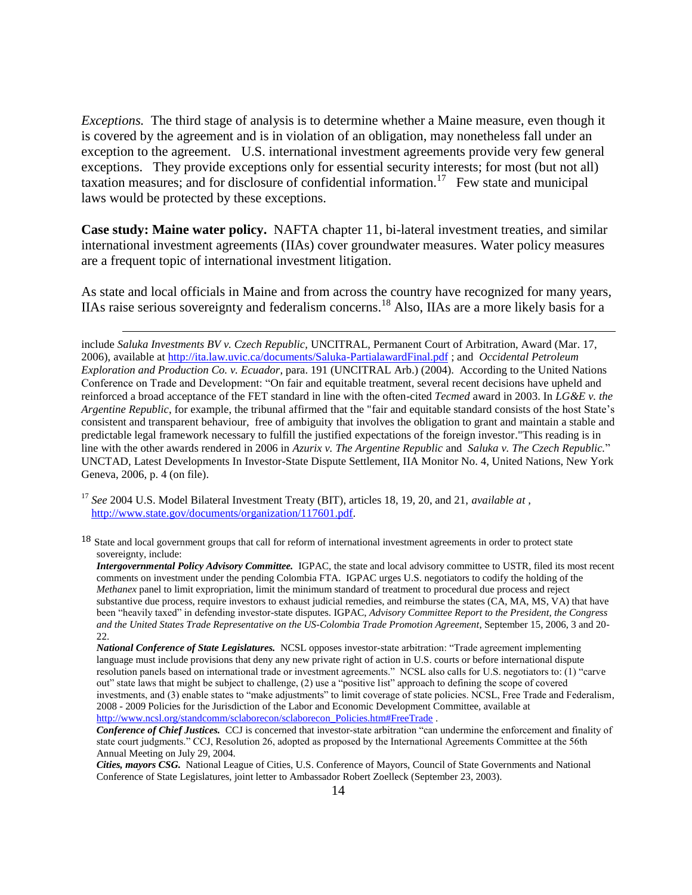*Exceptions.* The third stage of analysis is to determine whether a Maine measure, even though it is covered by the agreement and is in violation of an obligation, may nonetheless fall under an exception to the agreement. U.S. international investment agreements provide very few general exceptions. They provide exceptions only for essential security interests; for most (but not all) taxation measures; and for disclosure of confidential information.[17] Few state and municipal laws would be protected by these exceptions.

**Case study: Maine water policy.** NAFTA chapter 11, bi-lateral investment treaties, and similar international investment agreements (IIAs) cover groundwater measures. Water policy measures are a frequent topic of international investment litigation.

As state and local officials in Maine and from across the country have recognized for many years, IIAs raise serious sovereignty and federalism concerns.[18] Also, IIAs are a more likely basis for a

---

include *Saluka Investments BV v. Czech Republic*, UNCITRAL, Permanent Court of Arbitration, Award (Mar. 17, 2006), available at http://ita.law.uvic.ca/documents/Saluka-PartialawardFinal.pdf ; and *Occidental Petroleum Exploration and Production Co. v. Ecuador*, para. 191 (UNCITRAL Arb.) (2004). According to the United Nations Conference on Trade and Development: "On fair and equitable treatment, several recent decisions have upheld and reinforced a broad acceptance of the FET standard in line with the often-cited *Tecmed* award in 2003. In *LG&E v. the Argentine Republic*, for example, the tribunal affirmed that the "fair and equitable standard consists of the host State's consistent and transparent behaviour, free of ambiguity that involves the obligation to grant and maintain a stable and predictable legal framework necessary to fulfill the justified expectations of the foreign investor."This reading is in line with the other awards rendered in 2006 in *Azurix v. The Argentine Republic* and *Saluka v. The Czech Republic.*" UNCTAD, Latest Developments In Investor-State Dispute Settlement, IIA Monitor No. 4, United Nations, New York Geneva, 2006, p. 4 (on file).

[17] *See* 2004 U.S. Model Bilateral Investment Treaty (BIT), articles 18, 19, 20, and 21, *available at* , http://www.state.gov/documents/organization/117601.pdf.

[18] State and local government groups that call for reform of international investment agreements in order to protect state sovereignty, include:

***Intergovernmental Policy Advisory Committee.*** IGPAC, the state and local advisory committee to USTR, filed its most recent comments on investment under the pending Colombia FTA. IGPAC urges U.S. negotiators to codify the holding of the *Methanex* panel to limit expropriation, limit the minimum standard of treatment to procedural due process and reject substantive due process, require investors to exhaust judicial remedies, and reimburse the states (CA, MA, MS, VA) that have been "heavily taxed" in defending investor-state disputes. IGPAC, *Advisory Committee Report to the President, the Congress and the United States Trade Representative on the US-Colombia Trade Promotion Agreement*, September 15, 2006, 3 and 20-22.

***National Conference of State Legislatures.*** NCSL opposes investor-state arbitration: "Trade agreement implementing language must include provisions that deny any new private right of action in U.S. courts or before international dispute resolution panels based on international trade or investment agreements." NCSL also calls for U.S. negotiators to: (1) "carve out" state laws that might be subject to challenge, (2) use a "positive list" approach to defining the scope of covered investments, and (3) enable states to "make adjustments" to limit coverage of state policies. NCSL, Free Trade and Federalism, 2008 - 2009 Policies for the Jurisdiction of the Labor and Economic Development Committee, available at http://www.ncsl.org/standcomm/sclaborecon/sclaborecon_Policies.htm#FreeTrade .

***Conference of Chief Justices.*** CCJ is concerned that investor-state arbitration "can undermine the enforcement and finality of state court judgments." CCJ, Resolution 26, adopted as proposed by the International Agreements Committee at the 56th Annual Meeting on July 29, 2004.

***Cities, mayors CSG.*** National League of Cities, U.S. Conference of Mayors, Council of State Governments and National Conference of State Legislatures, joint letter to Ambassador Robert Zoelleck (September 23, 2003).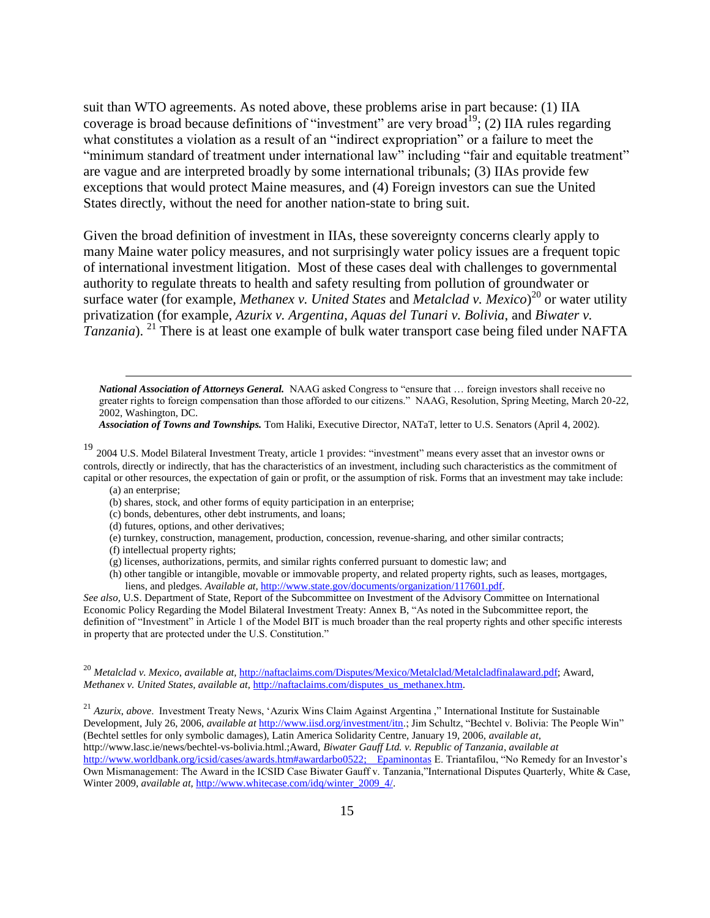suit than WTO agreements. As noted above, these problems arise in part because: (1) IIA coverage is broad because definitions of "investment" are very broad[19]; (2) IIA rules regarding what constitutes a violation as a result of an "indirect expropriation" or a failure to meet the "minimum standard of treatment under international law" including "fair and equitable treatment" are vague and are interpreted broadly by some international tribunals; (3) IIAs provide few exceptions that would protect Maine measures, and (4) Foreign investors can sue the United States directly, without the need for another nation-state to bring suit.

Given the broad definition of investment in IIAs, these sovereignty concerns clearly apply to many Maine water policy measures, and not surprisingly water policy issues are a frequent topic of international investment litigation. Most of these cases deal with challenges to governmental authority to regulate threats to health and safety resulting from pollution of groundwater or surface water (for example, *Methanex v. United States* and *Metalclad v. Mexico*)[20] or water utility privatization (for example, *Azurix v. Argentina*, *Aquas del Tunari v. Bolivia*, and *Biwater v. Tanzania*). [21] There is at least one example of bulk water transport case being filed under NAFTA

---

***National Association of Attorneys General.*** NAAG asked Congress to "ensure that … foreign investors shall receive no greater rights to foreign compensation than those afforded to our citizens." NAAG, Resolution, Spring Meeting, March 20-22, 2002, Washington, DC.

***Association of Towns and Townships.*** Tom Haliki, Executive Director, NATaT, letter to U.S. Senators (April 4, 2002).

[19] 2004 U.S. Model Bilateral Investment Treaty, article 1 provides: "investment" means every asset that an investor owns or controls, directly or indirectly, that has the characteristics of an investment, including such characteristics as the commitment of capital or other resources, the expectation of gain or profit, or the assumption of risk. Forms that an investment may take include:

(a) an enterprise;
(b) shares, stock, and other forms of equity participation in an enterprise;
(c) bonds, debentures, other debt instruments, and loans;
(d) futures, options, and other derivatives;
(e) turnkey, construction, management, production, concession, revenue-sharing, and other similar contracts;
(f) intellectual property rights;
(g) licenses, authorizations, permits, and similar rights conferred pursuant to domestic law; and
(h) other tangible or intangible, movable or immovable property, and related property rights, such as leases, mortgages, liens, and pledges. *Available at,* http://www.state.gov/documents/organization/117601.pdf.

*See also*, U.S. Department of State, Report of the Subcommittee on Investment of the Advisory Committee on International Economic Policy Regarding the Model Bilateral Investment Treaty: Annex B, "As noted in the Subcommittee report, the definition of "Investment" in Article 1 of the Model BIT is much broader than the real property rights and other specific interests in property that are protected under the U.S. Constitution."

[20] *Metalclad v. Mexico*, *available at,* http://naftaclaims.com/Disputes/Mexico/Metalclad/Metalcladfinalaward.pdf; Award, *Methanex v. United States*, *available at,* http://naftaclaims.com/disputes_us_methanex.htm.

[21] *Azurix*, *above*. Investment Treaty News, 'Azurix Wins Claim Against Argentina ," International Institute for Sustainable Development, July 26, 2006, *available at* http://www.iisd.org/investment/itn.; Jim Schultz, "Bechtel v. Bolivia: The People Win" (Bechtel settles for only symbolic damages), Latin America Solidarity Centre, January 19, 2006, *available at*, http://www.lasc.ie/news/bechtel-vs-bolivia.html.;Award, *Biwater Gauff Ltd. v. Republic of Tanzania*, *available at* http://www.worldbank.org/icsid/cases/awards.htm#awardarbo0522; Epaminontas E. Triantafilou, "No Remedy for an Investor's Own Mismanagement: The Award in the ICSID Case Biwater Gauff v. Tanzania,"International Disputes Quarterly, White & Case, Winter 2009, *available at,* http://www.whitecase.com/idq/winter_2009_4/.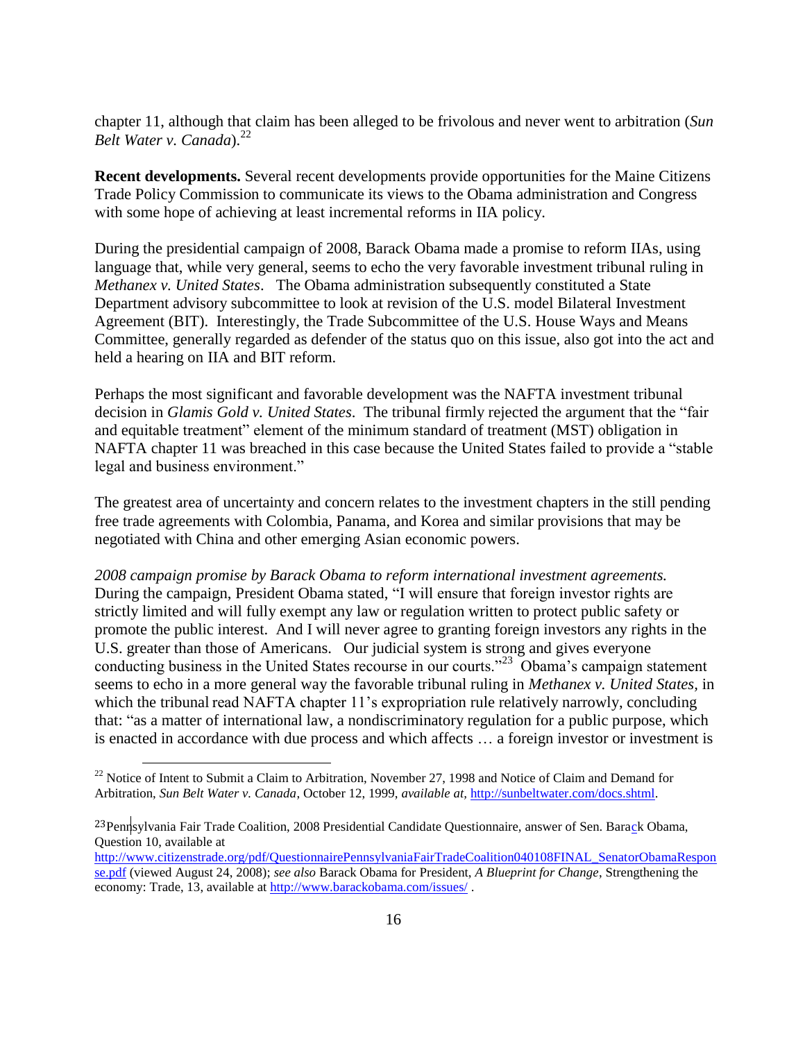chapter 11, although that claim has been alleged to be frivolous and never went to arbitration (*Sun Belt Water v. Canada*).[22]

**Recent developments.** Several recent developments provide opportunities for the Maine Citizens Trade Policy Commission to communicate its views to the Obama administration and Congress with some hope of achieving at least incremental reforms in IIA policy.

During the presidential campaign of 2008, Barack Obama made a promise to reform IIAs, using language that, while very general, seems to echo the very favorable investment tribunal ruling in *Methanex v. United States*. The Obama administration subsequently constituted a State Department advisory subcommittee to look at revision of the U.S. model Bilateral Investment Agreement (BIT). Interestingly, the Trade Subcommittee of the U.S. House Ways and Means Committee, generally regarded as defender of the status quo on this issue, also got into the act and held a hearing on IIA and BIT reform.

Perhaps the most significant and favorable development was the NAFTA investment tribunal decision in *Glamis Gold v. United States*. The tribunal firmly rejected the argument that the "fair and equitable treatment" element of the minimum standard of treatment (MST) obligation in NAFTA chapter 11 was breached in this case because the United States failed to provide a "stable legal and business environment."

The greatest area of uncertainty and concern relates to the investment chapters in the still pending free trade agreements with Colombia, Panama, and Korea and similar provisions that may be negotiated with China and other emerging Asian economic powers.

*2008 campaign promise by Barack Obama to reform international investment agreements.* During the campaign, President Obama stated, "I will ensure that foreign investor rights are strictly limited and will fully exempt any law or regulation written to protect public safety or promote the public interest. And I will never agree to granting foreign investors any rights in the U.S. greater than those of Americans. Our judicial system is strong and gives everyone conducting business in the United States recourse in our courts."[23] Obama's campaign statement seems to echo in a more general way the favorable tribunal ruling in *Methanex v. United States*, in which the tribunal read NAFTA chapter 11's expropriation rule relatively narrowly, concluding that: "as a matter of international law, a nondiscriminatory regulation for a public purpose, which is enacted in accordance with due process and which affects … a foreign investor or investment is

---

[22] Notice of Intent to Submit a Claim to Arbitration, November 27, 1998 and Notice of Claim and Demand for Arbitration, *Sun Belt Water v. Canada*, October 12, 1999, *available at*, http://sunbeltwater.com/docs.shtml.

[23] Pennsylvania Fair Trade Coalition, 2008 Presidential Candidate Questionnaire, answer of Sen. Barack Obama, Question 10, available at http://www.citizenstrade.org/pdf/QuestionnairePennsylvaniaFairTradeCoalition040108FINAL_SenatorObamaResponse.pdf (viewed August 24, 2008); *see also* Barack Obama for President, *A Blueprint for Change*, Strengthening the economy: Trade, 13, available at http://www.barackobama.com/issues/ .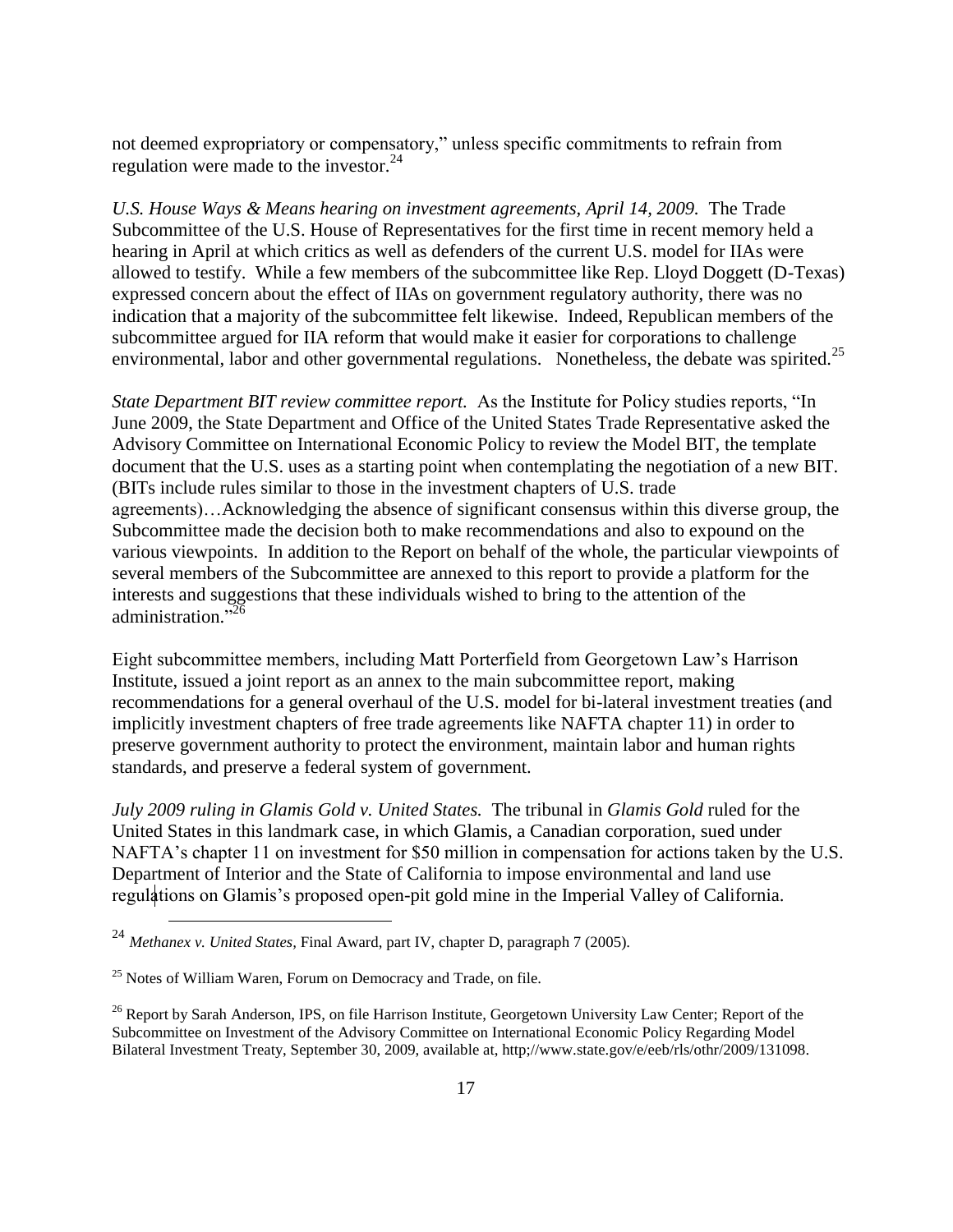not deemed expropriatory or compensatory," unless specific commitments to refrain from regulation were made to the investor.[24]

*U.S. House Ways & Means hearing on investment agreements, April 14, 2009.* The Trade Subcommittee of the U.S. House of Representatives for the first time in recent memory held a hearing in April at which critics as well as defenders of the current U.S. model for IIAs were allowed to testify. While a few members of the subcommittee like Rep. Lloyd Doggett (D-Texas) expressed concern about the effect of IIAs on government regulatory authority, there was no indication that a majority of the subcommittee felt likewise. Indeed, Republican members of the subcommittee argued for IIA reform that would make it easier for corporations to challenge environmental, labor and other governmental regulations. Nonetheless, the debate was spirited.[25]

*State Department BIT review committee report.* As the Institute for Policy studies reports, "In June 2009, the State Department and Office of the United States Trade Representative asked the Advisory Committee on International Economic Policy to review the Model BIT, the template document that the U.S. uses as a starting point when contemplating the negotiation of a new BIT. (BITs include rules similar to those in the investment chapters of U.S. trade agreements)…Acknowledging the absence of significant consensus within this diverse group, the Subcommittee made the decision both to make recommendations and also to expound on the various viewpoints. In addition to the Report on behalf of the whole, the particular viewpoints of several members of the Subcommittee are annexed to this report to provide a platform for the interests and suggestions that these individuals wished to bring to the attention of the administration."[26]

Eight subcommittee members, including Matt Porterfield from Georgetown Law's Harrison Institute, issued a joint report as an annex to the main subcommittee report, making recommendations for a general overhaul of the U.S. model for bi-lateral investment treaties (and implicitly investment chapters of free trade agreements like NAFTA chapter 11) in order to preserve government authority to protect the environment, maintain labor and human rights standards, and preserve a federal system of government.

*July 2009 ruling in Glamis Gold v. United States.* The tribunal in *Glamis Gold* ruled for the United States in this landmark case, in which Glamis, a Canadian corporation, sued under NAFTA's chapter 11 on investment for $50 million in compensation for actions taken by the U.S. Department of Interior and the State of California to impose environmental and land use regulations on Glamis's proposed open-pit gold mine in the Imperial Valley of California.

---

[24] *Methanex v. United States*, Final Award, part IV, chapter D, paragraph 7 (2005).

[25] Notes of William Waren, Forum on Democracy and Trade, on file.

[26] Report by Sarah Anderson, IPS, on file Harrison Institute, Georgetown University Law Center; Report of the Subcommittee on Investment of the Advisory Committee on International Economic Policy Regarding Model Bilateral Investment Treaty, September 30, 2009, available at, http;//www.state.gov/e/eeb/rls/othr/2009/131098.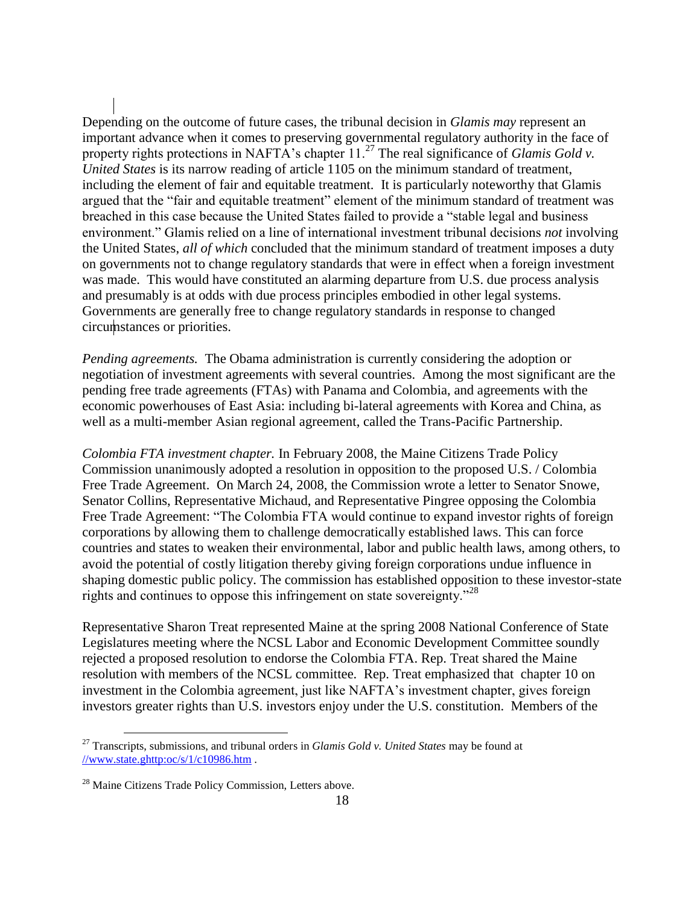Depending on the outcome of future cases, the tribunal decision in *Glamis may* represent an important advance when it comes to preserving governmental regulatory authority in the face of property rights protections in NAFTA's chapter 11.[27] The real significance of *Glamis Gold v. United States* is its narrow reading of article 1105 on the minimum standard of treatment, including the element of fair and equitable treatment. It is particularly noteworthy that Glamis argued that the "fair and equitable treatment" element of the minimum standard of treatment was breached in this case because the United States failed to provide a "stable legal and business environment." Glamis relied on a line of international investment tribunal decisions *not* involving the United States, *all of which* concluded that the minimum standard of treatment imposes a duty on governments not to change regulatory standards that were in effect when a foreign investment was made. This would have constituted an alarming departure from U.S. due process analysis and presumably is at odds with due process principles embodied in other legal systems. Governments are generally free to change regulatory standards in response to changed circumstances or priorities.

*Pending agreements.* The Obama administration is currently considering the adoption or negotiation of investment agreements with several countries. Among the most significant are the pending free trade agreements (FTAs) with Panama and Colombia, and agreements with the economic powerhouses of East Asia: including bi-lateral agreements with Korea and China, as well as a multi-member Asian regional agreement, called the Trans-Pacific Partnership.

*Colombia FTA investment chapter.* In February 2008, the Maine Citizens Trade Policy Commission unanimously adopted a resolution in opposition to the proposed U.S. / Colombia Free Trade Agreement. On March 24, 2008, the Commission wrote a letter to Senator Snowe, Senator Collins, Representative Michaud, and Representative Pingree opposing the Colombia Free Trade Agreement: "The Colombia FTA would continue to expand investor rights of foreign corporations by allowing them to challenge democratically established laws. This can force countries and states to weaken their environmental, labor and public health laws, among others, to avoid the potential of costly litigation thereby giving foreign corporations undue influence in shaping domestic public policy. The commission has established opposition to these investor-state rights and continues to oppose this infringement on state sovereignty."[28]

Representative Sharon Treat represented Maine at the spring 2008 National Conference of State Legislatures meeting where the NCSL Labor and Economic Development Committee soundly rejected a proposed resolution to endorse the Colombia FTA. Rep. Treat shared the Maine resolution with members of the NCSL committee. Rep. Treat emphasized that chapter 10 on investment in the Colombia agreement, just like NAFTA's investment chapter, gives foreign investors greater rights than U.S. investors enjoy under the U.S. constitution. Members of the

---

[27] Transcripts, submissions, and tribunal orders in *Glamis Gold v. United States* may be found at //www.state.ghttp:oc/s/1/c10986.htm .

[28] Maine Citizens Trade Policy Commission, Letters above.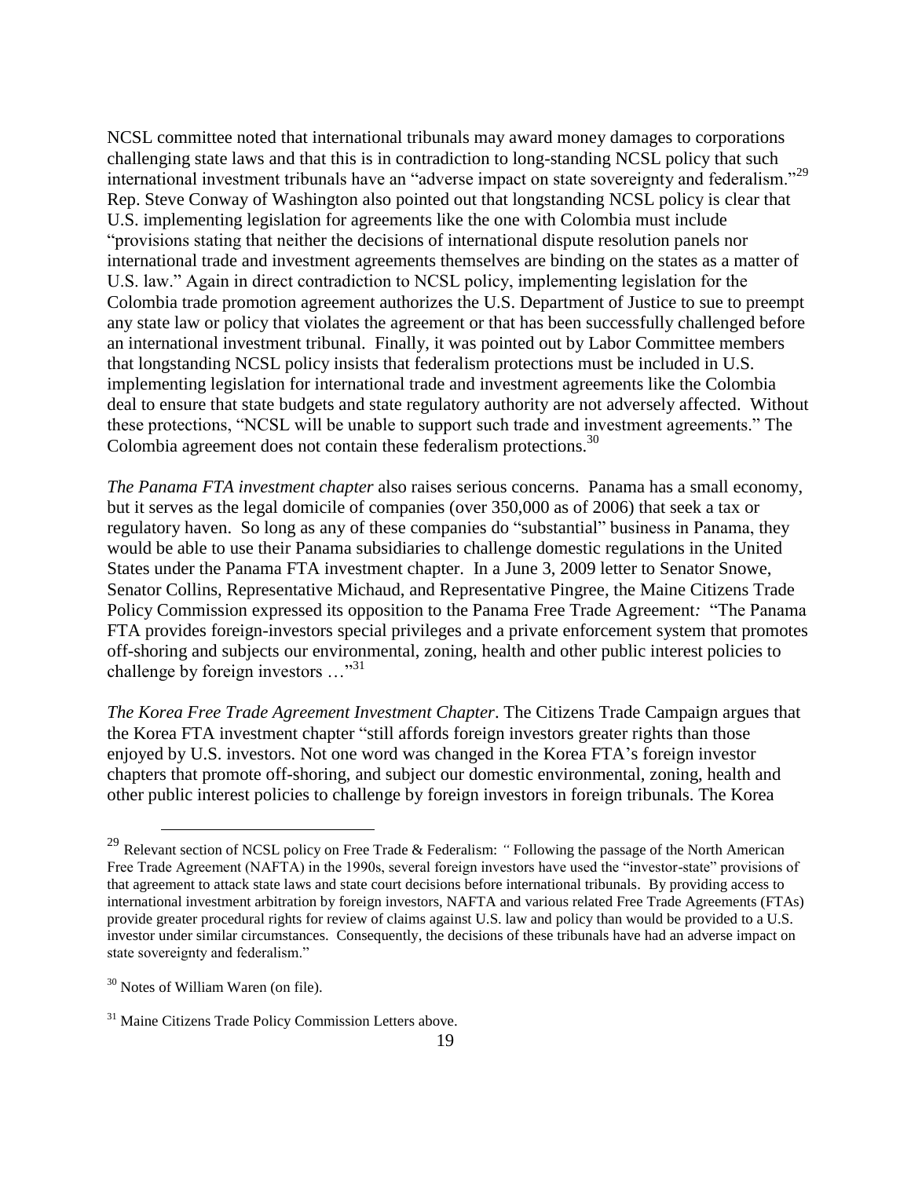NCSL committee noted that international tribunals may award money damages to corporations challenging state laws and that this is in contradiction to long-standing NCSL policy that such international investment tribunals have an "adverse impact on state sovereignty and federalism."[29] Rep. Steve Conway of Washington also pointed out that longstanding NCSL policy is clear that U.S. implementing legislation for agreements like the one with Colombia must include "provisions stating that neither the decisions of international dispute resolution panels nor international trade and investment agreements themselves are binding on the states as a matter of U.S. law." Again in direct contradiction to NCSL policy, implementing legislation for the Colombia trade promotion agreement authorizes the U.S. Department of Justice to sue to preempt any state law or policy that violates the agreement or that has been successfully challenged before an international investment tribunal. Finally, it was pointed out by Labor Committee members that longstanding NCSL policy insists that federalism protections must be included in U.S. implementing legislation for international trade and investment agreements like the Colombia deal to ensure that state budgets and state regulatory authority are not adversely affected. Without these protections, "NCSL will be unable to support such trade and investment agreements." The Colombia agreement does not contain these federalism protections.[30]

*The Panama FTA investment chapter* also raises serious concerns. Panama has a small economy, but it serves as the legal domicile of companies (over 350,000 as of 2006) that seek a tax or regulatory haven. So long as any of these companies do "substantial" business in Panama, they would be able to use their Panama subsidiaries to challenge domestic regulations in the United States under the Panama FTA investment chapter. In a June 3, 2009 letter to Senator Snowe, Senator Collins, Representative Michaud, and Representative Pingree, the Maine Citizens Trade Policy Commission expressed its opposition to the Panama Free Trade Agreement*:* "The Panama FTA provides foreign-investors special privileges and a private enforcement system that promotes off-shoring and subjects our environmental, zoning, health and other public interest policies to challenge by foreign investors …"[31]

*The Korea Free Trade Agreement Investment Chapter*. The Citizens Trade Campaign argues that the Korea FTA investment chapter "still affords foreign investors greater rights than those enjoyed by U.S. investors. Not one word was changed in the Korea FTA's foreign investor chapters that promote off-shoring, and subject our domestic environmental, zoning, health and other public interest policies to challenge by foreign investors in foreign tribunals. The Korea

---

[29] Relevant section of NCSL policy on Free Trade & Federalism: *"* Following the passage of the North American Free Trade Agreement (NAFTA) in the 1990s, several foreign investors have used the "investor-state" provisions of that agreement to attack state laws and state court decisions before international tribunals. By providing access to international investment arbitration by foreign investors, NAFTA and various related Free Trade Agreements (FTAs) provide greater procedural rights for review of claims against U.S. law and policy than would be provided to a U.S. investor under similar circumstances. Consequently, the decisions of these tribunals have had an adverse impact on state sovereignty and federalism."

[30] Notes of William Waren (on file).

[31] Maine Citizens Trade Policy Commission Letters above.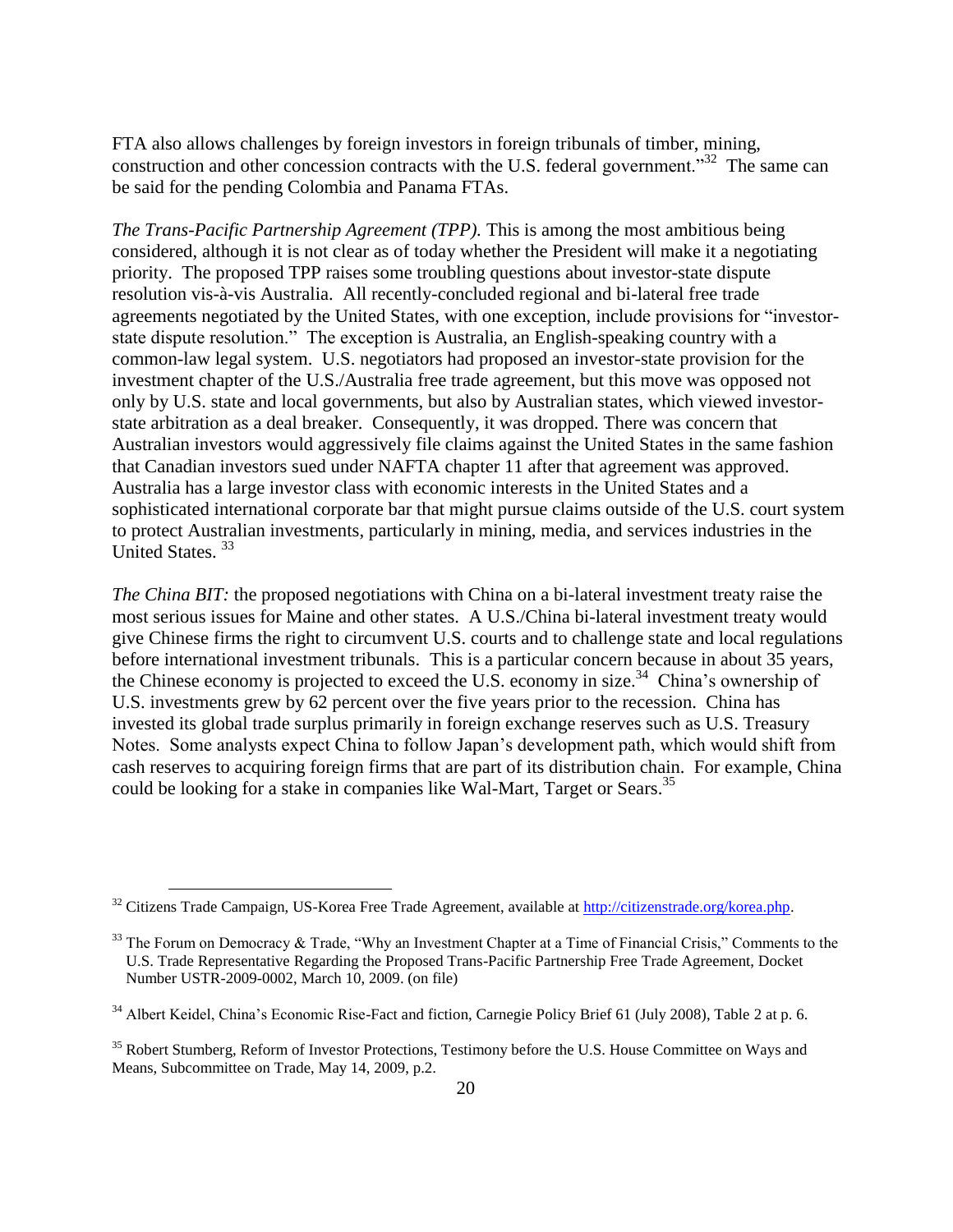FTA also allows challenges by foreign investors in foreign tribunals of timber, mining, construction and other concession contracts with the U.S. federal government."[32] The same can be said for the pending Colombia and Panama FTAs.

*The Trans-Pacific Partnership Agreement (TPP).* This is among the most ambitious being considered, although it is not clear as of today whether the President will make it a negotiating priority. The proposed TPP raises some troubling questions about investor-state dispute resolution vis-à-vis Australia. All recently-concluded regional and bi-lateral free trade agreements negotiated by the United States, with one exception, include provisions for "investor-state dispute resolution." The exception is Australia, an English-speaking country with a common-law legal system. U.S. negotiators had proposed an investor-state provision for the investment chapter of the U.S./Australia free trade agreement, but this move was opposed not only by U.S. state and local governments, but also by Australian states, which viewed investor-state arbitration as a deal breaker. Consequently, it was dropped. There was concern that Australian investors would aggressively file claims against the United States in the same fashion that Canadian investors sued under NAFTA chapter 11 after that agreement was approved. Australia has a large investor class with economic interests in the United States and a sophisticated international corporate bar that might pursue claims outside of the U.S. court system to protect Australian investments, particularly in mining, media, and services industries in the United States. [33]

*The China BIT:* the proposed negotiations with China on a bi-lateral investment treaty raise the most serious issues for Maine and other states. A U.S./China bi-lateral investment treaty would give Chinese firms the right to circumvent U.S. courts and to challenge state and local regulations before international investment tribunals. This is a particular concern because in about 35 years, the Chinese economy is projected to exceed the U.S. economy in size.[34] China's ownership of U.S. investments grew by 62 percent over the five years prior to the recession. China has invested its global trade surplus primarily in foreign exchange reserves such as U.S. Treasury Notes. Some analysts expect China to follow Japan's development path, which would shift from cash reserves to acquiring foreign firms that are part of its distribution chain. For example, China could be looking for a stake in companies like Wal-Mart, Target or Sears.[35]

---

[32] Citizens Trade Campaign, US-Korea Free Trade Agreement, available at http://citizenstrade.org/korea.php.

[33] The Forum on Democracy & Trade, "Why an Investment Chapter at a Time of Financial Crisis," Comments to the U.S. Trade Representative Regarding the Proposed Trans-Pacific Partnership Free Trade Agreement, Docket Number USTR-2009-0002, March 10, 2009. (on file)

[34] Albert Keidel, China's Economic Rise-Fact and fiction, Carnegie Policy Brief 61 (July 2008), Table 2 at p. 6.

[35] Robert Stumberg, Reform of Investor Protections, Testimony before the U.S. House Committee on Ways and Means, Subcommittee on Trade, May 14, 2009, p.2.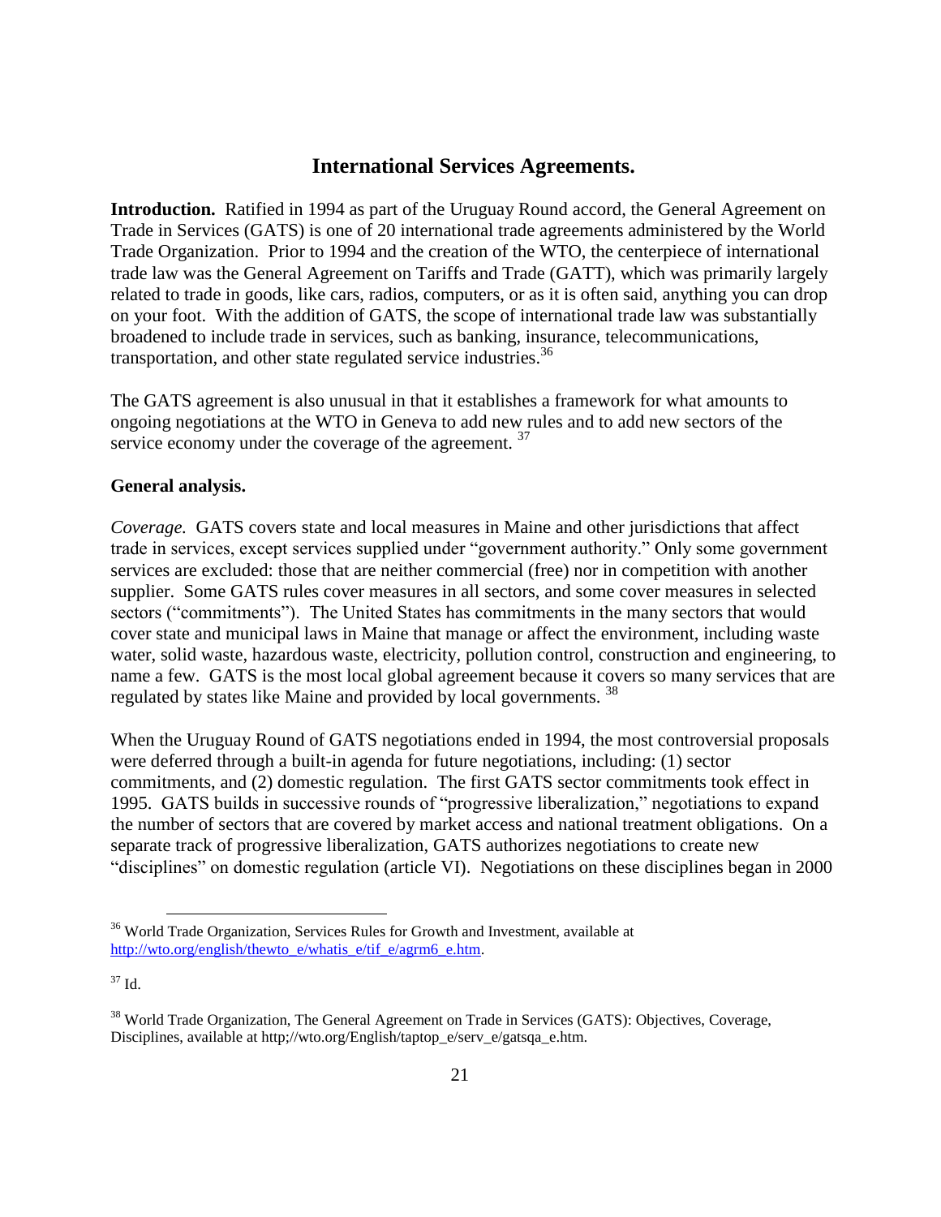## International Services Agreements.

**Introduction.** Ratified in 1994 as part of the Uruguay Round accord, the General Agreement on Trade in Services (GATS) is one of 20 international trade agreements administered by the World Trade Organization. Prior to 1994 and the creation of the WTO, the centerpiece of international trade law was the General Agreement on Tariffs and Trade (GATT), which was primarily largely related to trade in goods, like cars, radios, computers, or as it is often said, anything you can drop on your foot. With the addition of GATS, the scope of international trade law was substantially broadened to include trade in services, such as banking, insurance, telecommunications, transportation, and other state regulated service industries.[36]

The GATS agreement is also unusual in that it establishes a framework for what amounts to ongoing negotiations at the WTO in Geneva to add new rules and to add new sectors of the service economy under the coverage of the agreement. [37]

**General analysis.**

*Coverage.* GATS covers state and local measures in Maine and other jurisdictions that affect trade in services, except services supplied under "government authority." Only some government services are excluded: those that are neither commercial (free) nor in competition with another supplier. Some GATS rules cover measures in all sectors, and some cover measures in selected sectors ("commitments"). The United States has commitments in the many sectors that would cover state and municipal laws in Maine that manage or affect the environment, including waste water, solid waste, hazardous waste, electricity, pollution control, construction and engineering, to name a few. GATS is the most local global agreement because it covers so many services that are regulated by states like Maine and provided by local governments. [38]

When the Uruguay Round of GATS negotiations ended in 1994, the most controversial proposals were deferred through a built-in agenda for future negotiations, including: (1) sector commitments, and (2) domestic regulation. The first GATS sector commitments took effect in 1995. GATS builds in successive rounds of "progressive liberalization," negotiations to expand the number of sectors that are covered by market access and national treatment obligations. On a separate track of progressive liberalization, GATS authorizes negotiations to create new "disciplines" on domestic regulation (article VI). Negotiations on these disciplines began in 2000

---

[36] World Trade Organization, Services Rules for Growth and Investment, available at http://wto.org/english/thewto_e/whatis_e/tif_e/agrm6_e.htm.

[37] Id.

[38] World Trade Organization, The General Agreement on Trade in Services (GATS): Objectives, Coverage, Disciplines, available at http;//wto.org/English/taptop_e/serv_e/gatsqa_e.htm.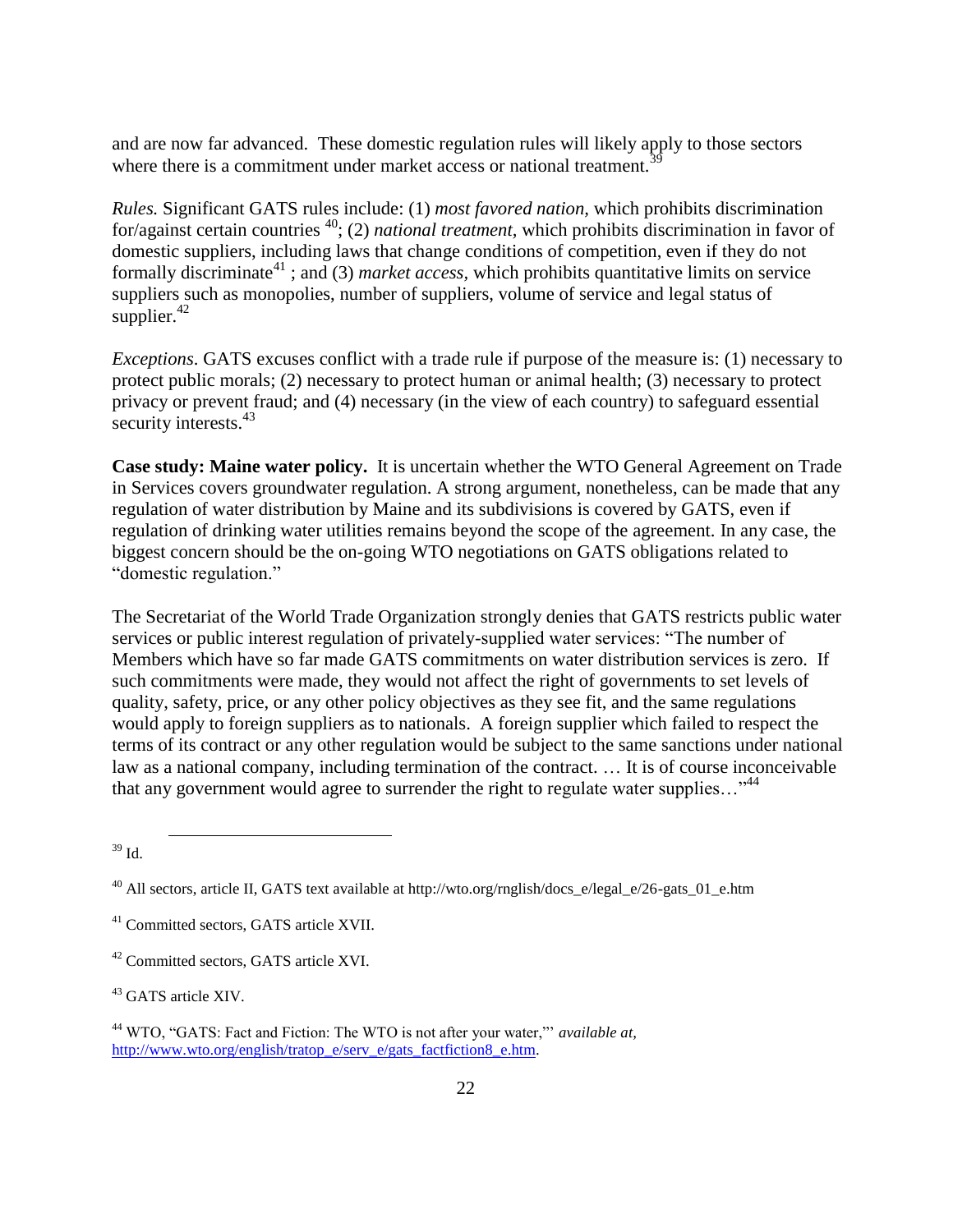and are now far advanced. These domestic regulation rules will likely apply to those sectors where there is a commitment under market access or national treatment.[39]

*Rules.* Significant GATS rules include: (1) *most favored nation,* which prohibits discrimination for/against certain countries [40]; (2) *national treatment*, which prohibits discrimination in favor of domestic suppliers, including laws that change conditions of competition, even if they do not formally discriminate[41] ; and (3) *market access,* which prohibits quantitative limits on service suppliers such as monopolies, number of suppliers, volume of service and legal status of supplier.[42]

*Exceptions*. GATS excuses conflict with a trade rule if purpose of the measure is: (1) necessary to protect public morals; (2) necessary to protect human or animal health; (3) necessary to protect privacy or prevent fraud; and (4) necessary (in the view of each country) to safeguard essential security interests.[43]

**Case study: Maine water policy.** It is uncertain whether the WTO General Agreement on Trade in Services covers groundwater regulation. A strong argument, nonetheless, can be made that any regulation of water distribution by Maine and its subdivisions is covered by GATS, even if regulation of drinking water utilities remains beyond the scope of the agreement. In any case, the biggest concern should be the on-going WTO negotiations on GATS obligations related to "domestic regulation."

The Secretariat of the World Trade Organization strongly denies that GATS restricts public water services or public interest regulation of privately-supplied water services: "The number of Members which have so far made GATS commitments on water distribution services is zero. If such commitments were made, they would not affect the right of governments to set levels of quality, safety, price, or any other policy objectives as they see fit, and the same regulations would apply to foreign suppliers as to nationals. A foreign supplier which failed to respect the terms of its contract or any other regulation would be subject to the same sanctions under national law as a national company, including termination of the contract. … It is of course inconceivable that any government would agree to surrender the right to regulate water supplies…"[44]

---

[39] Id.

[40] All sectors, article II, GATS text available at http://wto.org/rnglish/docs_e/legal_e/26-gats_01_e.htm

[41] Committed sectors, GATS article XVII.

[42] Committed sectors, GATS article XVI.

[43] GATS article XIV.

[44] WTO, "GATS: Fact and Fiction: The WTO is not after your water,"' *available at,* http://www.wto.org/english/tratop_e/serv_e/gats_factfiction8_e.htm.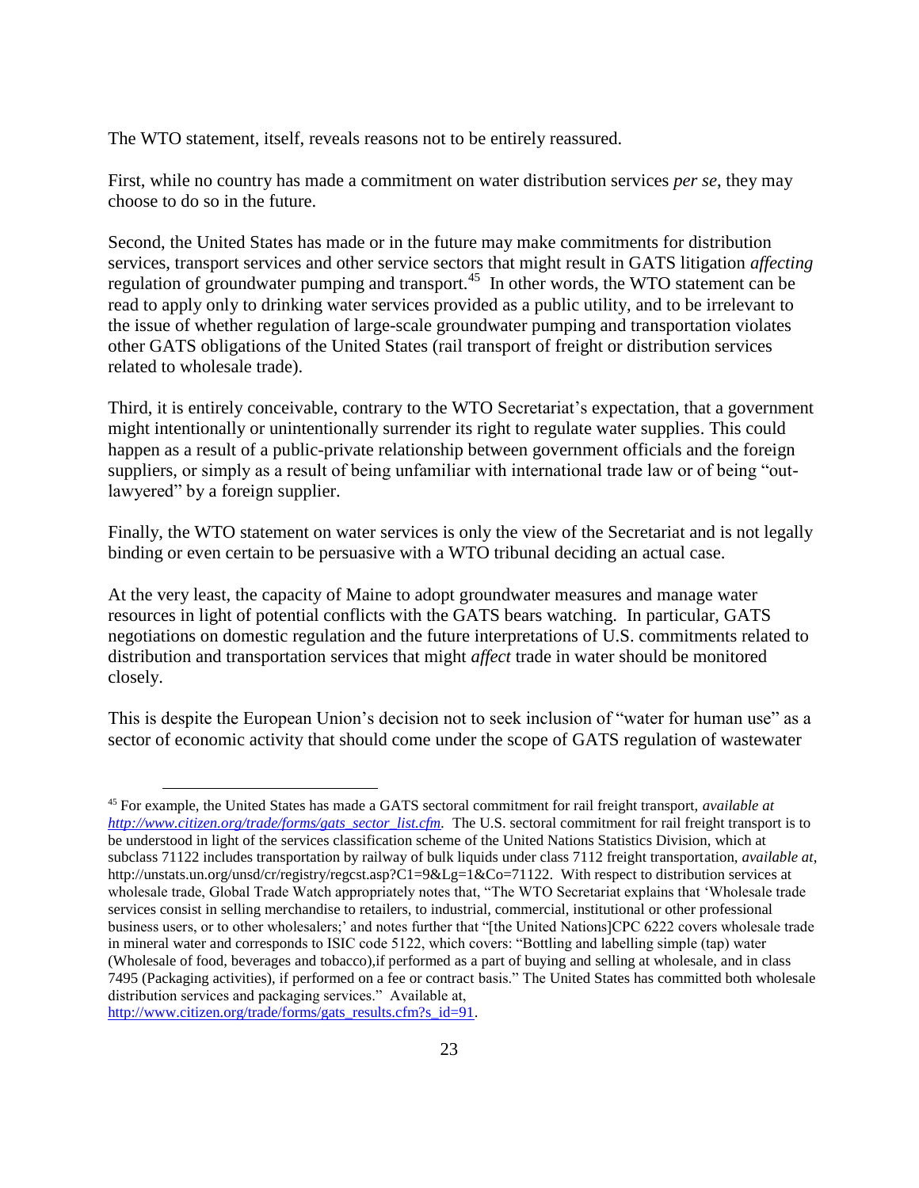The WTO statement, itself, reveals reasons not to be entirely reassured.

First, while no country has made a commitment on water distribution services *per se*, they may choose to do so in the future.

Second, the United States has made or in the future may make commitments for distribution services, transport services and other service sectors that might result in GATS litigation *affecting* regulation of groundwater pumping and transport.[45] In other words, the WTO statement can be read to apply only to drinking water services provided as a public utility, and to be irrelevant to the issue of whether regulation of large-scale groundwater pumping and transportation violates other GATS obligations of the United States (rail transport of freight or distribution services related to wholesale trade).

Third, it is entirely conceivable, contrary to the WTO Secretariat's expectation, that a government might intentionally or unintentionally surrender its right to regulate water supplies. This could happen as a result of a public-private relationship between government officials and the foreign suppliers, or simply as a result of being unfamiliar with international trade law or of being "out-lawyered" by a foreign supplier.

Finally, the WTO statement on water services is only the view of the Secretariat and is not legally binding or even certain to be persuasive with a WTO tribunal deciding an actual case.

At the very least, the capacity of Maine to adopt groundwater measures and manage water resources in light of potential conflicts with the GATS bears watching. In particular, GATS negotiations on domestic regulation and the future interpretations of U.S. commitments related to distribution and transportation services that might *affect* trade in water should be monitored closely.

This is despite the European Union's decision not to seek inclusion of "water for human use" as a sector of economic activity that should come under the scope of GATS regulation of wastewater

---

[45] For example, the United States has made a GATS sectoral commitment for rail freight transport, *available at* [http://www.citizen.org/trade/forms/gats_sector_list.cfm](http://www.citizen.org/trade/forms/gats_sector_list.cfm). The U.S. sectoral commitment for rail freight transport is to be understood in light of the services classification scheme of the United Nations Statistics Division, which at subclass 71122 includes transportation by railway of bulk liquids under class 7112 freight transportation, *available at*, http://unstats.un.org/unsd/cr/registry/regcst.asp?C1=9&Lg=1&Co=71122. With respect to distribution services at wholesale trade, Global Trade Watch appropriately notes that, "The WTO Secretariat explains that 'Wholesale trade services consist in selling merchandise to retailers, to industrial, commercial, institutional or other professional business users, or to other wholesalers;' and notes further that "[the United Nations]CPC 6222 covers wholesale trade in mineral water and corresponds to ISIC code 5122, which covers: "Bottling and labelling simple (tap) water (Wholesale of food, beverages and tobacco),if performed as a part of buying and selling at wholesale, and in class 7495 (Packaging activities), if performed on a fee or contract basis." The United States has committed both wholesale distribution services and packaging services." Available at, [http://www.citizen.org/trade/forms/gats_results.cfm?s_id=91](http://www.citizen.org/trade/forms/gats_results.cfm?s_id=91).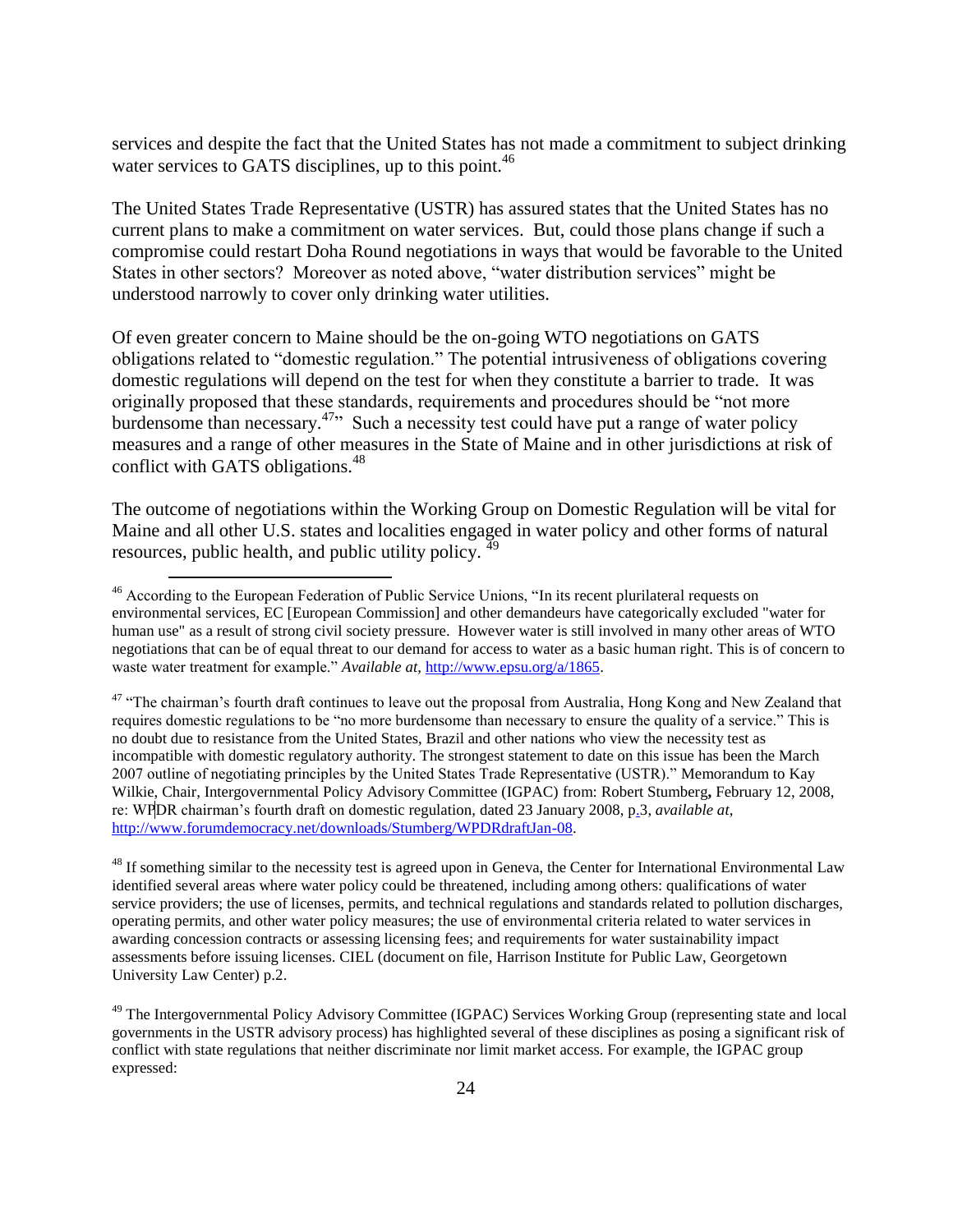services and despite the fact that the United States has not made a commitment to subject drinking water services to GATS disciplines, up to this point.[46]

The United States Trade Representative (USTR) has assured states that the United States has no current plans to make a commitment on water services. But, could those plans change if such a compromise could restart Doha Round negotiations in ways that would be favorable to the United States in other sectors? Moreover as noted above, "water distribution services" might be understood narrowly to cover only drinking water utilities.

Of even greater concern to Maine should be the on-going WTO negotiations on GATS obligations related to "domestic regulation." The potential intrusiveness of obligations covering domestic regulations will depend on the test for when they constitute a barrier to trade. It was originally proposed that these standards, requirements and procedures should be "not more burdensome than necessary.[47]" Such a necessity test could have put a range of water policy measures and a range of other measures in the State of Maine and in other jurisdictions at risk of conflict with GATS obligations.[48]

The outcome of negotiations within the Working Group on Domestic Regulation will be vital for Maine and all other U.S. states and localities engaged in water policy and other forms of natural resources, public health, and public utility policy. [49]

---

[46] According to the European Federation of Public Service Unions, "In its recent plurilateral requests on environmental services, EC [European Commission] and other demandeurs have categorically excluded "water for human use" as a result of strong civil society pressure. However water is still involved in many other areas of WTO negotiations that can be of equal threat to our demand for access to water as a basic human right. This is of concern to waste water treatment for example." *Available at,* http://www.epsu.org/a/1865.

[47] "The chairman's fourth draft continues to leave out the proposal from Australia, Hong Kong and New Zealand that requires domestic regulations to be "no more burdensome than necessary to ensure the quality of a service." This is no doubt due to resistance from the United States, Brazil and other nations who view the necessity test as incompatible with domestic regulatory authority. The strongest statement to date on this issue has been the March 2007 outline of negotiating principles by the United States Trade Representative (USTR)." Memorandum to Kay Wilkie, Chair, Intergovernmental Policy Advisory Committee (IGPAC) from: Robert Stumberg**,** February 12, 2008, re: WPDR chairman's fourth draft on domestic regulation, dated 23 January 2008, p.3, *available at,* http://www.forumdemocracy.net/downloads/Stumberg/WPDRdraftJan-08.

[48] If something similar to the necessity test is agreed upon in Geneva, the Center for International Environmental Law identified several areas where water policy could be threatened, including among others: qualifications of water service providers; the use of licenses, permits, and technical regulations and standards related to pollution discharges, operating permits, and other water policy measures; the use of environmental criteria related to water services in awarding concession contracts or assessing licensing fees; and requirements for water sustainability impact assessments before issuing licenses. CIEL (document on file, Harrison Institute for Public Law, Georgetown University Law Center) p.2.

[49] The Intergovernmental Policy Advisory Committee (IGPAC) Services Working Group (representing state and local governments in the USTR advisory process) has highlighted several of these disciplines as posing a significant risk of conflict with state regulations that neither discriminate nor limit market access. For example, the IGPAC group expressed: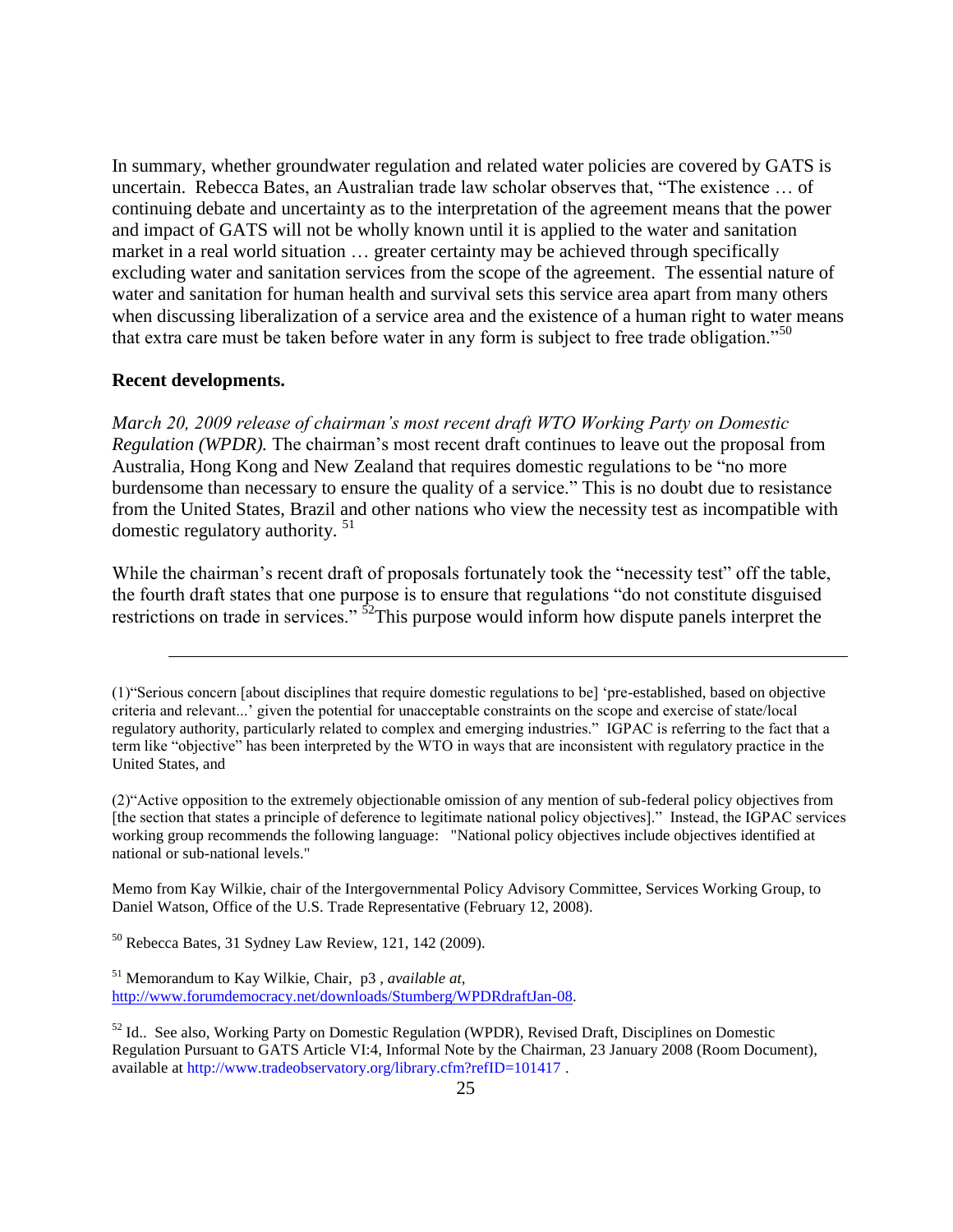In summary, whether groundwater regulation and related water policies are covered by GATS is uncertain. Rebecca Bates, an Australian trade law scholar observes that, "The existence … of continuing debate and uncertainty as to the interpretation of the agreement means that the power and impact of GATS will not be wholly known until it is applied to the water and sanitation market in a real world situation … greater certainty may be achieved through specifically excluding water and sanitation services from the scope of the agreement. The essential nature of water and sanitation for human health and survival sets this service area apart from many others when discussing liberalization of a service area and the existence of a human right to water means that extra care must be taken before water in any form is subject to free trade obligation."[50]

**Recent developments.**

*March 20, 2009 release of chairman's most recent draft WTO Working Party on Domestic Regulation (WPDR).* The chairman's most recent draft continues to leave out the proposal from Australia, Hong Kong and New Zealand that requires domestic regulations to be "no more burdensome than necessary to ensure the quality of a service." This is no doubt due to resistance from the United States, Brazil and other nations who view the necessity test as incompatible with domestic regulatory authority. [51]

While the chairman's recent draft of proposals fortunately took the "necessity test" off the table, the fourth draft states that one purpose is to ensure that regulations "do not constitute disguised restrictions on trade in services." [52]This purpose would inform how dispute panels interpret the

---

(1)"Serious concern [about disciplines that require domestic regulations to be] 'pre-established, based on objective criteria and relevant...' given the potential for unacceptable constraints on the scope and exercise of state/local regulatory authority, particularly related to complex and emerging industries." IGPAC is referring to the fact that a term like "objective" has been interpreted by the WTO in ways that are inconsistent with regulatory practice in the United States, and

(2)"Active opposition to the extremely objectionable omission of any mention of sub-federal policy objectives from [the section that states a principle of deference to legitimate national policy objectives]." Instead, the IGPAC services working group recommends the following language: "National policy objectives include objectives identified at national or sub-national levels."

Memo from Kay Wilkie, chair of the Intergovernmental Policy Advisory Committee, Services Working Group, to Daniel Watson, Office of the U.S. Trade Representative (February 12, 2008).

[50] Rebecca Bates, 31 Sydney Law Review, 121, 142 (2009).

[51] Memorandum to Kay Wilkie, Chair, p3 , *available at,* http://www.forumdemocracy.net/downloads/Stumberg/WPDRdraftJan-08.

[52] Id.. See also, Working Party on Domestic Regulation (WPDR), Revised Draft, Disciplines on Domestic Regulation Pursuant to GATS Article VI:4, Informal Note by the Chairman, 23 January 2008 (Room Document), available at http://www.tradeobservatory.org/library.cfm?refID=101417 .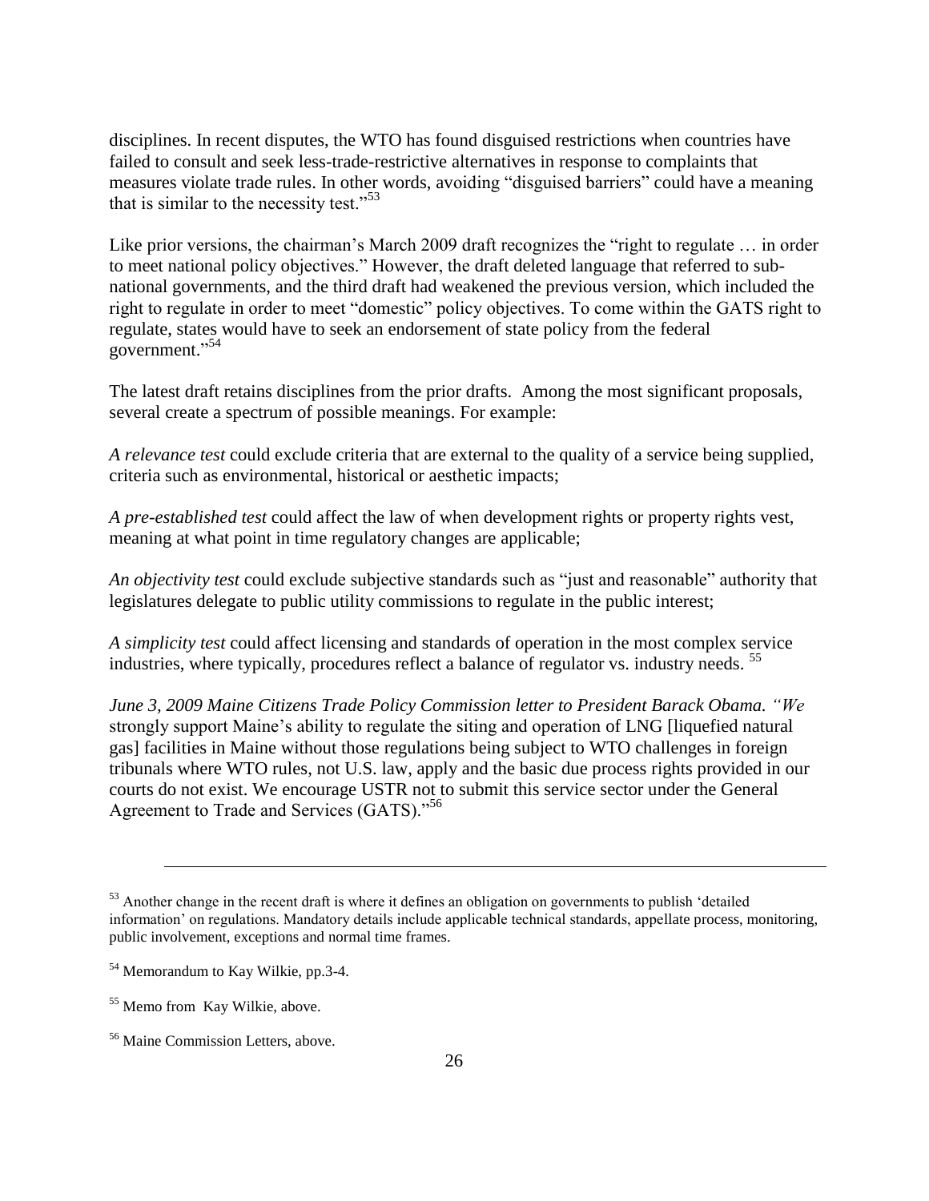disciplines. In recent disputes, the WTO has found disguised restrictions when countries have failed to consult and seek less-trade-restrictive alternatives in response to complaints that measures violate trade rules. In other words, avoiding "disguised barriers" could have a meaning that is similar to the necessity test."[53]

Like prior versions, the chairman's March 2009 draft recognizes the "right to regulate … in order to meet national policy objectives." However, the draft deleted language that referred to sub-national governments, and the third draft had weakened the previous version, which included the right to regulate in order to meet "domestic" policy objectives. To come within the GATS right to regulate, states would have to seek an endorsement of state policy from the federal government."[54]

The latest draft retains disciplines from the prior drafts. Among the most significant proposals, several create a spectrum of possible meanings. For example:

*A relevance test* could exclude criteria that are external to the quality of a service being supplied, criteria such as environmental, historical or aesthetic impacts;

*A pre-established test* could affect the law of when development rights or property rights vest, meaning at what point in time regulatory changes are applicable;

*An objectivity test* could exclude subjective standards such as "just and reasonable" authority that legislatures delegate to public utility commissions to regulate in the public interest;

*A simplicity test* could affect licensing and standards of operation in the most complex service industries, where typically, procedures reflect a balance of regulator vs. industry needs. [55]

*June 3, 2009 Maine Citizens Trade Policy Commission letter to President Barack Obama. "We* strongly support Maine's ability to regulate the siting and operation of LNG [liquefied natural gas] facilities in Maine without those regulations being subject to WTO challenges in foreign tribunals where WTO rules, not U.S. law, apply and the basic due process rights provided in our courts do not exist. We encourage USTR not to submit this service sector under the General Agreement to Trade and Services (GATS)."[56]

---

[53] Another change in the recent draft is where it defines an obligation on governments to publish 'detailed information' on regulations. Mandatory details include applicable technical standards, appellate process, monitoring, public involvement, exceptions and normal time frames.

[54] Memorandum to Kay Wilkie, pp.3-4.

[55] Memo from Kay Wilkie, above.

[56] Maine Commission Letters, above.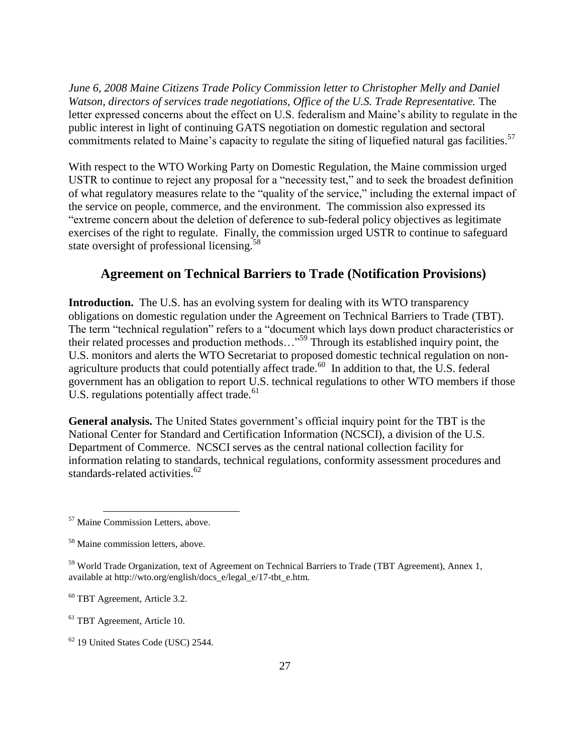*June 6, 2008 Maine Citizens Trade Policy Commission letter to Christopher Melly and Daniel Watson, directors of services trade negotiations, Office of the U.S. Trade Representative.* The letter expressed concerns about the effect on U.S. federalism and Maine's ability to regulate in the public interest in light of continuing GATS negotiation on domestic regulation and sectoral commitments related to Maine's capacity to regulate the siting of liquefied natural gas facilities.[57]

With respect to the WTO Working Party on Domestic Regulation, the Maine commission urged USTR to continue to reject any proposal for a "necessity test," and to seek the broadest definition of what regulatory measures relate to the "quality of the service," including the external impact of the service on people, commerce, and the environment. The commission also expressed its "extreme concern about the deletion of deference to sub-federal policy objectives as legitimate exercises of the right to regulate. Finally, the commission urged USTR to continue to safeguard state oversight of professional licensing.[58]

## Agreement on Technical Barriers to Trade (Notification Provisions)

**Introduction.** The U.S. has an evolving system for dealing with its WTO transparency obligations on domestic regulation under the Agreement on Technical Barriers to Trade (TBT). The term "technical regulation" refers to a "document which lays down product characteristics or their related processes and production methods…"[59] Through its established inquiry point, the U.S. monitors and alerts the WTO Secretariat to proposed domestic technical regulation on non-agriculture products that could potentially affect trade.[60] In addition to that, the U.S. federal government has an obligation to report U.S. technical regulations to other WTO members if those U.S. regulations potentially affect trade.[61]

**General analysis.** The United States government's official inquiry point for the TBT is the National Center for Standard and Certification Information (NCSCI), a division of the U.S. Department of Commerce. NCSCI serves as the central national collection facility for information relating to standards, technical regulations, conformity assessment procedures and standards-related activities.[62]

---

[57] Maine Commission Letters, above.

[58] Maine commission letters, above.

[59] World Trade Organization, text of Agreement on Technical Barriers to Trade (TBT Agreement), Annex 1, available at http://wto.org/english/docs_e/legal_e/17-tbt_e.htm.

[60] TBT Agreement, Article 3.2.

[61] TBT Agreement, Article 10.

[62] 19 United States Code (USC) 2544.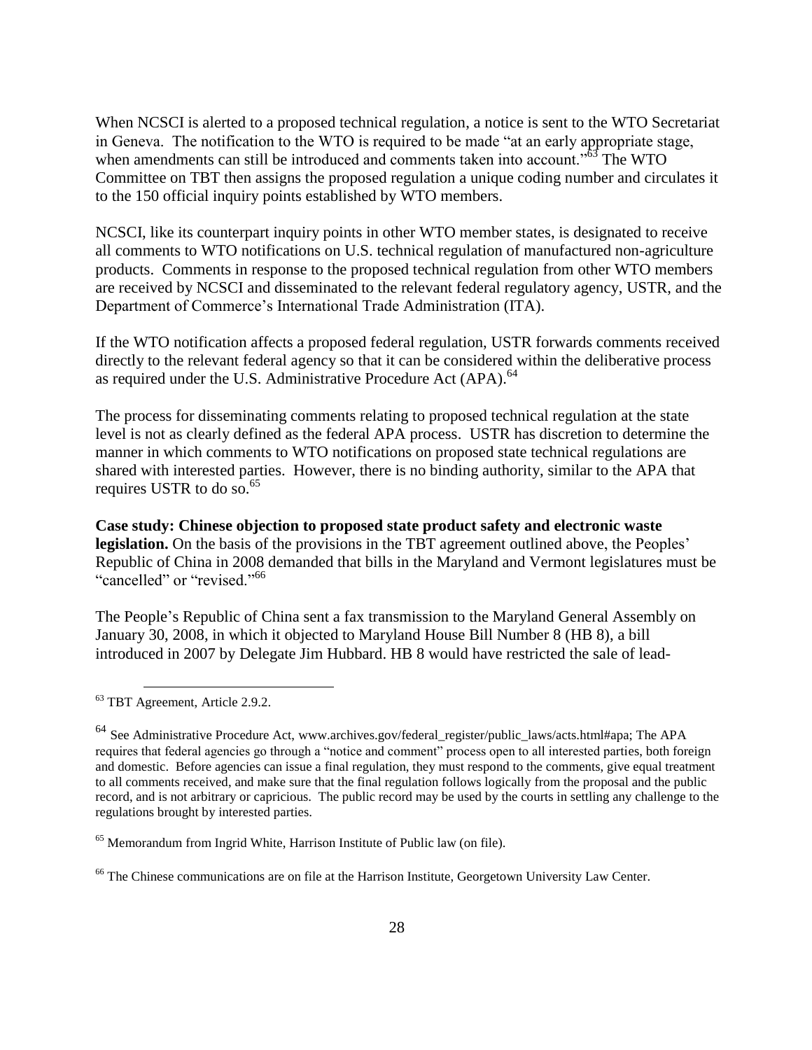When NCSCI is alerted to a proposed technical regulation, a notice is sent to the WTO Secretariat in Geneva. The notification to the WTO is required to be made "at an early appropriate stage, when amendments can still be introduced and comments taken into account."[63] The WTO Committee on TBT then assigns the proposed regulation a unique coding number and circulates it to the 150 official inquiry points established by WTO members.

NCSCI, like its counterpart inquiry points in other WTO member states, is designated to receive all comments to WTO notifications on U.S. technical regulation of manufactured non-agriculture products. Comments in response to the proposed technical regulation from other WTO members are received by NCSCI and disseminated to the relevant federal regulatory agency, USTR, and the Department of Commerce's International Trade Administration (ITA).

If the WTO notification affects a proposed federal regulation, USTR forwards comments received directly to the relevant federal agency so that it can be considered within the deliberative process as required under the U.S. Administrative Procedure Act (APA).[64]

The process for disseminating comments relating to proposed technical regulation at the state level is not as clearly defined as the federal APA process. USTR has discretion to determine the manner in which comments to WTO notifications on proposed state technical regulations are shared with interested parties. However, there is no binding authority, similar to the APA that requires USTR to do so.[65]

**Case study: Chinese objection to proposed state product safety and electronic waste legislation.** On the basis of the provisions in the TBT agreement outlined above, the Peoples' Republic of China in 2008 demanded that bills in the Maryland and Vermont legislatures must be "cancelled" or "revised."[66]

The People's Republic of China sent a fax transmission to the Maryland General Assembly on January 30, 2008, in which it objected to Maryland House Bill Number 8 (HB 8), a bill introduced in 2007 by Delegate Jim Hubbard. HB 8 would have restricted the sale of lead-

---

[63] TBT Agreement, Article 2.9.2.

[64] See Administrative Procedure Act, www.archives.gov/federal_register/public_laws/acts.html#apa; The APA requires that federal agencies go through a "notice and comment" process open to all interested parties, both foreign and domestic. Before agencies can issue a final regulation, they must respond to the comments, give equal treatment to all comments received, and make sure that the final regulation follows logically from the proposal and the public record, and is not arbitrary or capricious. The public record may be used by the courts in settling any challenge to the regulations brought by interested parties.

[65] Memorandum from Ingrid White, Harrison Institute of Public law (on file).

[66] The Chinese communications are on file at the Harrison Institute, Georgetown University Law Center.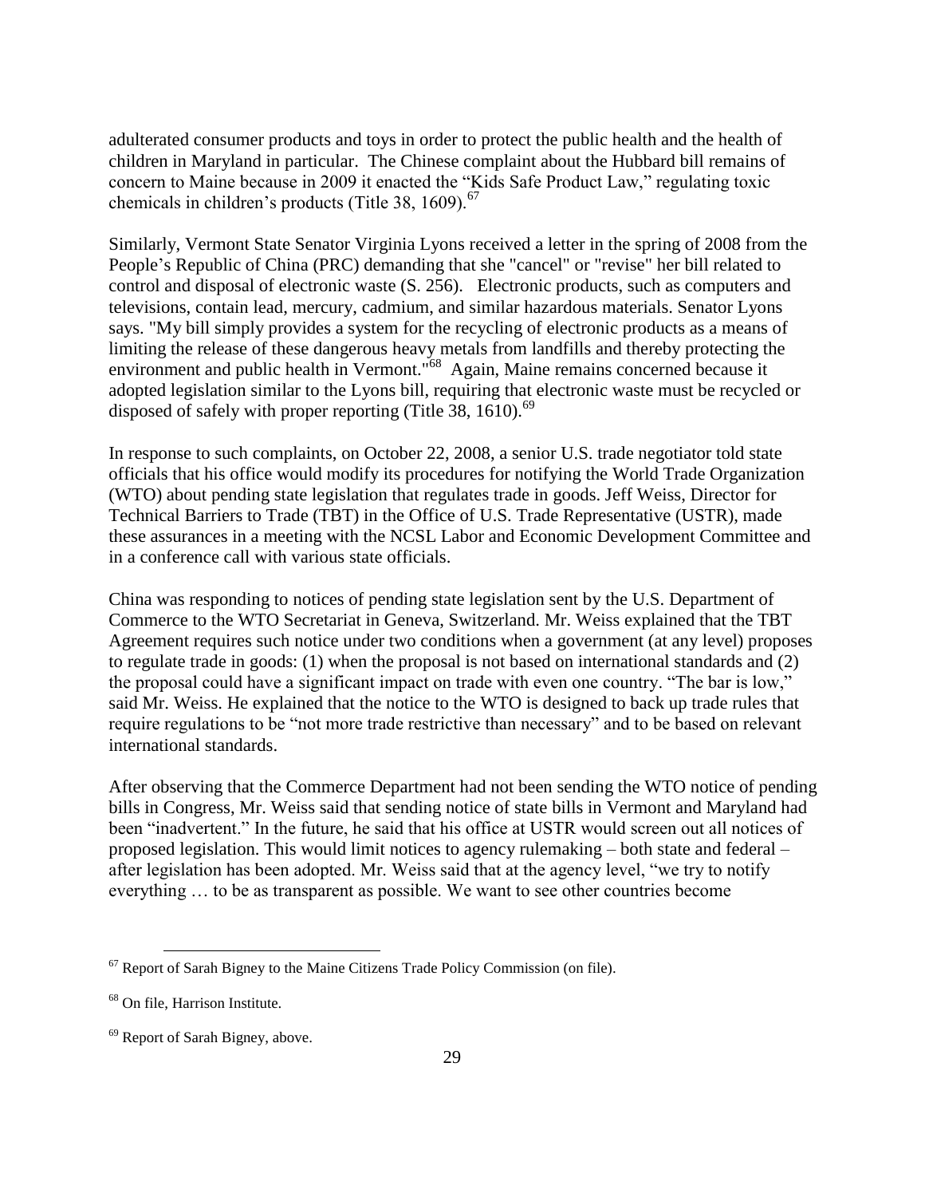adulterated consumer products and toys in order to protect the public health and the health of children in Maryland in particular. The Chinese complaint about the Hubbard bill remains of concern to Maine because in 2009 it enacted the "Kids Safe Product Law," regulating toxic chemicals in children's products (Title 38, 1609).[67]

Similarly, Vermont State Senator Virginia Lyons received a letter in the spring of 2008 from the People's Republic of China (PRC) demanding that she "cancel" or "revise" her bill related to control and disposal of electronic waste (S. 256). Electronic products, such as computers and televisions, contain lead, mercury, cadmium, and similar hazardous materials. Senator Lyons says. "My bill simply provides a system for the recycling of electronic products as a means of limiting the release of these dangerous heavy metals from landfills and thereby protecting the environment and public health in Vermont."[68] Again, Maine remains concerned because it adopted legislation similar to the Lyons bill, requiring that electronic waste must be recycled or disposed of safely with proper reporting (Title 38, 1610).[69]

In response to such complaints, on October 22, 2008, a senior U.S. trade negotiator told state officials that his office would modify its procedures for notifying the World Trade Organization (WTO) about pending state legislation that regulates trade in goods. Jeff Weiss, Director for Technical Barriers to Trade (TBT) in the Office of U.S. Trade Representative (USTR), made these assurances in a meeting with the NCSL Labor and Economic Development Committee and in a conference call with various state officials.

China was responding to notices of pending state legislation sent by the U.S. Department of Commerce to the WTO Secretariat in Geneva, Switzerland. Mr. Weiss explained that the TBT Agreement requires such notice under two conditions when a government (at any level) proposes to regulate trade in goods: (1) when the proposal is not based on international standards and (2) the proposal could have a significant impact on trade with even one country. "The bar is low," said Mr. Weiss. He explained that the notice to the WTO is designed to back up trade rules that require regulations to be "not more trade restrictive than necessary" and to be based on relevant international standards.

After observing that the Commerce Department had not been sending the WTO notice of pending bills in Congress, Mr. Weiss said that sending notice of state bills in Vermont and Maryland had been "inadvertent." In the future, he said that his office at USTR would screen out all notices of proposed legislation. This would limit notices to agency rulemaking – both state and federal – after legislation has been adopted. Mr. Weiss said that at the agency level, "we try to notify everything … to be as transparent as possible. We want to see other countries become

[67] Report of Sarah Bigney to the Maine Citizens Trade Policy Commission (on file).

[68] On file, Harrison Institute.

[69] Report of Sarah Bigney, above.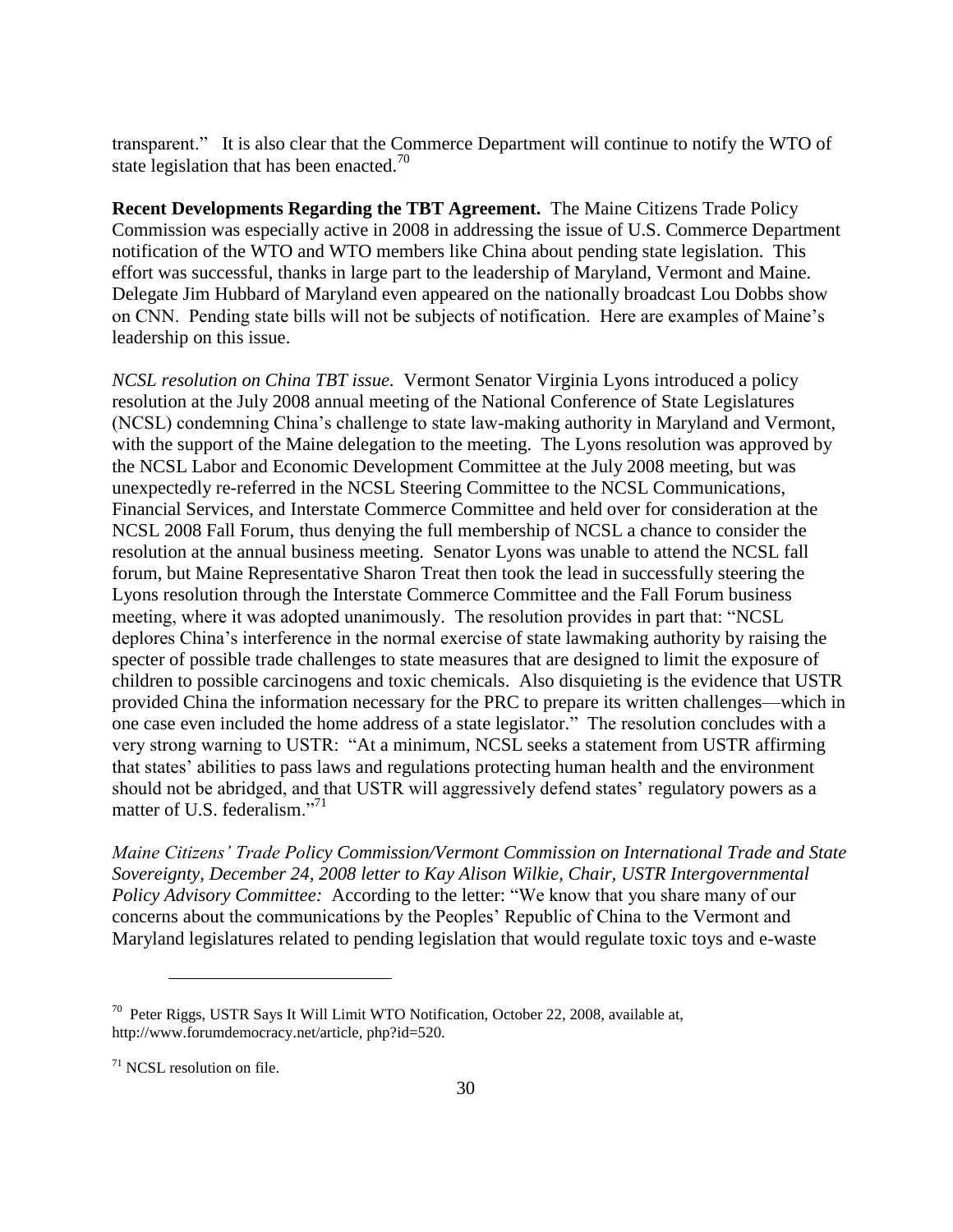transparent." It is also clear that the Commerce Department will continue to notify the WTO of state legislation that has been enacted.[70]

**Recent Developments Regarding the TBT Agreement.** The Maine Citizens Trade Policy Commission was especially active in 2008 in addressing the issue of U.S. Commerce Department notification of the WTO and WTO members like China about pending state legislation. This effort was successful, thanks in large part to the leadership of Maryland, Vermont and Maine. Delegate Jim Hubbard of Maryland even appeared on the nationally broadcast Lou Dobbs show on CNN. Pending state bills will not be subjects of notification. Here are examples of Maine's leadership on this issue.

*NCSL resolution on China TBT issue.* Vermont Senator Virginia Lyons introduced a policy resolution at the July 2008 annual meeting of the National Conference of State Legislatures (NCSL) condemning China's challenge to state law-making authority in Maryland and Vermont, with the support of the Maine delegation to the meeting. The Lyons resolution was approved by the NCSL Labor and Economic Development Committee at the July 2008 meeting, but was unexpectedly re-referred in the NCSL Steering Committee to the NCSL Communications, Financial Services, and Interstate Commerce Committee and held over for consideration at the NCSL 2008 Fall Forum, thus denying the full membership of NCSL a chance to consider the resolution at the annual business meeting. Senator Lyons was unable to attend the NCSL fall forum, but Maine Representative Sharon Treat then took the lead in successfully steering the Lyons resolution through the Interstate Commerce Committee and the Fall Forum business meeting, where it was adopted unanimously. The resolution provides in part that: "NCSL deplores China's interference in the normal exercise of state lawmaking authority by raising the specter of possible trade challenges to state measures that are designed to limit the exposure of children to possible carcinogens and toxic chemicals. Also disquieting is the evidence that USTR provided China the information necessary for the PRC to prepare its written challenges—which in one case even included the home address of a state legislator." The resolution concludes with a very strong warning to USTR: "At a minimum, NCSL seeks a statement from USTR affirming that states' abilities to pass laws and regulations protecting human health and the environment should not be abridged, and that USTR will aggressively defend states' regulatory powers as a matter of U.S. federalism."[71]

*Maine Citizens' Trade Policy Commission/Vermont Commission on International Trade and State Sovereignty, December 24, 2008 letter to Kay Alison Wilkie, Chair, USTR Intergovernmental Policy Advisory Committee:* According to the letter: "We know that you share many of our concerns about the communications by the Peoples' Republic of China to the Vermont and Maryland legislatures related to pending legislation that would regulate toxic toys and e-waste

---

[70] Peter Riggs, USTR Says It Will Limit WTO Notification, October 22, 2008, available at, http://www.forumdemocracy.net/article, php?id=520.

[71] NCSL resolution on file.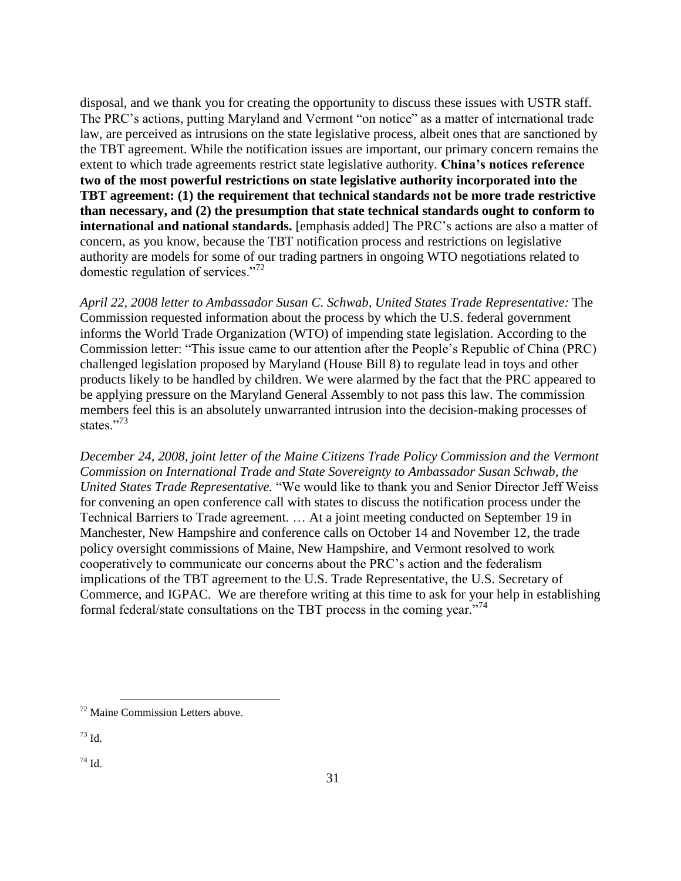disposal, and we thank you for creating the opportunity to discuss these issues with USTR staff. The PRC's actions, putting Maryland and Vermont "on notice" as a matter of international trade law, are perceived as intrusions on the state legislative process, albeit ones that are sanctioned by the TBT agreement. While the notification issues are important, our primary concern remains the extent to which trade agreements restrict state legislative authority. **China's notices reference two of the most powerful restrictions on state legislative authority incorporated into the TBT agreement: (1) the requirement that technical standards not be more trade restrictive than necessary, and (2) the presumption that state technical standards ought to conform to international and national standards.** [emphasis added] The PRC's actions are also a matter of concern, as you know, because the TBT notification process and restrictions on legislative authority are models for some of our trading partners in ongoing WTO negotiations related to domestic regulation of services."[72]

*April 22, 2008 letter to Ambassador Susan C. Schwab, United States Trade Representative:* The Commission requested information about the process by which the U.S. federal government informs the World Trade Organization (WTO) of impending state legislation. According to the Commission letter: "This issue came to our attention after the People's Republic of China (PRC) challenged legislation proposed by Maryland (House Bill 8) to regulate lead in toys and other products likely to be handled by children. We were alarmed by the fact that the PRC appeared to be applying pressure on the Maryland General Assembly to not pass this law. The commission members feel this is an absolutely unwarranted intrusion into the decision-making processes of states."[73]

*December 24, 2008, joint letter of the Maine Citizens Trade Policy Commission and the Vermont Commission on International Trade and State Sovereignty to Ambassador Susan Schwab, the United States Trade Representative.* "We would like to thank you and Senior Director Jeff Weiss for convening an open conference call with states to discuss the notification process under the Technical Barriers to Trade agreement. … At a joint meeting conducted on September 19 in Manchester, New Hampshire and conference calls on October 14 and November 12, the trade policy oversight commissions of Maine, New Hampshire, and Vermont resolved to work cooperatively to communicate our concerns about the PRC's action and the federalism implications of the TBT agreement to the U.S. Trade Representative, the U.S. Secretary of Commerce, and IGPAC. We are therefore writing at this time to ask for your help in establishing formal federal/state consultations on the TBT process in the coming year."[74]

---

[72] Maine Commission Letters above.

[73] Id.

[74] Id.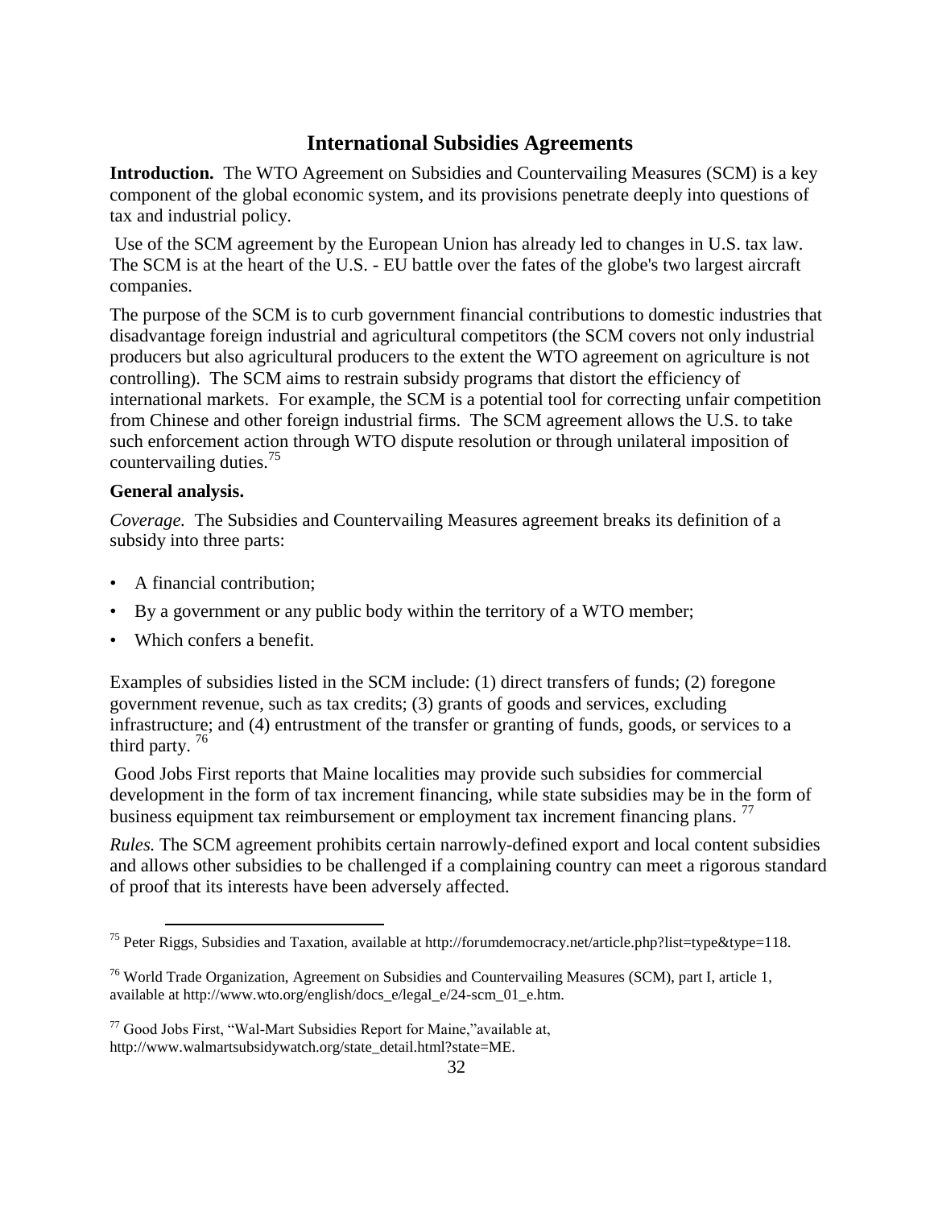# International Subsidies Agreements

**Introduction.** The WTO Agreement on Subsidies and Countervailing Measures (SCM) is a key component of the global economic system, and its provisions penetrate deeply into questions of tax and industrial policy.

Use of the SCM agreement by the European Union has already led to changes in U.S. tax law. The SCM is at the heart of the U.S. - EU battle over the fates of the globe's two largest aircraft companies.

The purpose of the SCM is to curb government financial contributions to domestic industries that disadvantage foreign industrial and agricultural competitors (the SCM covers not only industrial producers but also agricultural producers to the extent the WTO agreement on agriculture is not controlling). The SCM aims to restrain subsidy programs that distort the efficiency of international markets. For example, the SCM is a potential tool for correcting unfair competition from Chinese and other foreign industrial firms. The SCM agreement allows the U.S. to take such enforcement action through WTO dispute resolution or through unilateral imposition of countervailing duties.[75]

**General analysis.**

*Coverage.* The Subsidies and Countervailing Measures agreement breaks its definition of a subsidy into three parts:

- A financial contribution;
- By a government or any public body within the territory of a WTO member;
- Which confers a benefit.

Examples of subsidies listed in the SCM include: (1) direct transfers of funds; (2) foregone government revenue, such as tax credits; (3) grants of goods and services, excluding infrastructure; and (4) entrustment of the transfer or granting of funds, goods, or services to a third party. [76]

Good Jobs First reports that Maine localities may provide such subsidies for commercial development in the form of tax increment financing, while state subsidies may be in the form of business equipment tax reimbursement or employment tax increment financing plans. [77]

*Rules.* The SCM agreement prohibits certain narrowly-defined export and local content subsidies and allows other subsidies to be challenged if a complaining country can meet a rigorous standard of proof that its interests have been adversely affected.

---

[75] Peter Riggs, Subsidies and Taxation, available at http://forumdemocracy.net/article.php?list=type&type=118.

[76] World Trade Organization, Agreement on Subsidies and Countervailing Measures (SCM), part I, article 1, available at http://www.wto.org/english/docs_e/legal_e/24-scm_01_e.htm.

[77] Good Jobs First, "Wal-Mart Subsidies Report for Maine," available at, http://www.walmartsubsidywatch.org/state_detail.html?state=ME.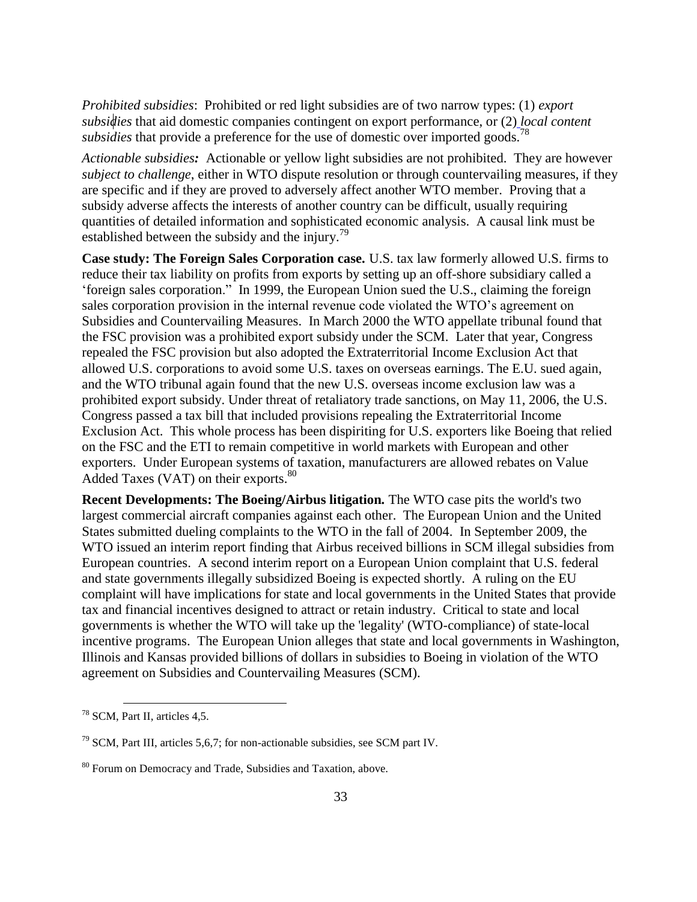*Prohibited subsidies*: Prohibited or red light subsidies are of two narrow types: (1) *export subsidies* that aid domestic companies contingent on export performance, or (2) *local content subsidies* that provide a preference for the use of domestic over imported goods.[78]

*Actionable subsidies:* Actionable or yellow light subsidies are not prohibited. They are however *subject to challenge*, either in WTO dispute resolution or through countervailing measures, if they are specific and if they are proved to adversely affect another WTO member. Proving that a subsidy adverse affects the interests of another country can be difficult, usually requiring quantities of detailed information and sophisticated economic analysis. A causal link must be established between the subsidy and the injury.[79]

**Case study: The Foreign Sales Corporation case.** U.S. tax law formerly allowed U.S. firms to reduce their tax liability on profits from exports by setting up an off-shore subsidiary called a 'foreign sales corporation." In 1999, the European Union sued the U.S., claiming the foreign sales corporation provision in the internal revenue code violated the WTO's agreement on Subsidies and Countervailing Measures. In March 2000 the WTO appellate tribunal found that the FSC provision was a prohibited export subsidy under the SCM. Later that year, Congress repealed the FSC provision but also adopted the Extraterritorial Income Exclusion Act that allowed U.S. corporations to avoid some U.S. taxes on overseas earnings. The E.U. sued again, and the WTO tribunal again found that the new U.S. overseas income exclusion law was a prohibited export subsidy. Under threat of retaliatory trade sanctions, on May 11, 2006, the U.S. Congress passed a tax bill that included provisions repealing the Extraterritorial Income Exclusion Act. This whole process has been dispiriting for U.S. exporters like Boeing that relied on the FSC and the ETI to remain competitive in world markets with European and other exporters. Under European systems of taxation, manufacturers are allowed rebates on Value Added Taxes (VAT) on their exports.[80]

**Recent Developments: The Boeing/Airbus litigation.** The WTO case pits the world's two largest commercial aircraft companies against each other. The European Union and the United States submitted dueling complaints to the WTO in the fall of 2004. In September 2009, the WTO issued an interim report finding that Airbus received billions in SCM illegal subsidies from European countries. A second interim report on a European Union complaint that U.S. federal and state governments illegally subsidized Boeing is expected shortly. A ruling on the EU complaint will have implications for state and local governments in the United States that provide tax and financial incentives designed to attract or retain industry. Critical to state and local governments is whether the WTO will take up the 'legality' (WTO-compliance) of state-local incentive programs. The European Union alleges that state and local governments in Washington, Illinois and Kansas provided billions of dollars in subsidies to Boeing in violation of the WTO agreement on Subsidies and Countervailing Measures (SCM).

---

[78] SCM, Part II, articles 4,5.

[79] SCM, Part III, articles 5,6,7; for non-actionable subsidies, see SCM part IV.

[80] Forum on Democracy and Trade, Subsidies and Taxation, above.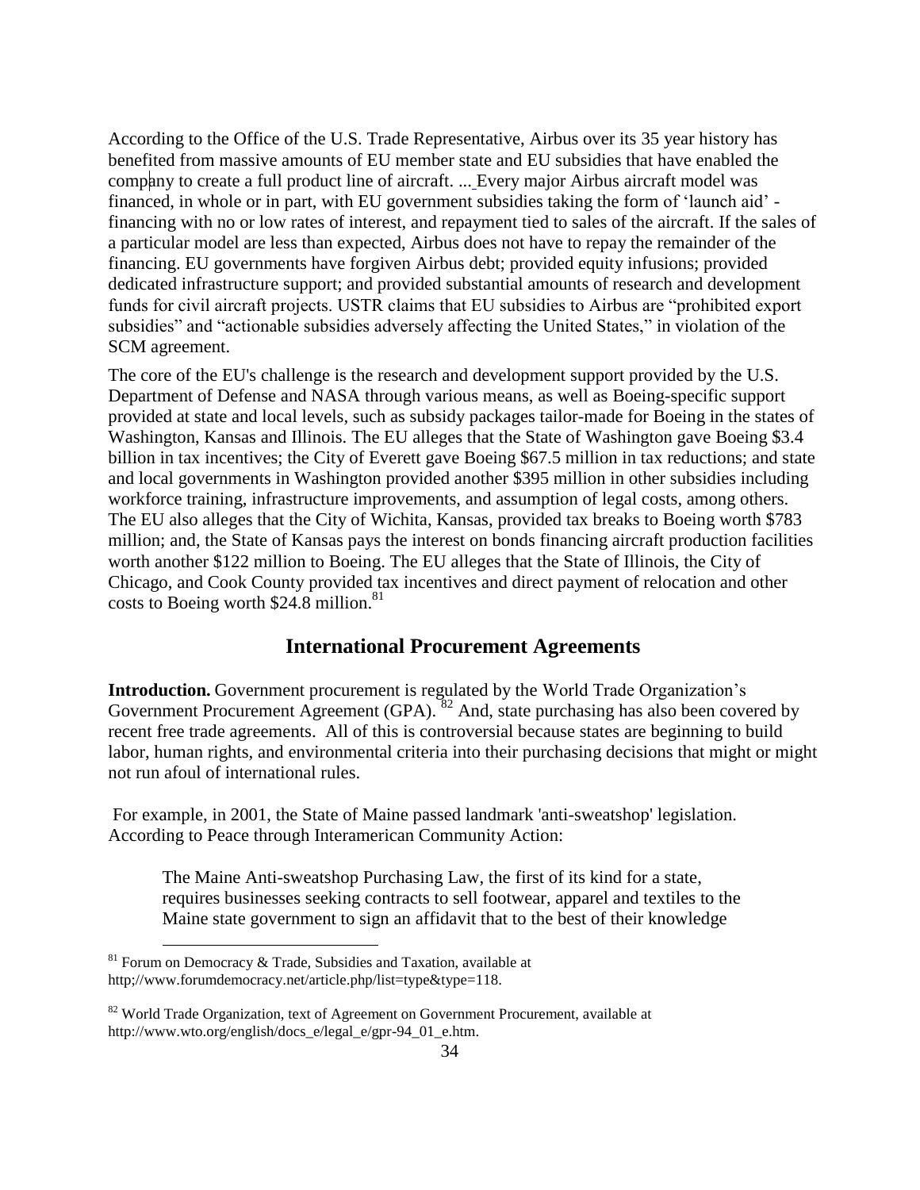According to the Office of the U.S. Trade Representative, Airbus over its 35 year history has benefited from massive amounts of EU member state and EU subsidies that have enabled the company to create a full product line of aircraft. ... Every major Airbus aircraft model was financed, in whole or in part, with EU government subsidies taking the form of 'launch aid' - financing with no or low rates of interest, and repayment tied to sales of the aircraft. If the sales of a particular model are less than expected, Airbus does not have to repay the remainder of the financing. EU governments have forgiven Airbus debt; provided equity infusions; provided dedicated infrastructure support; and provided substantial amounts of research and development funds for civil aircraft projects. USTR claims that EU subsidies to Airbus are "prohibited export subsidies" and "actionable subsidies adversely affecting the United States," in violation of the SCM agreement.

The core of the EU's challenge is the research and development support provided by the U.S. Department of Defense and NASA through various means, as well as Boeing-specific support provided at state and local levels, such as subsidy packages tailor-made for Boeing in the states of Washington, Kansas and Illinois. The EU alleges that the State of Washington gave Boeing $3.4 billion in tax incentives; the City of Everett gave Boeing $67.5 million in tax reductions; and state and local governments in Washington provided another $395 million in other subsidies including workforce training, infrastructure improvements, and assumption of legal costs, among others. The EU also alleges that the City of Wichita, Kansas, provided tax breaks to Boeing worth $783 million; and, the State of Kansas pays the interest on bonds financing aircraft production facilities worth another $122 million to Boeing. The EU alleges that the State of Illinois, the City of Chicago, and Cook County provided tax incentives and direct payment of relocation and other costs to Boeing worth $24.8 million.[81]

## International Procurement Agreements

**Introduction.** Government procurement is regulated by the World Trade Organization's Government Procurement Agreement (GPA).[82] And, state purchasing has also been covered by recent free trade agreements. All of this is controversial because states are beginning to build labor, human rights, and environmental criteria into their purchasing decisions that might or might not run afoul of international rules.

For example, in 2001, the State of Maine passed landmark 'anti-sweatshop' legislation. According to Peace through Interamerican Community Action:

> The Maine Anti-sweatshop Purchasing Law, the first of its kind for a state, requires businesses seeking contracts to sell footwear, apparel and textiles to the Maine state government to sign an affidavit that to the best of their knowledge

---

[81] Forum on Democracy & Trade, Subsidies and Taxation, available at http;//www.forumdemocracy.net/article.php/list=type&type=118.

[82] World Trade Organization, text of Agreement on Government Procurement, available at http://www.wto.org/english/docs_e/legal_e/gpr-94_01_e.htm.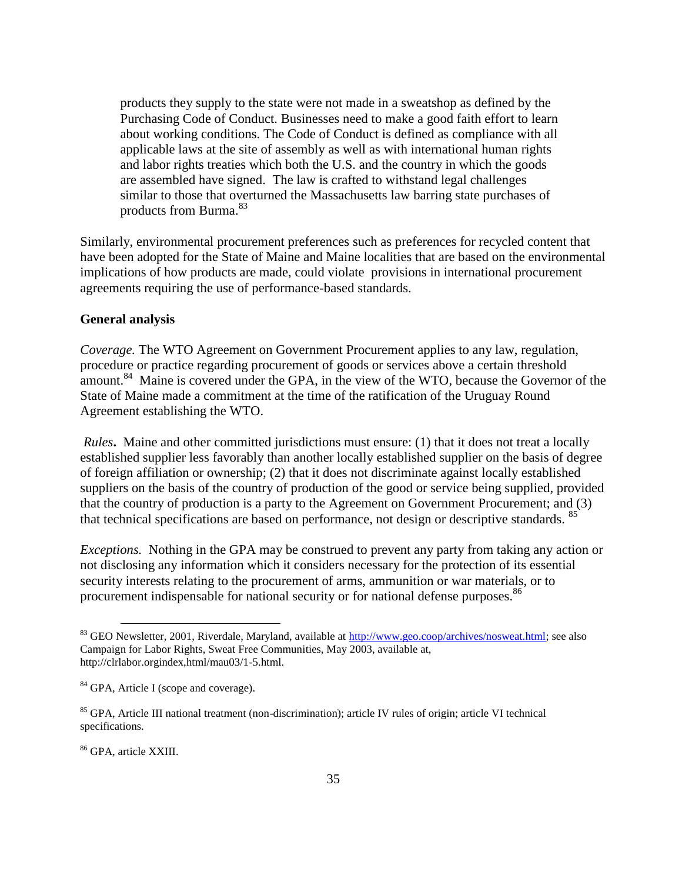> products they supply to the state were not made in a sweatshop as defined by the Purchasing Code of Conduct. Businesses need to make a good faith effort to learn about working conditions. The Code of Conduct is defined as compliance with all applicable laws at the site of assembly as well as with international human rights and labor rights treaties which both the U.S. and the country in which the goods are assembled have signed. The law is crafted to withstand legal challenges similar to those that overturned the Massachusetts law barring state purchases of products from Burma.[83]

Similarly, environmental procurement preferences such as preferences for recycled content that have been adopted for the State of Maine and Maine localities that are based on the environmental implications of how products are made, could violate provisions in international procurement agreements requiring the use of performance-based standards.

**General analysis**

*Coverage.* The WTO Agreement on Government Procurement applies to any law, regulation, procedure or practice regarding procurement of goods or services above a certain threshold amount.[84] Maine is covered under the GPA, in the view of the WTO, because the Governor of the State of Maine made a commitment at the time of the ratification of the Uruguay Round Agreement establishing the WTO.

*Rules***.** Maine and other committed jurisdictions must ensure: (1) that it does not treat a locally established supplier less favorably than another locally established supplier on the basis of degree of foreign affiliation or ownership; (2) that it does not discriminate against locally established suppliers on the basis of the country of production of the good or service being supplied, provided that the country of production is a party to the Agreement on Government Procurement; and (3) that technical specifications are based on performance, not design or descriptive standards.[85]

*Exceptions.* Nothing in the GPA may be construed to prevent any party from taking any action or not disclosing any information which it considers necessary for the protection of its essential security interests relating to the procurement of arms, ammunition or war materials, or to procurement indispensable for national security or for national defense purposes.[86]

---

[83] GEO Newsletter, 2001, Riverdale, Maryland, available at http://www.geo.coop/archives/nosweat.html; see also Campaign for Labor Rights, Sweat Free Communities, May 2003, available at, http://clrlabor.orgindex,html/mau03/1-5.html.

[84] GPA, Article I (scope and coverage).

[85] GPA, Article III national treatment (non-discrimination); article IV rules of origin; article VI technical specifications.

[86] GPA, article XXIII.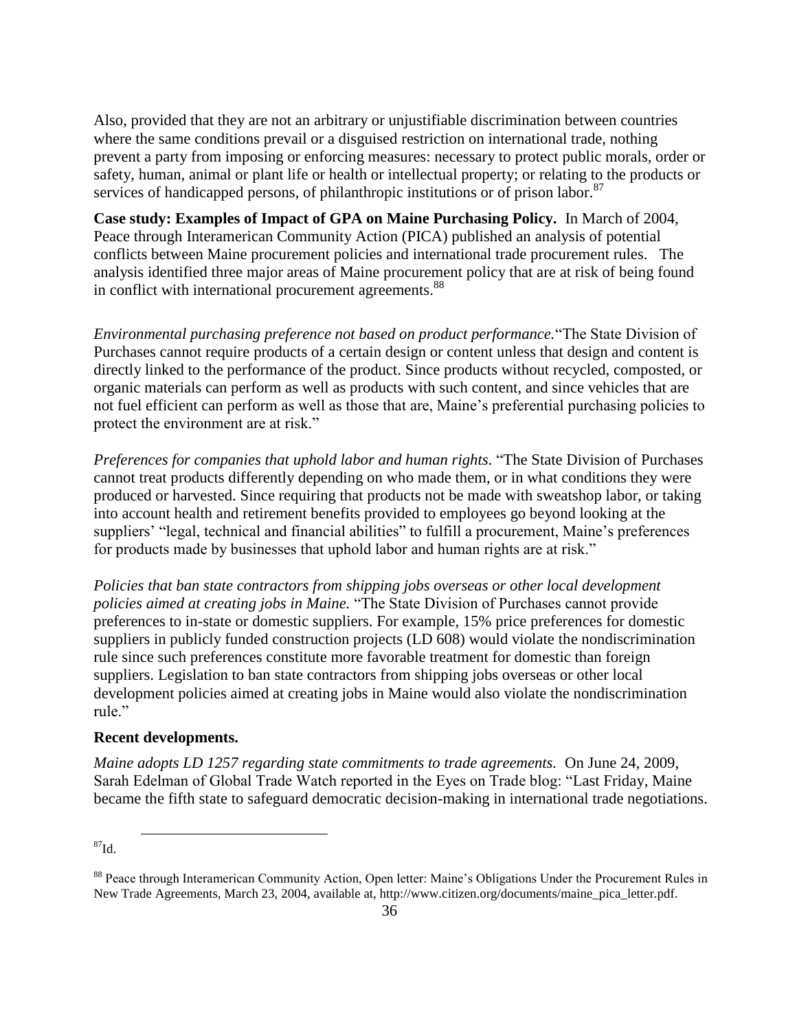Also, provided that they are not an arbitrary or unjustifiable discrimination between countries where the same conditions prevail or a disguised restriction on international trade, nothing prevent a party from imposing or enforcing measures: necessary to protect public morals, order or safety, human, animal or plant life or health or intellectual property; or relating to the products or services of handicapped persons, of philanthropic institutions or of prison labor.[87]

**Case study: Examples of Impact of GPA on Maine Purchasing Policy.** In March of 2004, Peace through Interamerican Community Action (PICA) published an analysis of potential conflicts between Maine procurement policies and international trade procurement rules. The analysis identified three major areas of Maine procurement policy that are at risk of being found in conflict with international procurement agreements.[88]

*Environmental purchasing preference not based on product performance.* "The State Division of Purchases cannot require products of a certain design or content unless that design and content is directly linked to the performance of the product. Since products without recycled, composted, or organic materials can perform as well as products with such content, and since vehicles that are not fuel efficient can perform as well as those that are, Maine's preferential purchasing policies to protect the environment are at risk."

*Preferences for companies that uphold labor and human rights.* "The State Division of Purchases cannot treat products differently depending on who made them, or in what conditions they were produced or harvested. Since requiring that products not be made with sweatshop labor, or taking into account health and retirement benefits provided to employees go beyond looking at the suppliers' "legal, technical and financial abilities" to fulfill a procurement, Maine's preferences for products made by businesses that uphold labor and human rights are at risk."

*Policies that ban state contractors from shipping jobs overseas or other local development policies aimed at creating jobs in Maine.* "The State Division of Purchases cannot provide preferences to in-state or domestic suppliers. For example, 15% price preferences for domestic suppliers in publicly funded construction projects (LD 608) would violate the nondiscrimination rule since such preferences constitute more favorable treatment for domestic than foreign suppliers. Legislation to ban state contractors from shipping jobs overseas or other local development policies aimed at creating jobs in Maine would also violate the nondiscrimination rule."

**Recent developments.**

*Maine adopts LD 1257 regarding state commitments to trade agreements.* On June 24, 2009, Sarah Edelman of Global Trade Watch reported in the Eyes on Trade blog: "Last Friday, Maine became the fifth state to safeguard democratic decision-making in international trade negotiations.

---

[87] Id.

[88] Peace through Interamerican Community Action, Open letter: Maine's Obligations Under the Procurement Rules in New Trade Agreements, March 23, 2004, available at, http://www.citizen.org/documents/maine_pica_letter.pdf.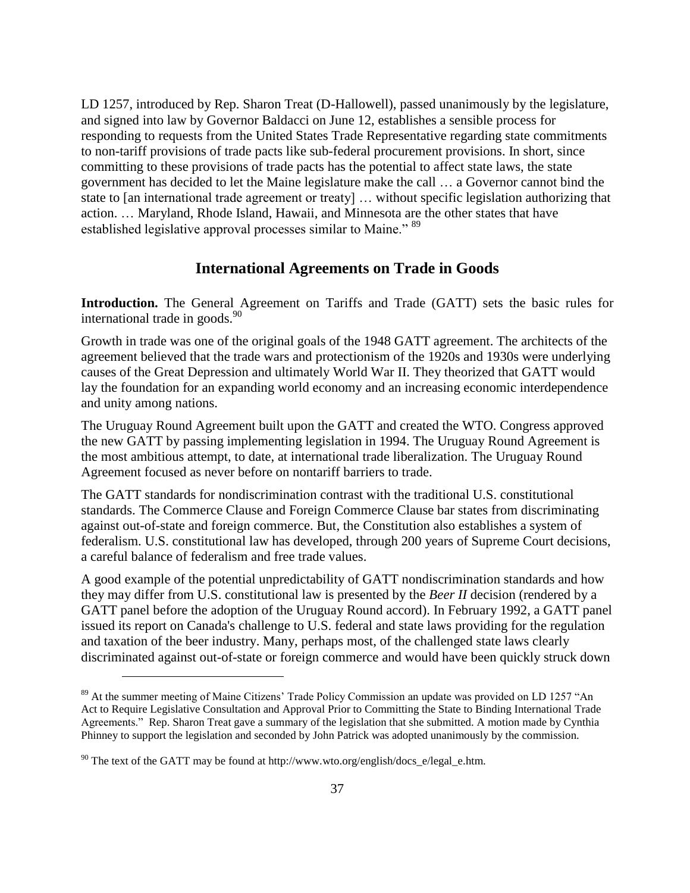LD 1257, introduced by Rep. Sharon Treat (D-Hallowell), passed unanimously by the legislature, and signed into law by Governor Baldacci on June 12, establishes a sensible process for responding to requests from the United States Trade Representative regarding state commitments to non-tariff provisions of trade pacts like sub-federal procurement provisions. In short, since committing to these provisions of trade pacts has the potential to affect state laws, the state government has decided to let the Maine legislature make the call … a Governor cannot bind the state to [an international trade agreement or treaty] … without specific legislation authorizing that action. … Maryland, Rhode Island, Hawaii, and Minnesota are the other states that have established legislative approval processes similar to Maine." [89]

## International Agreements on Trade in Goods

**Introduction.** The General Agreement on Tariffs and Trade (GATT) sets the basic rules for international trade in goods.[90]

Growth in trade was one of the original goals of the 1948 GATT agreement. The architects of the agreement believed that the trade wars and protectionism of the 1920s and 1930s were underlying causes of the Great Depression and ultimately World War II. They theorized that GATT would lay the foundation for an expanding world economy and an increasing economic interdependence and unity among nations.

The Uruguay Round Agreement built upon the GATT and created the WTO. Congress approved the new GATT by passing implementing legislation in 1994. The Uruguay Round Agreement is the most ambitious attempt, to date, at international trade liberalization. The Uruguay Round Agreement focused as never before on nontariff barriers to trade.

The GATT standards for nondiscrimination contrast with the traditional U.S. constitutional standards. The Commerce Clause and Foreign Commerce Clause bar states from discriminating against out-of-state and foreign commerce. But, the Constitution also establishes a system of federalism. U.S. constitutional law has developed, through 200 years of Supreme Court decisions, a careful balance of federalism and free trade values.

A good example of the potential unpredictability of GATT nondiscrimination standards and how they may differ from U.S. constitutional law is presented by the *Beer II* decision (rendered by a GATT panel before the adoption of the Uruguay Round accord). In February 1992, a GATT panel issued its report on Canada's challenge to U.S. federal and state laws providing for the regulation and taxation of the beer industry. Many, perhaps most, of the challenged state laws clearly discriminated against out-of-state or foreign commerce and would have been quickly struck down

---

[89] At the summer meeting of Maine Citizens' Trade Policy Commission an update was provided on LD 1257 "An Act to Require Legislative Consultation and Approval Prior to Committing the State to Binding International Trade Agreements." Rep. Sharon Treat gave a summary of the legislation that she submitted. A motion made by Cynthia Phinney to support the legislation and seconded by John Patrick was adopted unanimously by the commission.

[90] The text of the GATT may be found at http://www.wto.org/english/docs_e/legal_e.htm.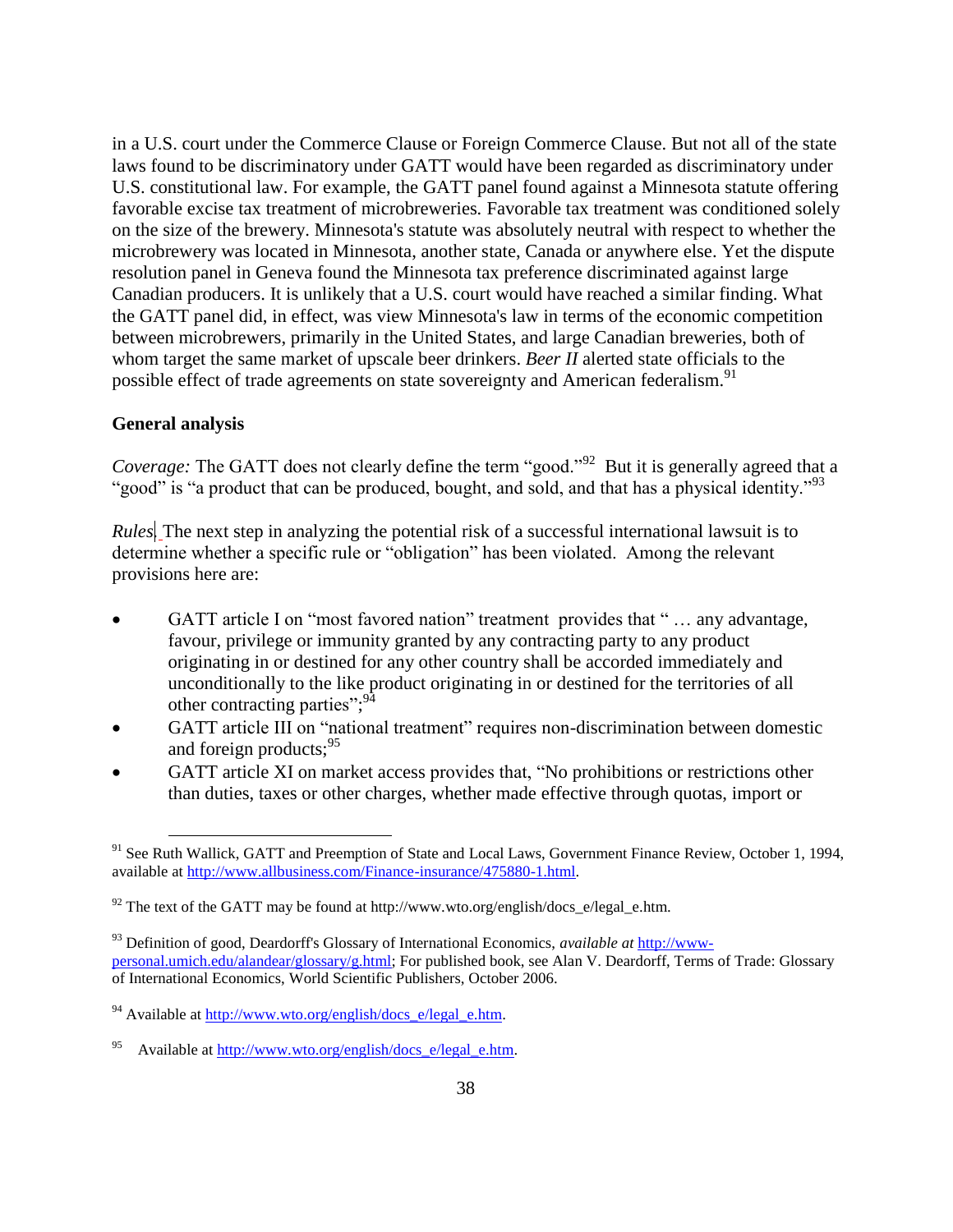in a U.S. court under the Commerce Clause or Foreign Commerce Clause. But not all of the state laws found to be discriminatory under GATT would have been regarded as discriminatory under U.S. constitutional law. For example, the GATT panel found against a Minnesota statute offering favorable excise tax treatment of microbreweries. Favorable tax treatment was conditioned solely on the size of the brewery. Minnesota's statute was absolutely neutral with respect to whether the microbrewery was located in Minnesota, another state, Canada or anywhere else. Yet the dispute resolution panel in Geneva found the Minnesota tax preference discriminated against large Canadian producers. It is unlikely that a U.S. court would have reached a similar finding. What the GATT panel did, in effect, was view Minnesota's law in terms of the economic competition between microbrewers, primarily in the United States, and large Canadian breweries, both of whom target the same market of upscale beer drinkers. *Beer II* alerted state officials to the possible effect of trade agreements on state sovereignty and American federalism.[91]

**General analysis**

*Coverage:* The GATT does not clearly define the term "good."[92] But it is generally agreed that a "good" is "a product that can be produced, bought, and sold, and that has a physical identity."[93]

*Rules*. The next step in analyzing the potential risk of a successful international lawsuit is to determine whether a specific rule or "obligation" has been violated. Among the relevant provisions here are:

- GATT article I on "most favored nation" treatment provides that " … any advantage, favour, privilege or immunity granted by any contracting party to any product originating in or destined for any other country shall be accorded immediately and unconditionally to the like product originating in or destined for the territories of all other contracting parties";[94]
- GATT article III on "national treatment" requires non-discrimination between domestic and foreign products;[95]
- GATT article XI on market access provides that, "No prohibitions or restrictions other than duties, taxes or other charges, whether made effective through quotas, import or

---

[91] See Ruth Wallick, GATT and Preemption of State and Local Laws, Government Finance Review, October 1, 1994, available at http://www.allbusiness.com/Finance-insurance/475880-1.html.

[92] The text of the GATT may be found at http://www.wto.org/english/docs_e/legal_e.htm.

[93] Definition of good, Deardorff's Glossary of International Economics, *available at* http://www-personal.umich.edu/alandear/glossary/g.html; For published book, see Alan V. Deardorff, Terms of Trade: Glossary of International Economics, World Scientific Publishers, October 2006.

[94] Available at http://www.wto.org/english/docs_e/legal_e.htm.

[95] Available at http://www.wto.org/english/docs_e/legal_e.htm.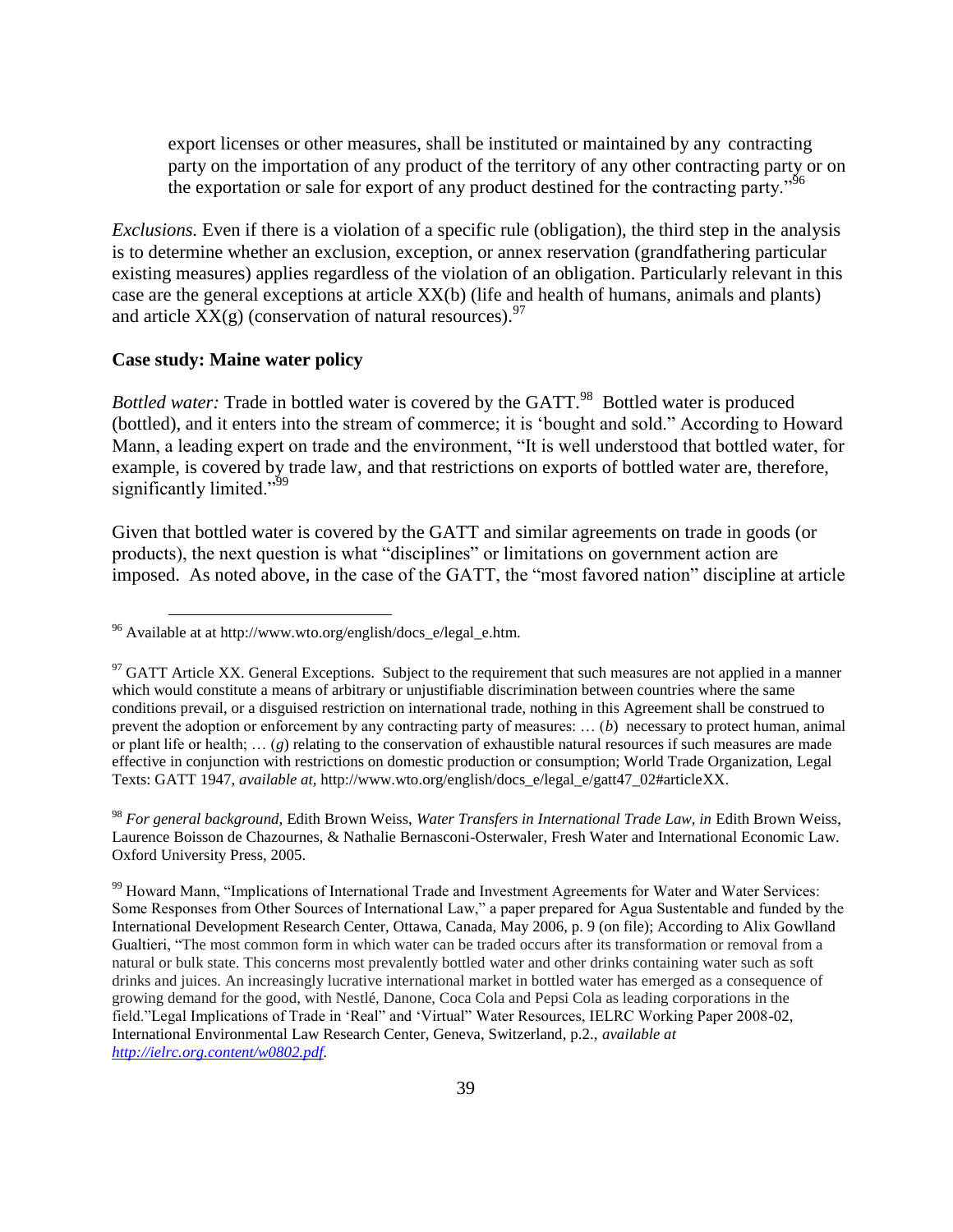> export licenses or other measures, shall be instituted or maintained by any contracting party on the importation of any product of the territory of any other contracting party or on the exportation or sale for export of any product destined for the contracting party."[96]

*Exclusions.* Even if there is a violation of a specific rule (obligation), the third step in the analysis is to determine whether an exclusion, exception, or annex reservation (grandfathering particular existing measures) applies regardless of the violation of an obligation. Particularly relevant in this case are the general exceptions at article XX(b) (life and health of humans, animals and plants) and article XX(g) (conservation of natural resources).[97]

**Case study: Maine water policy**

*Bottled water:* Trade in bottled water is covered by the GATT.[98] Bottled water is produced (bottled), and it enters into the stream of commerce; it is 'bought and sold." According to Howard Mann, a leading expert on trade and the environment, "It is well understood that bottled water, for example, is covered by trade law, and that restrictions on exports of bottled water are, therefore, significantly limited."[99]

Given that bottled water is covered by the GATT and similar agreements on trade in goods (or products), the next question is what "disciplines" or limitations on government action are imposed. As noted above, in the case of the GATT, the "most favored nation" discipline at article

---

[96] Available at at http://www.wto.org/english/docs_e/legal_e.htm.

[97] GATT Article XX. General Exceptions. Subject to the requirement that such measures are not applied in a manner which would constitute a means of arbitrary or unjustifiable discrimination between countries where the same conditions prevail, or a disguised restriction on international trade, nothing in this Agreement shall be construed to prevent the adoption or enforcement by any contracting party of measures: … (*b*) necessary to protect human, animal or plant life or health; … (*g*) relating to the conservation of exhaustible natural resources if such measures are made effective in conjunction with restrictions on domestic production or consumption; World Trade Organization, Legal Texts: GATT 1947, *available at*, http://www.wto.org/english/docs_e/legal_e/gatt47_02#articleXX.

[98] *For general background,* Edith Brown Weiss, *Water Transfers in International Trade Law, in* Edith Brown Weiss, Laurence Boisson de Chazournes, & Nathalie Bernasconi-Osterwaler, Fresh Water and International Economic Law. Oxford University Press, 2005.

[99] Howard Mann, "Implications of International Trade and Investment Agreements for Water and Water Services: Some Responses from Other Sources of International Law," a paper prepared for Agua Sustentable and funded by the International Development Research Center, Ottawa, Canada, May 2006, p. 9 (on file); According to Alix Gowlland Gualtieri, "The most common form in which water can be traded occurs after its transformation or removal from a natural or bulk state. This concerns most prevalently bottled water and other drinks containing water such as soft drinks and juices. An increasingly lucrative international market in bottled water has emerged as a consequence of growing demand for the good, with Nestlé, Danone, Coca Cola and Pepsi Cola as leading corporations in the field."Legal Implications of Trade in 'Real" and 'Virtual" Water Resources, IELRC Working Paper 2008-02, International Environmental Law Research Center, Geneva, Switzerland, p.2., *available at [http://ielrc.org.content/w0802.pdf](http://ielrc.org.content/w0802.pdf).*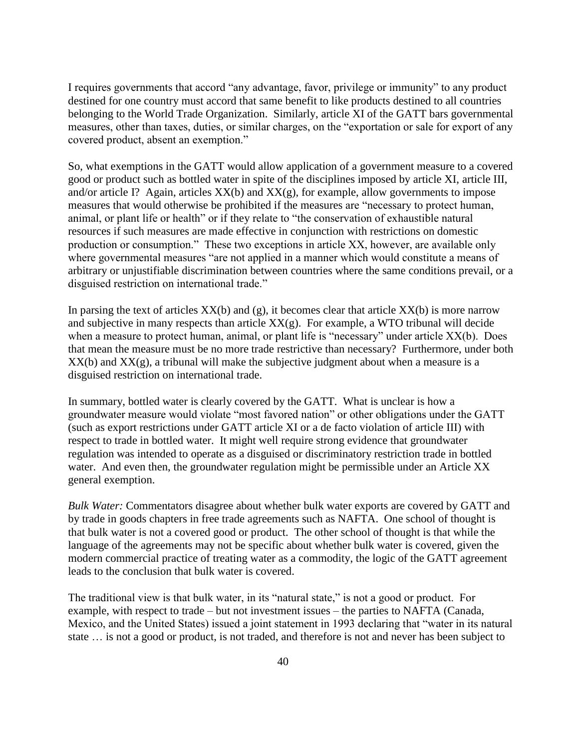I requires governments that accord "any advantage, favor, privilege or immunity" to any product destined for one country must accord that same benefit to like products destined to all countries belonging to the World Trade Organization. Similarly, article XI of the GATT bars governmental measures, other than taxes, duties, or similar charges, on the "exportation or sale for export of any covered product, absent an exemption."

So, what exemptions in the GATT would allow application of a government measure to a covered good or product such as bottled water in spite of the disciplines imposed by article XI, article III, and/or article I? Again, articles XX(b) and XX(g), for example, allow governments to impose measures that would otherwise be prohibited if the measures are "necessary to protect human, animal, or plant life or health" or if they relate to "the conservation of exhaustible natural resources if such measures are made effective in conjunction with restrictions on domestic production or consumption." These two exceptions in article XX, however, are available only where governmental measures "are not applied in a manner which would constitute a means of arbitrary or unjustifiable discrimination between countries where the same conditions prevail, or a disguised restriction on international trade."

In parsing the text of articles XX(b) and (g), it becomes clear that article XX(b) is more narrow and subjective in many respects than article XX(g). For example, a WTO tribunal will decide when a measure to protect human, animal, or plant life is "necessary" under article XX(b). Does that mean the measure must be no more trade restrictive than necessary? Furthermore, under both XX(b) and XX(g), a tribunal will make the subjective judgment about when a measure is a disguised restriction on international trade.

In summary, bottled water is clearly covered by the GATT. What is unclear is how a groundwater measure would violate "most favored nation" or other obligations under the GATT (such as export restrictions under GATT article XI or a de facto violation of article III) with respect to trade in bottled water. It might well require strong evidence that groundwater regulation was intended to operate as a disguised or discriminatory restriction trade in bottled water. And even then, the groundwater regulation might be permissible under an Article XX general exemption.

*Bulk Water:* Commentators disagree about whether bulk water exports are covered by GATT and by trade in goods chapters in free trade agreements such as NAFTA. One school of thought is that bulk water is not a covered good or product. The other school of thought is that while the language of the agreements may not be specific about whether bulk water is covered, given the modern commercial practice of treating water as a commodity, the logic of the GATT agreement leads to the conclusion that bulk water is covered.

The traditional view is that bulk water, in its "natural state," is not a good or product. For example, with respect to trade – but not investment issues – the parties to NAFTA (Canada, Mexico, and the United States) issued a joint statement in 1993 declaring that "water in its natural state … is not a good or product, is not traded, and therefore is not and never has been subject to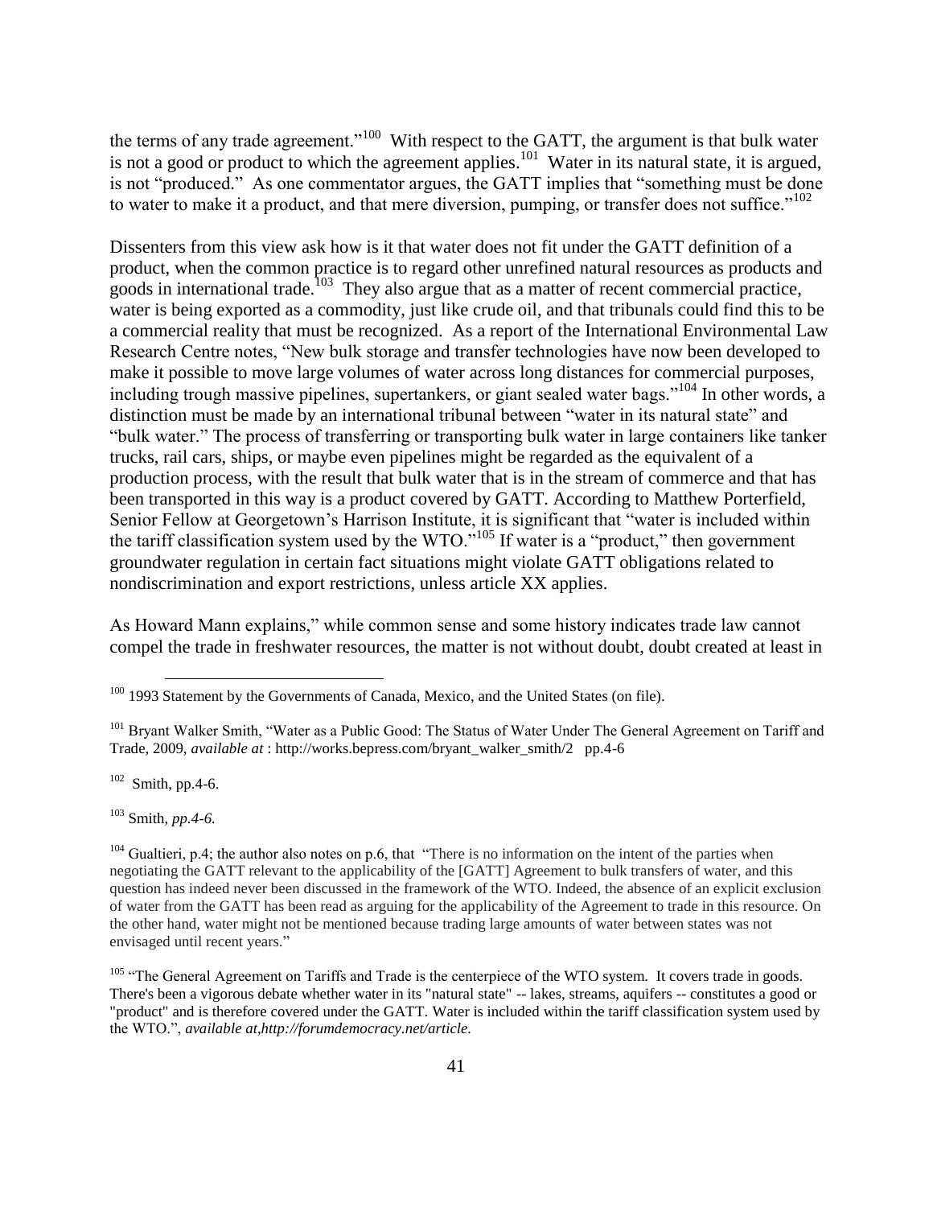the terms of any trade agreement."[100] With respect to the GATT, the argument is that bulk water is not a good or product to which the agreement applies.[101] Water in its natural state, it is argued, is not "produced." As one commentator argues, the GATT implies that "something must be done to water to make it a product, and that mere diversion, pumping, or transfer does not suffice."[102]

Dissenters from this view ask how is it that water does not fit under the GATT definition of a product, when the common practice is to regard other unrefined natural resources as products and goods in international trade.[103] They also argue that as a matter of recent commercial practice, water is being exported as a commodity, just like crude oil, and that tribunals could find this to be a commercial reality that must be recognized. As a report of the International Environmental Law Research Centre notes, "New bulk storage and transfer technologies have now been developed to make it possible to move large volumes of water across long distances for commercial purposes, including trough massive pipelines, supertankers, or giant sealed water bags."[104] In other words, a distinction must be made by an international tribunal between "water in its natural state" and "bulk water." The process of transferring or transporting bulk water in large containers like tanker trucks, rail cars, ships, or maybe even pipelines might be regarded as the equivalent of a production process, with the result that bulk water that is in the stream of commerce and that has been transported in this way is a product covered by GATT. According to Matthew Porterfield, Senior Fellow at Georgetown's Harrison Institute, it is significant that "water is included within the tariff classification system used by the WTO."[105] If water is a "product," then government groundwater regulation in certain fact situations might violate GATT obligations related to nondiscrimination and export restrictions, unless article XX applies.

As Howard Mann explains," while common sense and some history indicates trade law cannot compel the trade in freshwater resources, the matter is not without doubt, doubt created at least in

---

[100] 1993 Statement by the Governments of Canada, Mexico, and the United States (on file).

[101] Bryant Walker Smith, "Water as a Public Good: The Status of Water Under The General Agreement on Tariff and Trade, 2009, *available at* : http://works.bepress.com/bryant_walker_smith/2 pp.4-6

[102] Smith, pp.4-6.

[103] Smith, *pp.4-6.*

[104] Gualtieri, p.4; the author also notes on p.6, that "There is no information on the intent of the parties when negotiating the GATT relevant to the applicability of the [GATT] Agreement to bulk transfers of water, and this question has indeed never been discussed in the framework of the WTO. Indeed, the absence of an explicit exclusion of water from the GATT has been read as arguing for the applicability of the Agreement to trade in this resource. On the other hand, water might not be mentioned because trading large amounts of water between states was not envisaged until recent years."

[105] "The General Agreement on Tariffs and Trade is the centerpiece of the WTO system. It covers trade in goods. There's been a vigorous debate whether water in its "natural state" -- lakes, streams, aquifers -- constitutes a good or "product" and is therefore covered under the GATT. Water is included within the tariff classification system used by the WTO.", *available at,http://forumdemocracy.net/article.*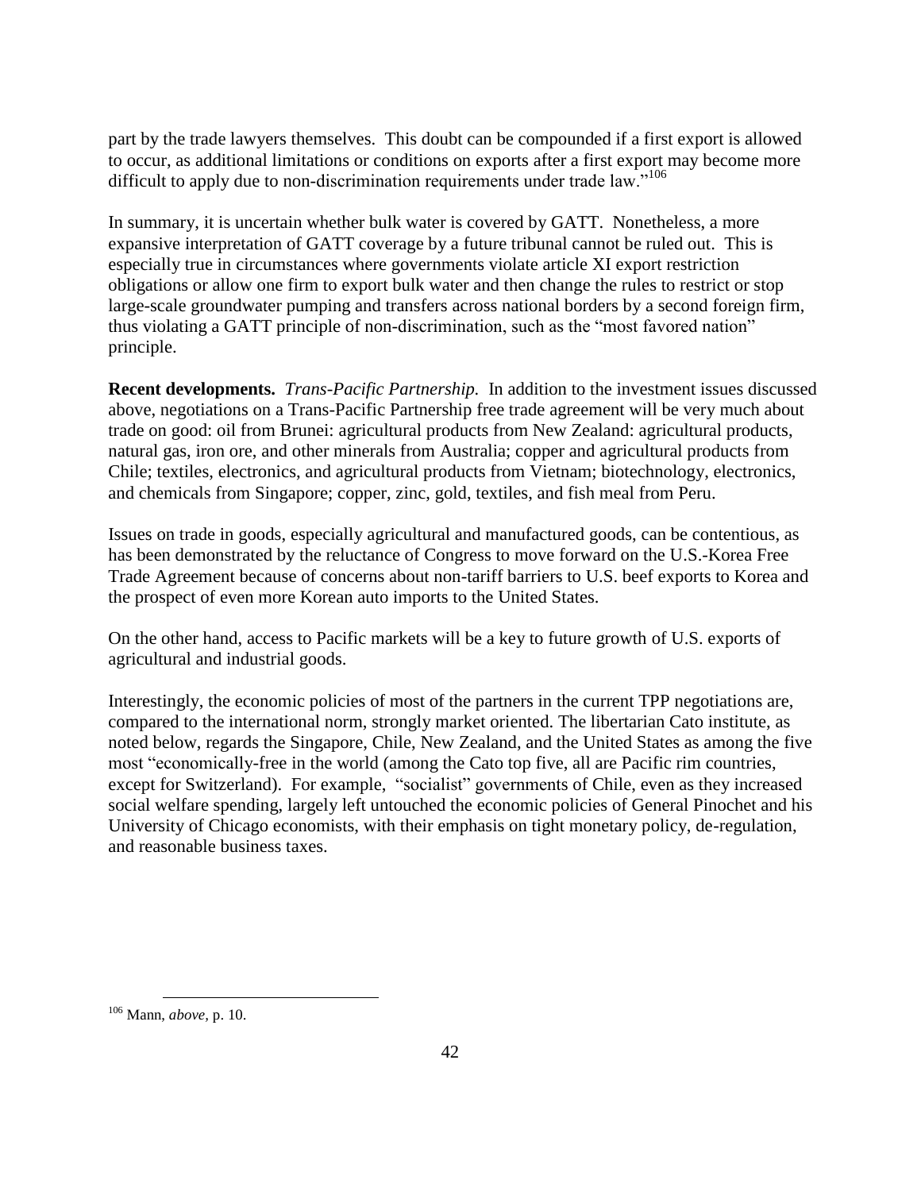part by the trade lawyers themselves. This doubt can be compounded if a first export is allowed to occur, as additional limitations or conditions on exports after a first export may become more difficult to apply due to non-discrimination requirements under trade law."[106]

In summary, it is uncertain whether bulk water is covered by GATT. Nonetheless, a more expansive interpretation of GATT coverage by a future tribunal cannot be ruled out. This is especially true in circumstances where governments violate article XI export restriction obligations or allow one firm to export bulk water and then change the rules to restrict or stop large-scale groundwater pumping and transfers across national borders by a second foreign firm, thus violating a GATT principle of non-discrimination, such as the "most favored nation" principle.

**Recent developments.** *Trans-Pacific Partnership.* In addition to the investment issues discussed above, negotiations on a Trans-Pacific Partnership free trade agreement will be very much about trade on good: oil from Brunei: agricultural products from New Zealand: agricultural products, natural gas, iron ore, and other minerals from Australia; copper and agricultural products from Chile; textiles, electronics, and agricultural products from Vietnam; biotechnology, electronics, and chemicals from Singapore; copper, zinc, gold, textiles, and fish meal from Peru.

Issues on trade in goods, especially agricultural and manufactured goods, can be contentious, as has been demonstrated by the reluctance of Congress to move forward on the U.S.-Korea Free Trade Agreement because of concerns about non-tariff barriers to U.S. beef exports to Korea and the prospect of even more Korean auto imports to the United States.

On the other hand, access to Pacific markets will be a key to future growth of U.S. exports of agricultural and industrial goods.

Interestingly, the economic policies of most of the partners in the current TPP negotiations are, compared to the international norm, strongly market oriented. The libertarian Cato institute, as noted below, regards the Singapore, Chile, New Zealand, and the United States as among the five most "economically-free in the world (among the Cato top five, all are Pacific rim countries, except for Switzerland). For example, "socialist" governments of Chile, even as they increased social welfare spending, largely left untouched the economic policies of General Pinochet and his University of Chicago economists, with their emphasis on tight monetary policy, de-regulation, and reasonable business taxes.

---

[106] Mann, *above*, p. 10.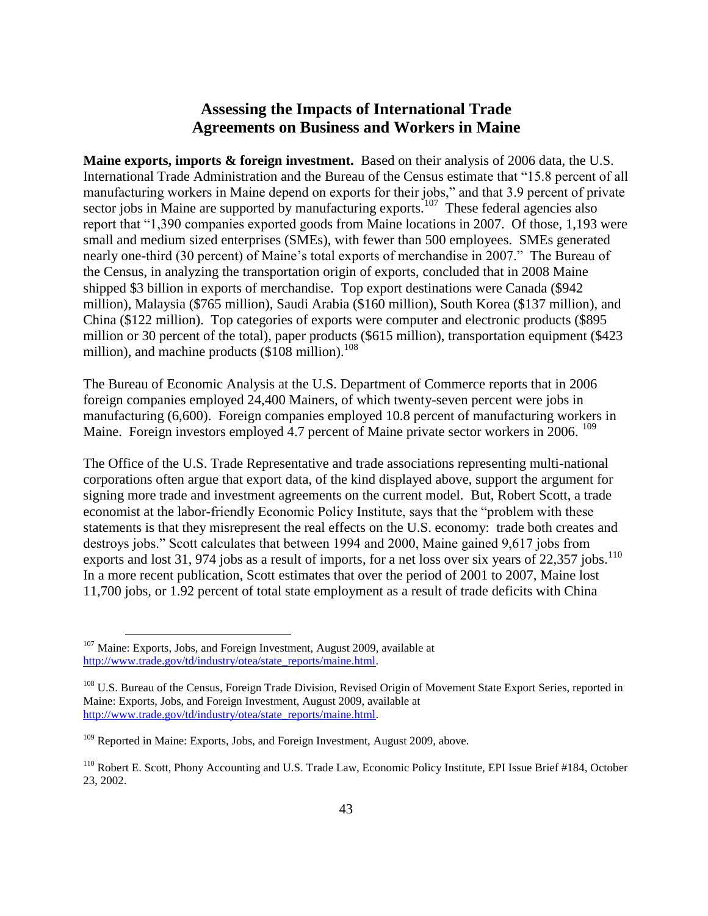# Assessing the Impacts of International Trade Agreements on Business and Workers in Maine

**Maine exports, imports & foreign investment.** Based on their analysis of 2006 data, the U.S. International Trade Administration and the Bureau of the Census estimate that "15.8 percent of all manufacturing workers in Maine depend on exports for their jobs," and that 3.9 percent of private sector jobs in Maine are supported by manufacturing exports.[107] These federal agencies also report that "1,390 companies exported goods from Maine locations in 2007. Of those, 1,193 were small and medium sized enterprises (SMEs), with fewer than 500 employees. SMEs generated nearly one-third (30 percent) of Maine's total exports of merchandise in 2007." The Bureau of the Census, in analyzing the transportation origin of exports, concluded that in 2008 Maine shipped $3 billion in exports of merchandise. Top export destinations were Canada ($942 million), Malaysia ($765 million), Saudi Arabia ($160 million), South Korea ($137 million), and China ($122 million). Top categories of exports were computer and electronic products ($895 million or 30 percent of the total), paper products ($615 million), transportation equipment ($423 million), and machine products ($108 million).[108]

The Bureau of Economic Analysis at the U.S. Department of Commerce reports that in 2006 foreign companies employed 24,400 Mainers, of which twenty-seven percent were jobs in manufacturing (6,600). Foreign companies employed 10.8 percent of manufacturing workers in Maine. Foreign investors employed 4.7 percent of Maine private sector workers in 2006.[109]

The Office of the U.S. Trade Representative and trade associations representing multi-national corporations often argue that export data, of the kind displayed above, support the argument for signing more trade and investment agreements on the current model. But, Robert Scott, a trade economist at the labor-friendly Economic Policy Institute, says that the "problem with these statements is that they misrepresent the real effects on the U.S. economy: trade both creates and destroys jobs." Scott calculates that between 1994 and 2000, Maine gained 9,617 jobs from exports and lost 31, 974 jobs as a result of imports, for a net loss over six years of 22,357 jobs.[110] In a more recent publication, Scott estimates that over the period of 2001 to 2007, Maine lost 11,700 jobs, or 1.92 percent of total state employment as a result of trade deficits with China

---

[107] Maine: Exports, Jobs, and Foreign Investment, August 2009, available at http://www.trade.gov/td/industry/otea/state_reports/maine.html.

[108] U.S. Bureau of the Census, Foreign Trade Division, Revised Origin of Movement State Export Series, reported in Maine: Exports, Jobs, and Foreign Investment, August 2009, available at http://www.trade.gov/td/industry/otea/state_reports/maine.html.

[109] Reported in Maine: Exports, Jobs, and Foreign Investment, August 2009, above.

[110] Robert E. Scott, Phony Accounting and U.S. Trade Law, Economic Policy Institute, EPI Issue Brief #184, October 23, 2002.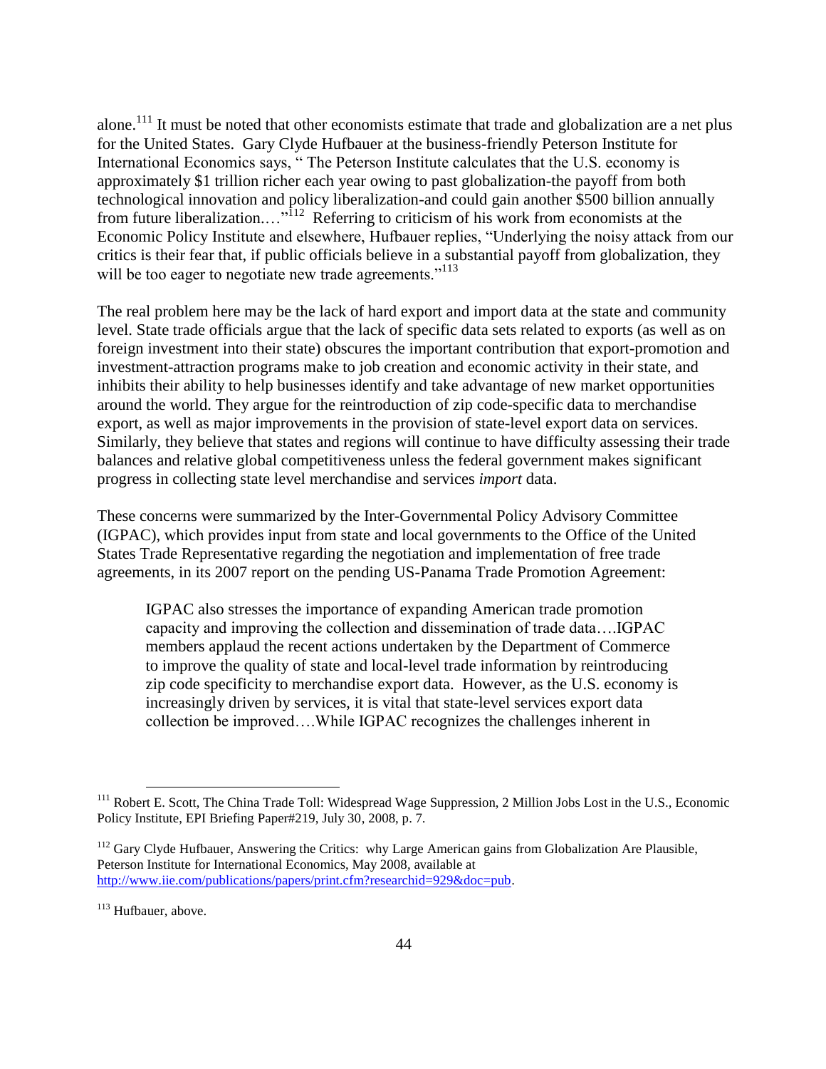alone.[111] It must be noted that other economists estimate that trade and globalization are a net plus for the United States. Gary Clyde Hufbauer at the business-friendly Peterson Institute for International Economics says, " The Peterson Institute calculates that the U.S. economy is approximately $1 trillion richer each year owing to past globalization-the payoff from both technological innovation and policy liberalization-and could gain another $500 billion annually from future liberalization.…"[112] Referring to criticism of his work from economists at the Economic Policy Institute and elsewhere, Hufbauer replies, "Underlying the noisy attack from our critics is their fear that, if public officials believe in a substantial payoff from globalization, they will be too eager to negotiate new trade agreements."[113]

The real problem here may be the lack of hard export and import data at the state and community level. State trade officials argue that the lack of specific data sets related to exports (as well as on foreign investment into their state) obscures the important contribution that export-promotion and investment-attraction programs make to job creation and economic activity in their state, and inhibits their ability to help businesses identify and take advantage of new market opportunities around the world. They argue for the reintroduction of zip code-specific data to merchandise export, as well as major improvements in the provision of state-level export data on services. Similarly, they believe that states and regions will continue to have difficulty assessing their trade balances and relative global competitiveness unless the federal government makes significant progress in collecting state level merchandise and services *import* data.

These concerns were summarized by the Inter-Governmental Policy Advisory Committee (IGPAC), which provides input from state and local governments to the Office of the United States Trade Representative regarding the negotiation and implementation of free trade agreements, in its 2007 report on the pending US-Panama Trade Promotion Agreement:

> IGPAC also stresses the importance of expanding American trade promotion capacity and improving the collection and dissemination of trade data….IGPAC members applaud the recent actions undertaken by the Department of Commerce to improve the quality of state and local-level trade information by reintroducing zip code specificity to merchandise export data. However, as the U.S. economy is increasingly driven by services, it is vital that state-level services export data collection be improved….While IGPAC recognizes the challenges inherent in

---

[111] Robert E. Scott, The China Trade Toll: Widespread Wage Suppression, 2 Million Jobs Lost in the U.S., Economic Policy Institute, EPI Briefing Paper#219, July 30, 2008, p. 7.

[112] Gary Clyde Hufbauer, Answering the Critics: why Large American gains from Globalization Are Plausible, Peterson Institute for International Economics, May 2008, available at http://www.iie.com/publications/papers/print.cfm?researchid=929&doc=pub.

[113] Hufbauer, above.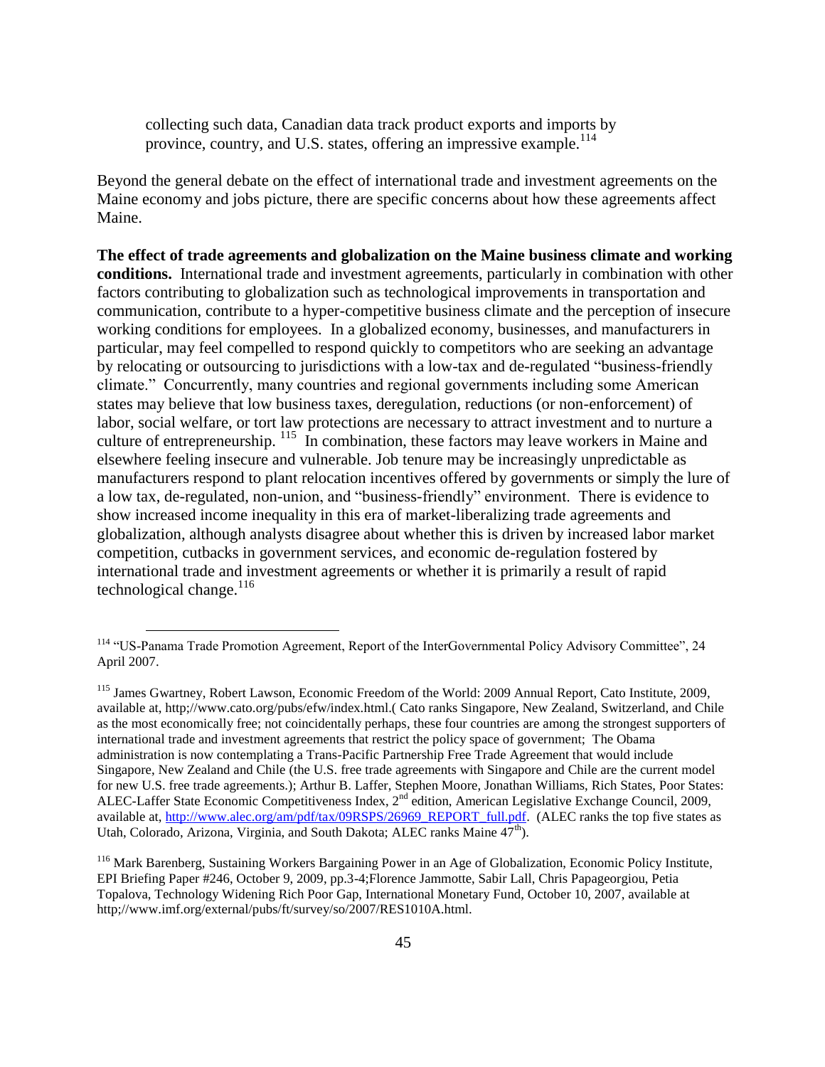collecting such data, Canadian data track product exports and imports by province, country, and U.S. states, offering an impressive example.[114]

Beyond the general debate on the effect of international trade and investment agreements on the Maine economy and jobs picture, there are specific concerns about how these agreements affect Maine.

**The effect of trade agreements and globalization on the Maine business climate and working conditions.** International trade and investment agreements, particularly in combination with other factors contributing to globalization such as technological improvements in transportation and communication, contribute to a hyper-competitive business climate and the perception of insecure working conditions for employees. In a globalized economy, businesses, and manufacturers in particular, may feel compelled to respond quickly to competitors who are seeking an advantage by relocating or outsourcing to jurisdictions with a low-tax and de-regulated "business-friendly climate." Concurrently, many countries and regional governments including some American states may believe that low business taxes, deregulation, reductions (or non-enforcement) of labor, social welfare, or tort law protections are necessary to attract investment and to nurture a culture of entrepreneurship. [115] In combination, these factors may leave workers in Maine and elsewhere feeling insecure and vulnerable. Job tenure may be increasingly unpredictable as manufacturers respond to plant relocation incentives offered by governments or simply the lure of a low tax, de-regulated, non-union, and "business-friendly" environment. There is evidence to show increased income inequality in this era of market-liberalizing trade agreements and globalization, although analysts disagree about whether this is driven by increased labor market competition, cutbacks in government services, and economic de-regulation fostered by international trade and investment agreements or whether it is primarily a result of rapid technological change.[116]

---

[114] "US-Panama Trade Promotion Agreement, Report of the InterGovernmental Policy Advisory Committee", 24 April 2007.

[115] James Gwartney, Robert Lawson, Economic Freedom of the World: 2009 Annual Report, Cato Institute, 2009, available at, http;//www.cato.org/pubs/efw/index.html.( Cato ranks Singapore, New Zealand, Switzerland, and Chile as the most economically free; not coincidentally perhaps, these four countries are among the strongest supporters of international trade and investment agreements that restrict the policy space of government; The Obama administration is now contemplating a Trans-Pacific Partnership Free Trade Agreement that would include Singapore, New Zealand and Chile (the U.S. free trade agreements with Singapore and Chile are the current model for new U.S. free trade agreements.); Arthur B. Laffer, Stephen Moore, Jonathan Williams, Rich States, Poor States: ALEC-Laffer State Economic Competitiveness Index, 2nd edition, American Legislative Exchange Council, 2009, available at, http://www.alec.org/am/pdf/tax/09RSPS/26969_REPORT_full.pdf. (ALEC ranks the top five states as Utah, Colorado, Arizona, Virginia, and South Dakota; ALEC ranks Maine 47th).

[116] Mark Barenberg, Sustaining Workers Bargaining Power in an Age of Globalization, Economic Policy Institute, EPI Briefing Paper #246, October 9, 2009, pp.3-4;Florence Jammotte, Sabir Lall, Chris Papageorgiou, Petia Topalova, Technology Widening Rich Poor Gap, International Monetary Fund, October 10, 2007, available at http;//www.imf.org/external/pubs/ft/survey/so/2007/RES1010A.html.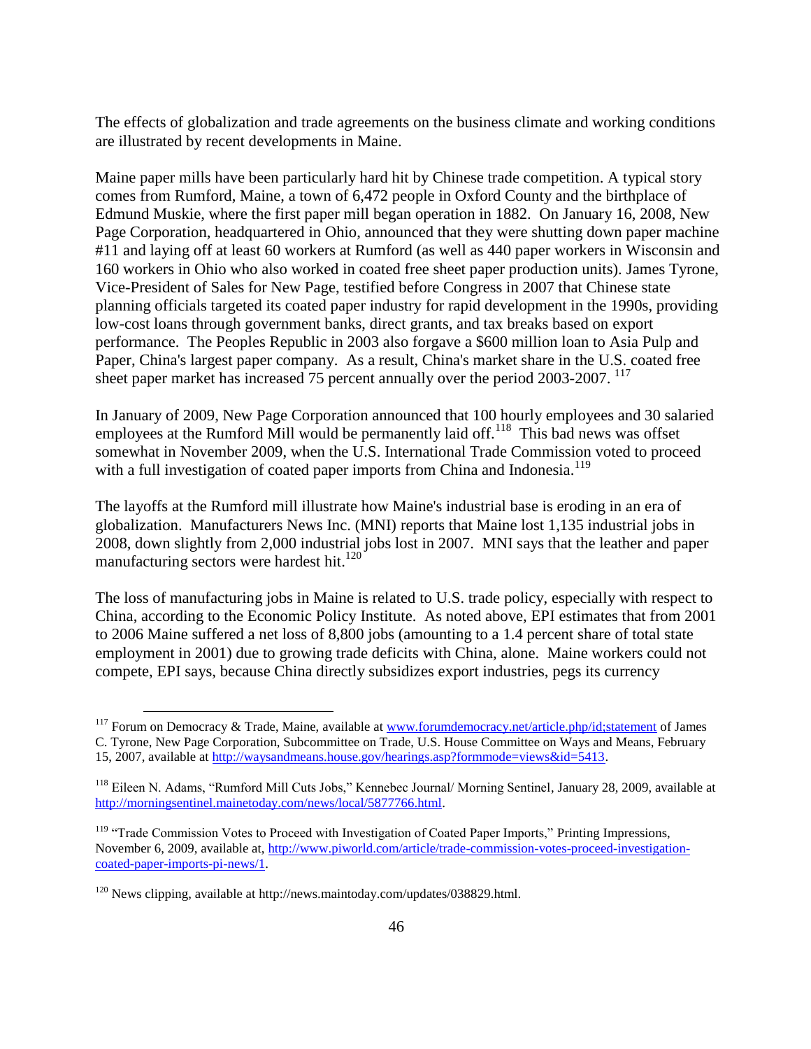The effects of globalization and trade agreements on the business climate and working conditions are illustrated by recent developments in Maine.

Maine paper mills have been particularly hard hit by Chinese trade competition. A typical story comes from Rumford, Maine, a town of 6,472 people in Oxford County and the birthplace of Edmund Muskie, where the first paper mill began operation in 1882. On January 16, 2008, New Page Corporation, headquartered in Ohio, announced that they were shutting down paper machine #11 and laying off at least 60 workers at Rumford (as well as 440 paper workers in Wisconsin and 160 workers in Ohio who also worked in coated free sheet paper production units). James Tyrone, Vice-President of Sales for New Page, testified before Congress in 2007 that Chinese state planning officials targeted its coated paper industry for rapid development in the 1990s, providing low-cost loans through government banks, direct grants, and tax breaks based on export performance. The Peoples Republic in 2003 also forgave a $600 million loan to Asia Pulp and Paper, China's largest paper company. As a result, China's market share in the U.S. coated free sheet paper market has increased 75 percent annually over the period 2003-2007. [117]

In January of 2009, New Page Corporation announced that 100 hourly employees and 30 salaried employees at the Rumford Mill would be permanently laid off.[118] This bad news was offset somewhat in November 2009, when the U.S. International Trade Commission voted to proceed with a full investigation of coated paper imports from China and Indonesia.[119]

The layoffs at the Rumford mill illustrate how Maine's industrial base is eroding in an era of globalization. Manufacturers News Inc. (MNI) reports that Maine lost 1,135 industrial jobs in 2008, down slightly from 2,000 industrial jobs lost in 2007. MNI says that the leather and paper manufacturing sectors were hardest hit.[120]

The loss of manufacturing jobs in Maine is related to U.S. trade policy, especially with respect to China, according to the Economic Policy Institute. As noted above, EPI estimates that from 2001 to 2006 Maine suffered a net loss of 8,800 jobs (amounting to a 1.4 percent share of total state employment in 2001) due to growing trade deficits with China, alone. Maine workers could not compete, EPI says, because China directly subsidizes export industries, pegs its currency

---

[117] Forum on Democracy & Trade, Maine, available at www.forumdemocracy.net/article.php/id;statement of James C. Tyrone, New Page Corporation, Subcommittee on Trade, U.S. House Committee on Ways and Means, February 15, 2007, available at http://waysandmeans.house.gov/hearings.asp?formmode=views&id=5413.

[118] Eileen N. Adams, "Rumford Mill Cuts Jobs," Kennebec Journal/ Morning Sentinel, January 28, 2009, available at http://morningsentinel.mainetoday.com/news/local/5877766.html.

[119] "Trade Commission Votes to Proceed with Investigation of Coated Paper Imports," Printing Impressions, November 6, 2009, available at, http://www.piworld.com/article/trade-commission-votes-proceed-investigation-coated-paper-imports-pi-news/1.

[120] News clipping, available at http://news.maintoday.com/updates/038829.html.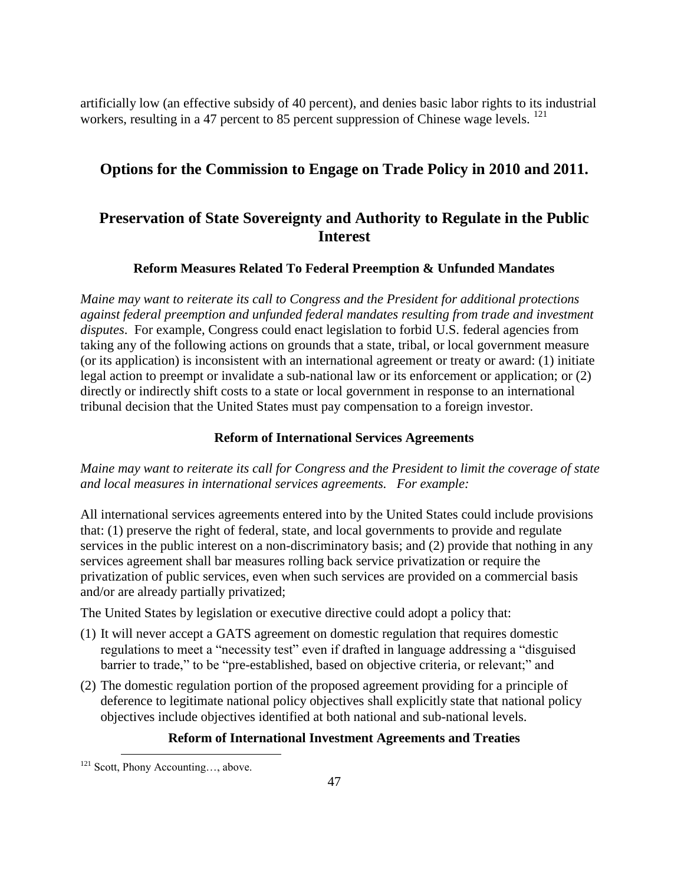artificially low (an effective subsidy of 40 percent), and denies basic labor rights to its industrial workers, resulting in a 47 percent to 85 percent suppression of Chinese wage levels. [121]

## Options for the Commission to Engage on Trade Policy in 2010 and 2011.

## Preservation of State Sovereignty and Authority to Regulate in the Public Interest

### Reform Measures Related To Federal Preemption & Unfunded Mandates

*Maine may want to reiterate its call to Congress and the President for additional protections against federal preemption and unfunded federal mandates resulting from trade and investment disputes*. For example, Congress could enact legislation to forbid U.S. federal agencies from taking any of the following actions on grounds that a state, tribal, or local government measure (or its application) is inconsistent with an international agreement or treaty or award: (1) initiate legal action to preempt or invalidate a sub-national law or its enforcement or application; or (2) directly or indirectly shift costs to a state or local government in response to an international tribunal decision that the United States must pay compensation to a foreign investor.

### Reform of International Services Agreements

*Maine may want to reiterate its call for Congress and the President to limit the coverage of state and local measures in international services agreements. For example:*

All international services agreements entered into by the United States could include provisions that: (1) preserve the right of federal, state, and local governments to provide and regulate services in the public interest on a non-discriminatory basis; and (2) provide that nothing in any services agreement shall bar measures rolling back service privatization or require the privatization of public services, even when such services are provided on a commercial basis and/or are already partially privatized;

The United States by legislation or executive directive could adopt a policy that:

(1) It will never accept a GATS agreement on domestic regulation that requires domestic regulations to meet a "necessity test" even if drafted in language addressing a "disguised barrier to trade," to be "pre-established, based on objective criteria, or relevant;" and

(2) The domestic regulation portion of the proposed agreement providing for a principle of deference to legitimate national policy objectives shall explicitly state that national policy objectives include objectives identified at both national and sub-national levels.

### Reform of International Investment Agreements and Treaties

[121] Scott, Phony Accounting…, above.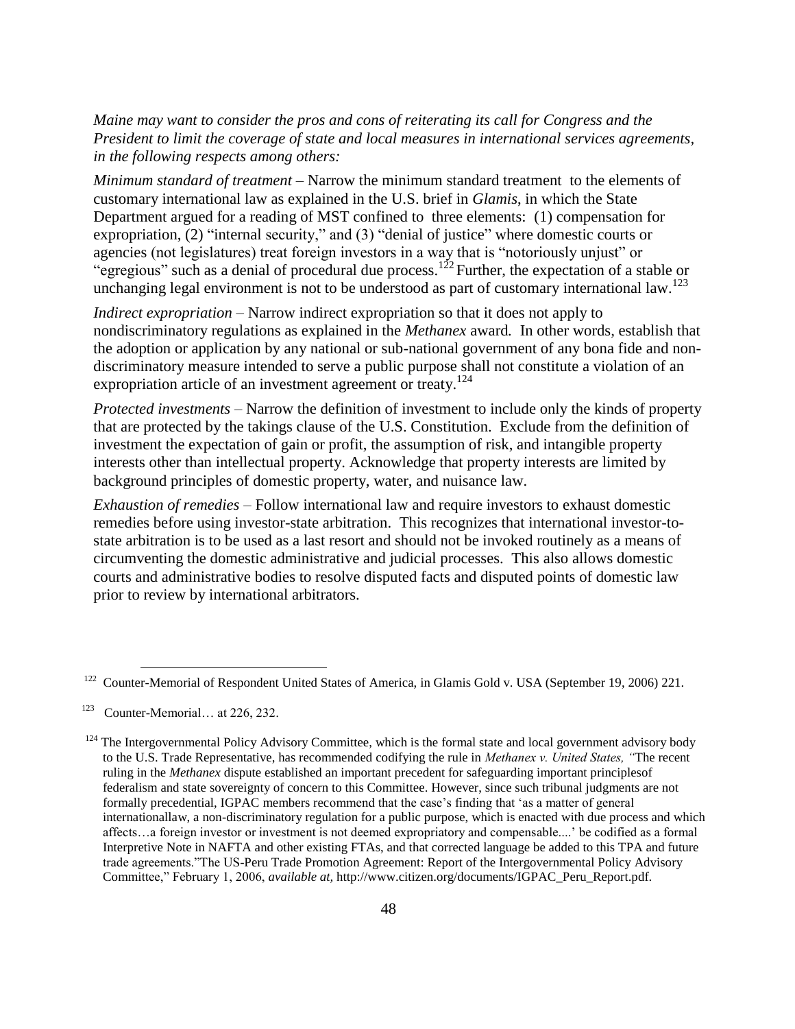*Maine may want to consider the pros and cons of reiterating its call for Congress and the President to limit the coverage of state and local measures in international services agreements, in the following respects among others:*

*Minimum standard of treatment* – Narrow the minimum standard treatment to the elements of customary international law as explained in the U.S. brief in *Glamis*, in which the State Department argued for a reading of MST confined to three elements: (1) compensation for expropriation, (2) "internal security," and (3) "denial of justice" where domestic courts or agencies (not legislatures) treat foreign investors in a way that is "notoriously unjust" or "egregious" such as a denial of procedural due process.[122] Further, the expectation of a stable or unchanging legal environment is not to be understood as part of customary international law.[123]

*Indirect expropriation* – Narrow indirect expropriation so that it does not apply to nondiscriminatory regulations as explained in the *Methanex* award. In other words, establish that the adoption or application by any national or sub-national government of any bona fide and non-discriminatory measure intended to serve a public purpose shall not constitute a violation of an expropriation article of an investment agreement or treaty.[124]

*Protected investments* – Narrow the definition of investment to include only the kinds of property that are protected by the takings clause of the U.S. Constitution. Exclude from the definition of investment the expectation of gain or profit, the assumption of risk, and intangible property interests other than intellectual property. Acknowledge that property interests are limited by background principles of domestic property, water, and nuisance law.

*Exhaustion of remedies* – Follow international law and require investors to exhaust domestic remedies before using investor-state arbitration. This recognizes that international investor-to-state arbitration is to be used as a last resort and should not be invoked routinely as a means of circumventing the domestic administrative and judicial processes. This also allows domestic courts and administrative bodies to resolve disputed facts and disputed points of domestic law prior to review by international arbitrators.

---

[122] Counter-Memorial of Respondent United States of America, in Glamis Gold v. USA (September 19, 2006) 221.

[123] Counter-Memorial… at 226, 232.

[124] The Intergovernmental Policy Advisory Committee, which is the formal state and local government advisory body to the U.S. Trade Representative, has recommended codifying the rule in *Methanex v. United States, "*The recent ruling in the *Methanex* dispute established an important precedent for safeguarding important principlesof federalism and state sovereignty of concern to this Committee. However, since such tribunal judgments are not formally precedential, IGPAC members recommend that the case's finding that 'as a matter of general internationallaw, a non-discriminatory regulation for a public purpose, which is enacted with due process and which affects…a foreign investor or investment is not deemed expropriatory and compensable....' be codified as a formal Interpretive Note in NAFTA and other existing FTAs, and that corrected language be added to this TPA and future trade agreements."The US-Peru Trade Promotion Agreement: Report of the Intergovernmental Policy Advisory Committee," February 1, 2006, *available at*, http://www.citizen.org/documents/IGPAC_Peru_Report.pdf.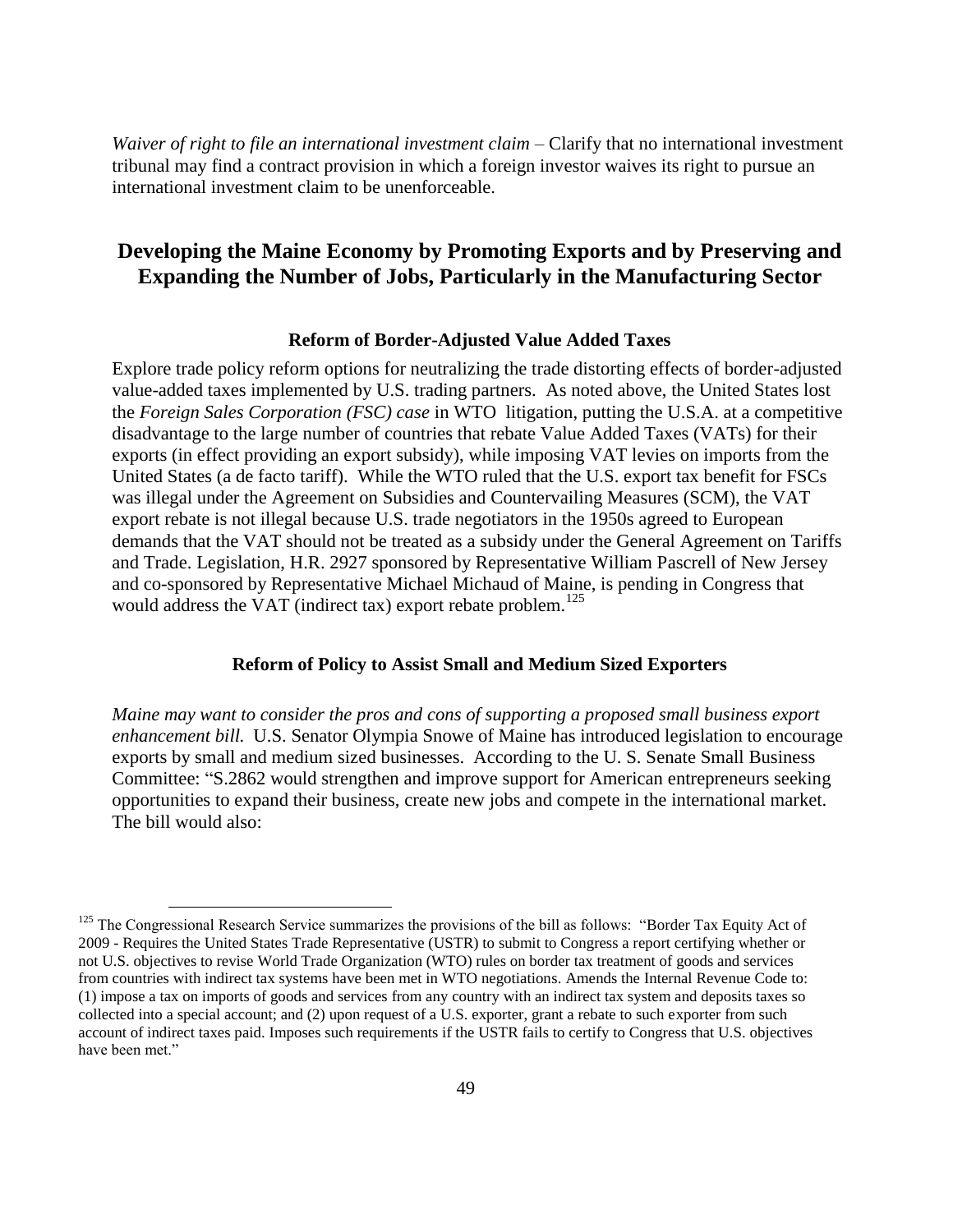*Waiver of right to file an international investment claim* – Clarify that no international investment tribunal may find a contract provision in which a foreign investor waives its right to pursue an international investment claim to be unenforceable.

## Developing the Maine Economy by Promoting Exports and by Preserving and Expanding the Number of Jobs, Particularly in the Manufacturing Sector

### Reform of Border-Adjusted Value Added Taxes

Explore trade policy reform options for neutralizing the trade distorting effects of border-adjusted value-added taxes implemented by U.S. trading partners. As noted above, the United States lost the *Foreign Sales Corporation (FSC) case* in WTO litigation, putting the U.S.A. at a competitive disadvantage to the large number of countries that rebate Value Added Taxes (VATs) for their exports (in effect providing an export subsidy), while imposing VAT levies on imports from the United States (a de facto tariff). While the WTO ruled that the U.S. export tax benefit for FSCs was illegal under the Agreement on Subsidies and Countervailing Measures (SCM), the VAT export rebate is not illegal because U.S. trade negotiators in the 1950s agreed to European demands that the VAT should not be treated as a subsidy under the General Agreement on Tariffs and Trade. Legislation, H.R. 2927 sponsored by Representative William Pascrell of New Jersey and co-sponsored by Representative Michael Michaud of Maine, is pending in Congress that would address the VAT (indirect tax) export rebate problem.[125]

### Reform of Policy to Assist Small and Medium Sized Exporters

*Maine may want to consider the pros and cons of supporting a proposed small business export enhancement bill.* U.S. Senator Olympia Snowe of Maine has introduced legislation to encourage exports by small and medium sized businesses. According to the U. S. Senate Small Business Committee: "S.2862 would strengthen and improve support for American entrepreneurs seeking opportunities to expand their business, create new jobs and compete in the international market. The bill would also:

---

[125] The Congressional Research Service summarizes the provisions of the bill as follows: "Border Tax Equity Act of 2009 - Requires the United States Trade Representative (USTR) to submit to Congress a report certifying whether or not U.S. objectives to revise World Trade Organization (WTO) rules on border tax treatment of goods and services from countries with indirect tax systems have been met in WTO negotiations. Amends the Internal Revenue Code to: (1) impose a tax on imports of goods and services from any country with an indirect tax system and deposits taxes so collected into a special account; and (2) upon request of a U.S. exporter, grant a rebate to such exporter from such account of indirect taxes paid. Imposes such requirements if the USTR fails to certify to Congress that U.S. objectives have been met."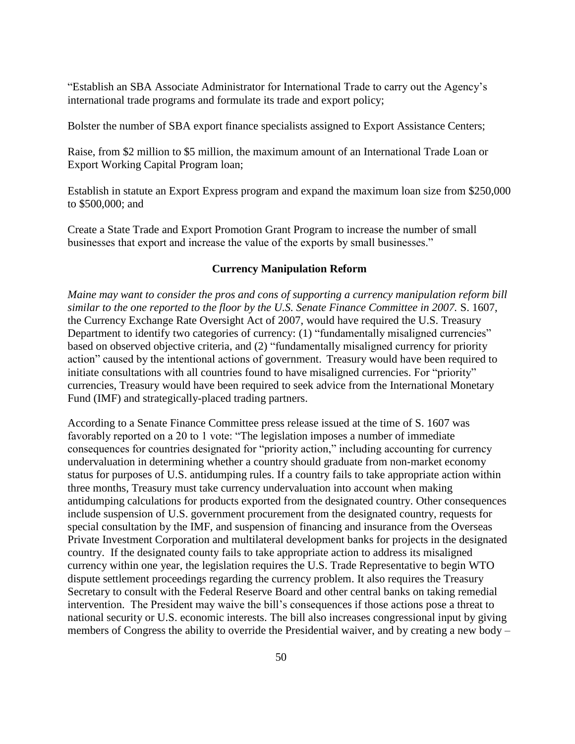"Establish an SBA Associate Administrator for International Trade to carry out the Agency's international trade programs and formulate its trade and export policy;

Bolster the number of SBA export finance specialists assigned to Export Assistance Centers;

Raise, from $2 million to $5 million, the maximum amount of an International Trade Loan or Export Working Capital Program loan;

Establish in statute an Export Express program and expand the maximum loan size from $250,000 to $500,000; and

Create a State Trade and Export Promotion Grant Program to increase the number of small businesses that export and increase the value of the exports by small businesses."

### Currency Manipulation Reform

*Maine may want to consider the pros and cons of supporting a currency manipulation reform bill similar to the one reported to the floor by the U.S. Senate Finance Committee in 2007.* S. 1607, the Currency Exchange Rate Oversight Act of 2007, would have required the U.S. Treasury Department to identify two categories of currency: (1) "fundamentally misaligned currencies" based on observed objective criteria, and (2) "fundamentally misaligned currency for priority action" caused by the intentional actions of government. Treasury would have been required to initiate consultations with all countries found to have misaligned currencies. For "priority" currencies, Treasury would have been required to seek advice from the International Monetary Fund (IMF) and strategically-placed trading partners.

According to a Senate Finance Committee press release issued at the time of S. 1607 was favorably reported on a 20 to 1 vote: "The legislation imposes a number of immediate consequences for countries designated for "priority action," including accounting for currency undervaluation in determining whether a country should graduate from non-market economy status for purposes of U.S. antidumping rules. If a country fails to take appropriate action within three months, Treasury must take currency undervaluation into account when making antidumping calculations for products exported from the designated country. Other consequences include suspension of U.S. government procurement from the designated country, requests for special consultation by the IMF, and suspension of financing and insurance from the Overseas Private Investment Corporation and multilateral development banks for projects in the designated country. If the designated county fails to take appropriate action to address its misaligned currency within one year, the legislation requires the U.S. Trade Representative to begin WTO dispute settlement proceedings regarding the currency problem. It also requires the Treasury Secretary to consult with the Federal Reserve Board and other central banks on taking remedial intervention. The President may waive the bill's consequences if those actions pose a threat to national security or U.S. economic interests. The bill also increases congressional input by giving members of Congress the ability to override the Presidential waiver, and by creating a new body –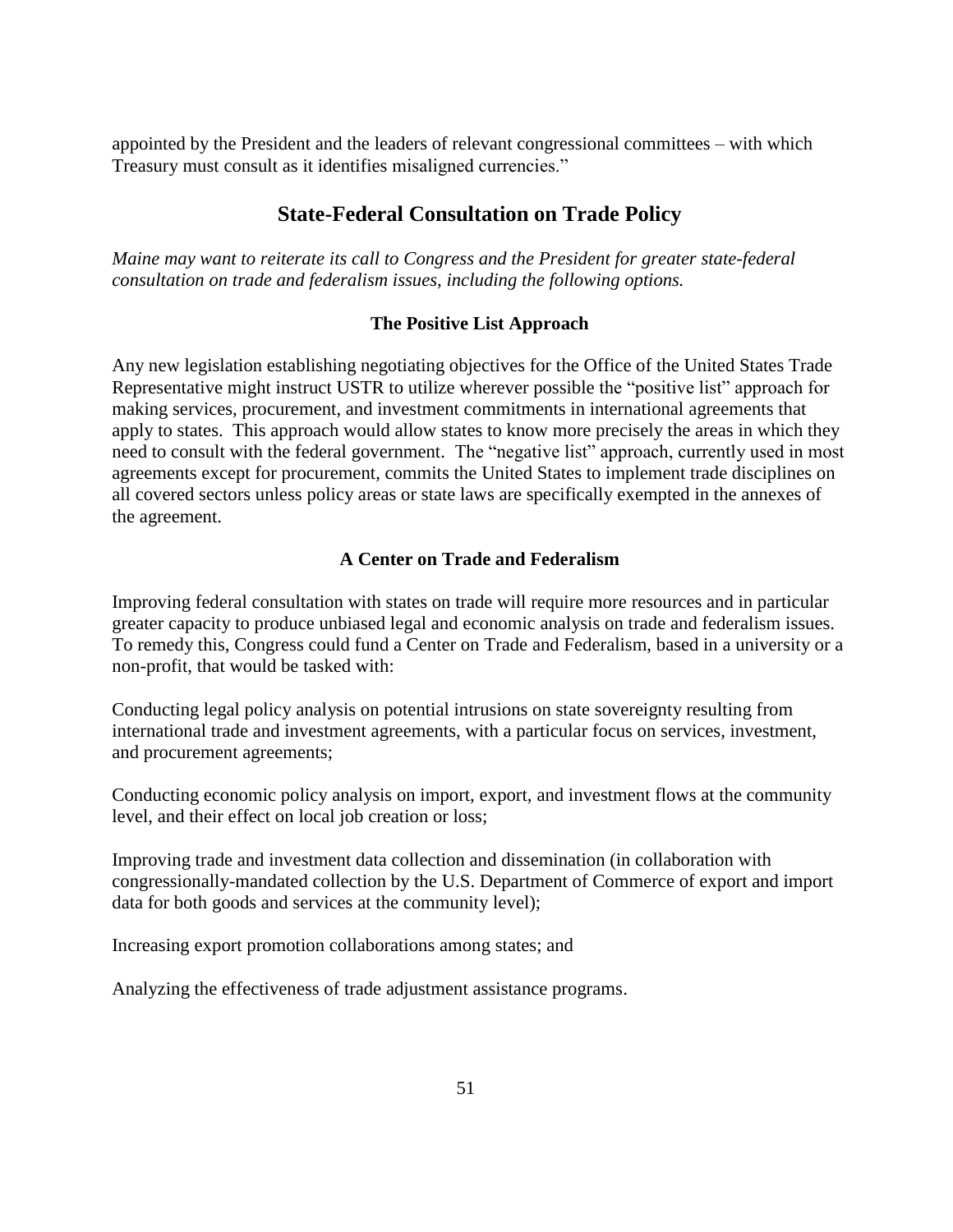appointed by the President and the leaders of relevant congressional committees – with which Treasury must consult as it identifies misaligned currencies."

## State-Federal Consultation on Trade Policy

*Maine may want to reiterate its call to Congress and the President for greater state-federal consultation on trade and federalism issues, including the following options.*

### The Positive List Approach

Any new legislation establishing negotiating objectives for the Office of the United States Trade Representative might instruct USTR to utilize wherever possible the "positive list" approach for making services, procurement, and investment commitments in international agreements that apply to states. This approach would allow states to know more precisely the areas in which they need to consult with the federal government. The "negative list" approach, currently used in most agreements except for procurement, commits the United States to implement trade disciplines on all covered sectors unless policy areas or state laws are specifically exempted in the annexes of the agreement.

### A Center on Trade and Federalism

Improving federal consultation with states on trade will require more resources and in particular greater capacity to produce unbiased legal and economic analysis on trade and federalism issues. To remedy this, Congress could fund a Center on Trade and Federalism, based in a university or a non-profit, that would be tasked with:

Conducting legal policy analysis on potential intrusions on state sovereignty resulting from international trade and investment agreements, with a particular focus on services, investment, and procurement agreements;

Conducting economic policy analysis on import, export, and investment flows at the community level, and their effect on local job creation or loss;

Improving trade and investment data collection and dissemination (in collaboration with congressionally-mandated collection by the U.S. Department of Commerce of export and import data for both goods and services at the community level);

Increasing export promotion collaborations among states; and

Analyzing the effectiveness of trade adjustment assistance programs.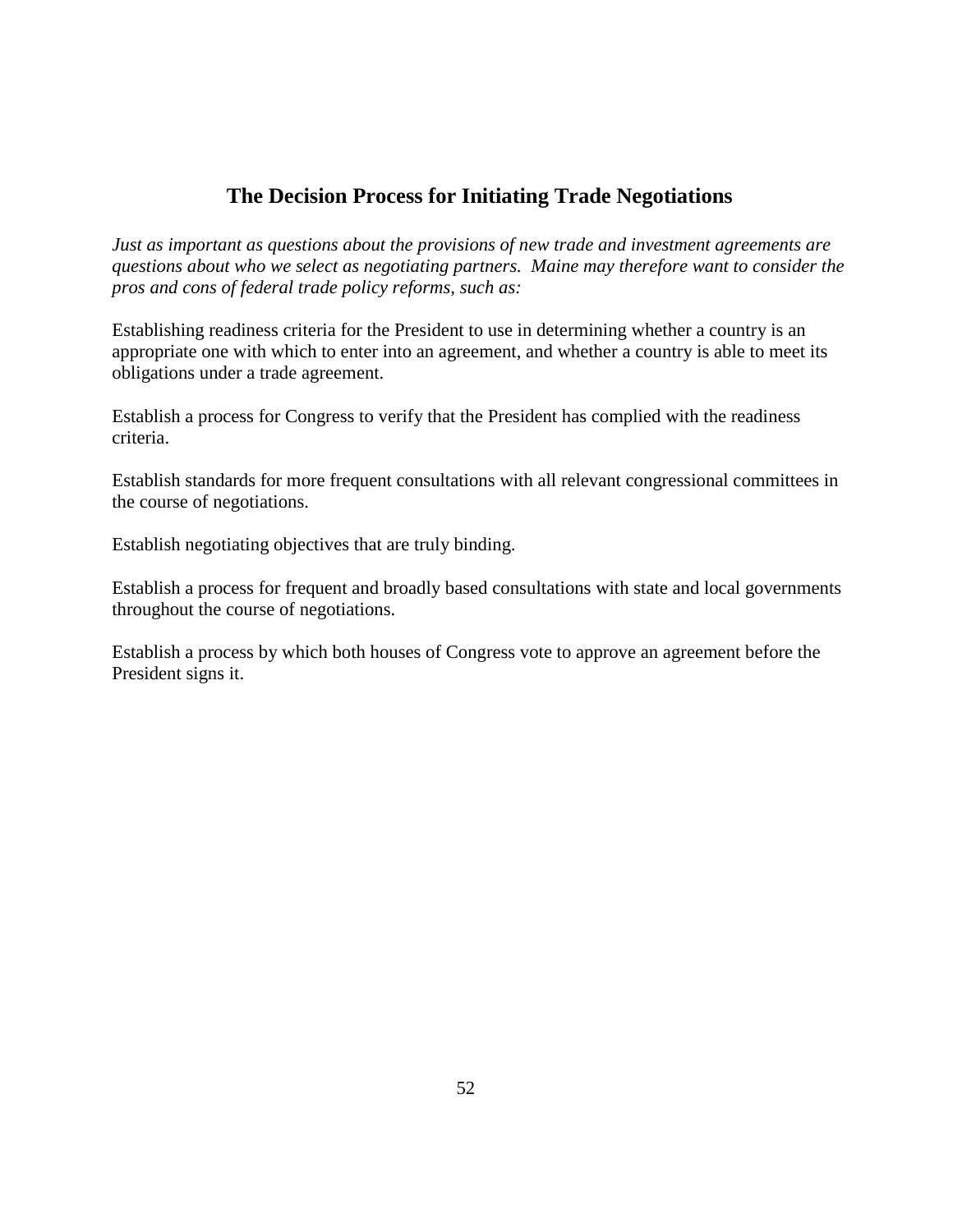## The Decision Process for Initiating Trade Negotiations

*Just as important as questions about the provisions of new trade and investment agreements are questions about who we select as negotiating partners. Maine may therefore want to consider the pros and cons of federal trade policy reforms, such as:*

Establishing readiness criteria for the President to use in determining whether a country is an appropriate one with which to enter into an agreement, and whether a country is able to meet its obligations under a trade agreement.

Establish a process for Congress to verify that the President has complied with the readiness criteria.

Establish standards for more frequent consultations with all relevant congressional committees in the course of negotiations.

Establish negotiating objectives that are truly binding.

Establish a process for frequent and broadly based consultations with state and local governments throughout the course of negotiations.

Establish a process by which both houses of Congress vote to approve an agreement before the President signs it.